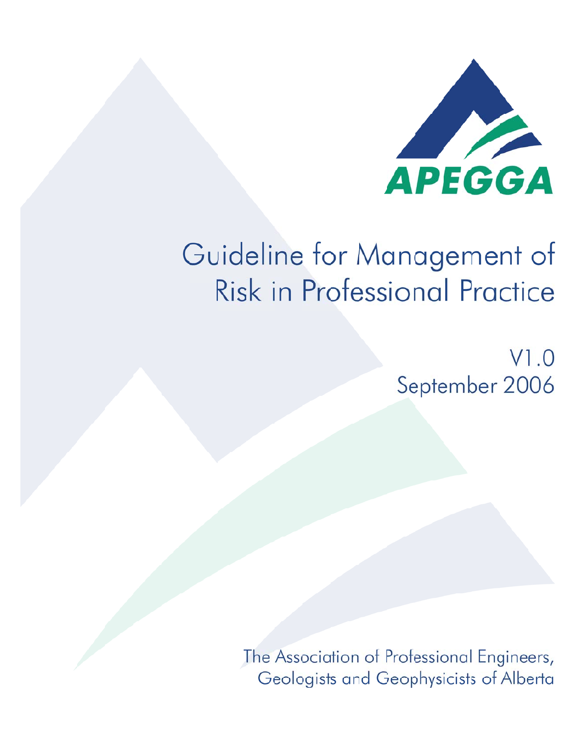APEGGA

# Guideline for Management of Risk in Professional Practice

V1.0
September 2006

The Association of Professional Engineers, Geologists and Geophysicists of Alberta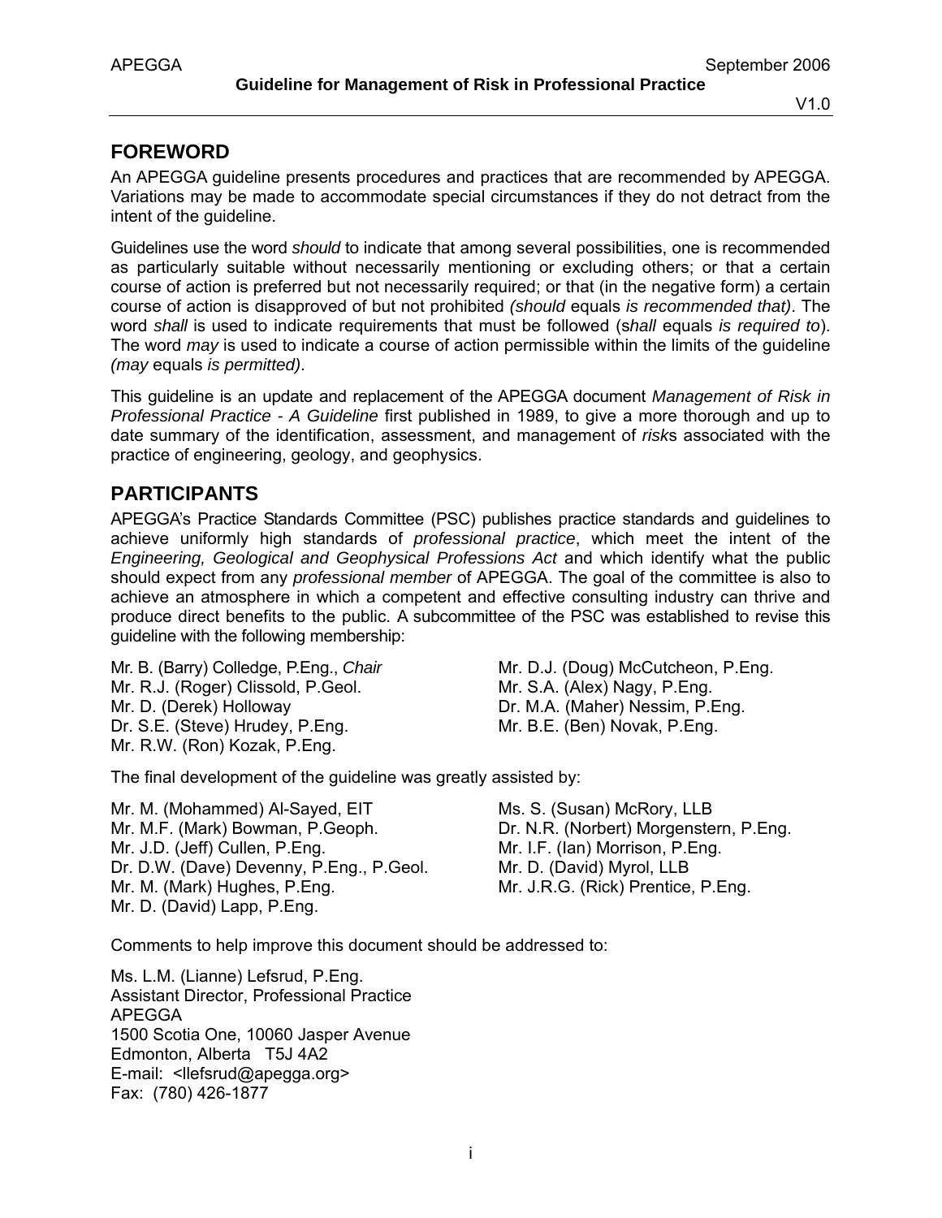## FOREWORD

An APEGGA guideline presents procedures and practices that are recommended by APEGGA. Variations may be made to accommodate special circumstances if they do not detract from the intent of the guideline.

Guidelines use the word *should* to indicate that among several possibilities, one is recommended as particularly suitable without necessarily mentioning or excluding others; or that a certain course of action is preferred but not necessarily required; or that (in the negative form) a certain course of action is disapproved of but not prohibited *(should* equals *is recommended that)*. The word *shall* is used to indicate requirements that must be followed (s*hall* equals *is required to*). The word *may* is used to indicate a course of action permissible within the limits of the guideline *(may* equals *is permitted)*.

This guideline is an update and replacement of the APEGGA document *Management of Risk in Professional Practice - A Guideline* first published in 1989, to give a more thorough and up to date summary of the identification, assessment, and management of *risk*s associated with the practice of engineering, geology, and geophysics.

## PARTICIPANTS

APEGGA's Practice Standards Committee (PSC) publishes practice standards and guidelines to achieve uniformly high standards of *professional practice*, which meet the intent of the *Engineering, Geological and Geophysical Professions Act* and which identify what the public should expect from any *professional member* of APEGGA. The goal of the committee is also to achieve an atmosphere in which a competent and effective consulting industry can thrive and produce direct benefits to the public. A subcommittee of the PSC was established to revise this guideline with the following membership:

Mr. B. (Barry) Colledge, P.Eng., *Chair*
Mr. R.J. (Roger) Clissold, P.Geol.
Mr. D. (Derek) Holloway
Dr. S.E. (Steve) Hrudey, P.Eng.
Mr. R.W. (Ron) Kozak, P.Eng.
Mr. D.J. (Doug) McCutcheon, P.Eng.
Mr. S.A. (Alex) Nagy, P.Eng.
Dr. M.A. (Maher) Nessim, P.Eng.
Mr. B.E. (Ben) Novak, P.Eng.

The final development of the guideline was greatly assisted by:

Mr. M. (Mohammed) Al-Sayed, EIT
Mr. M.F. (Mark) Bowman, P.Geoph.
Mr. J.D. (Jeff) Cullen, P.Eng.
Dr. D.W. (Dave) Devenny, P.Eng., P.Geol.
Mr. M. (Mark) Hughes, P.Eng.
Mr. D. (David) Lapp, P.Eng.
Ms. S. (Susan) McRory, LLB
Dr. N.R. (Norbert) Morgenstern, P.Eng.
Mr. I.F. (Ian) Morrison, P.Eng.
Mr. D. (David) Myrol, LLB
Mr. J.R.G. (Rick) Prentice, P.Eng.

Comments to help improve this document should be addressed to:

Ms. L.M. (Lianne) Lefsrud, P.Eng.
Assistant Director, Professional Practice
APEGGA
1500 Scotia One, 10060 Jasper Avenue
Edmonton, Alberta T5J 4A2
E-mail: <llefsrud@apegga.org>
Fax: (780) 426-1877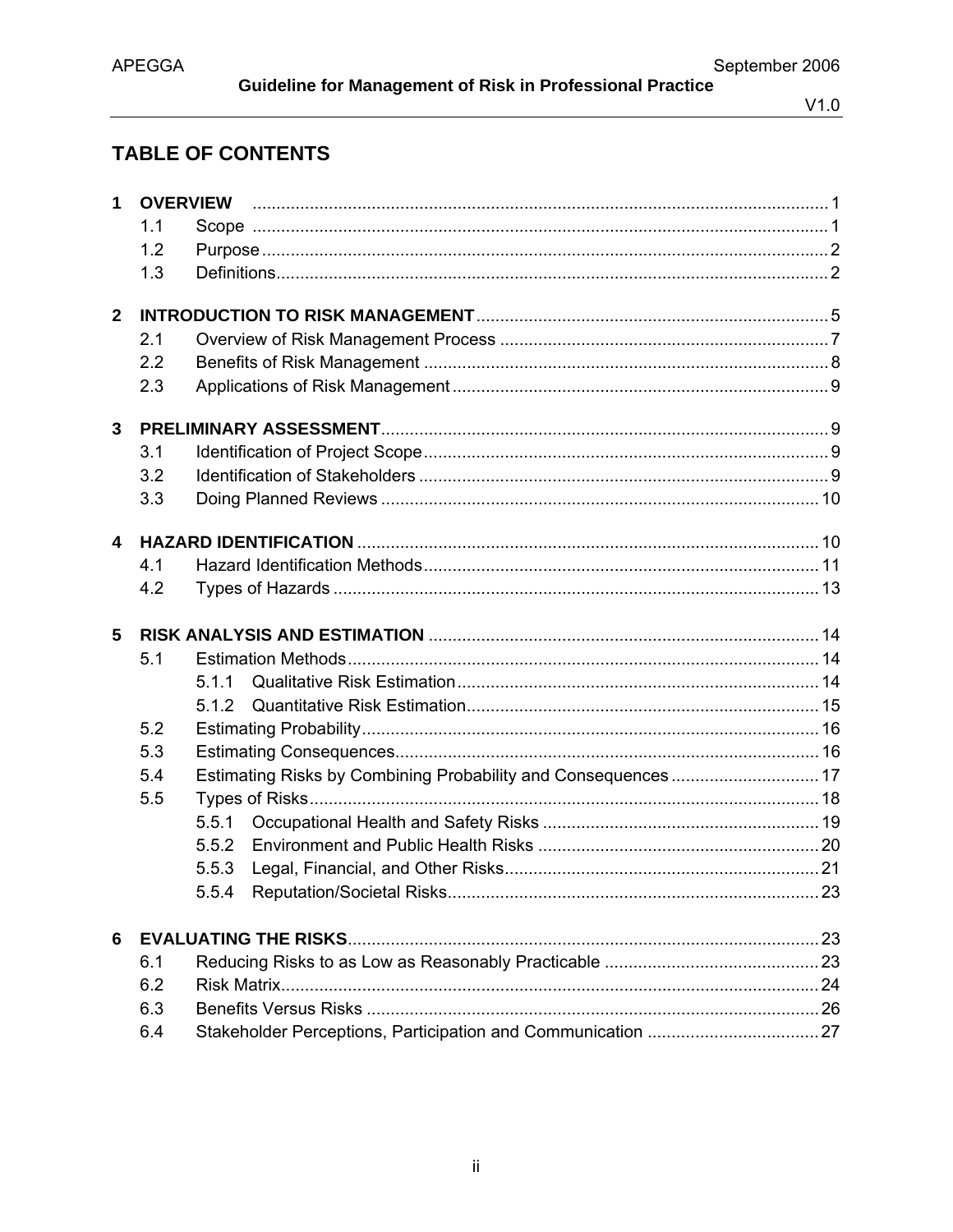# TABLE OF CONTENTS

**1 OVERVIEW** .......... 1
- 1.1 Scope .......... 1
- 1.2 Purpose .......... 2
- 1.3 Definitions .......... 2

**2 INTRODUCTION TO RISK MANAGEMENT** .......... 5
- 2.1 Overview of Risk Management Process .......... 7
- 2.2 Benefits of Risk Management .......... 8
- 2.3 Applications of Risk Management .......... 9

**3 PRELIMINARY ASSESSMENT** .......... 9
- 3.1 Identification of Project Scope .......... 9
- 3.2 Identification of Stakeholders .......... 9
- 3.3 Doing Planned Reviews .......... 10

**4 HAZARD IDENTIFICATION** .......... 10
- 4.1 Hazard Identification Methods .......... 11
- 4.2 Types of Hazards .......... 13

**5 RISK ANALYSIS AND ESTIMATION** .......... 14
- 5.1 Estimation Methods .......... 14
  - 5.1.1 Qualitative Risk Estimation .......... 14
  - 5.1.2 Quantitative Risk Estimation .......... 15
- 5.2 Estimating Probability .......... 16
- 5.3 Estimating Consequences .......... 16
- 5.4 Estimating Risks by Combining Probability and Consequences .......... 17
- 5.5 Types of Risks .......... 18
  - 5.5.1 Occupational Health and Safety Risks .......... 19
  - 5.5.2 Environment and Public Health Risks .......... 20
  - 5.5.3 Legal, Financial, and Other Risks .......... 21
  - 5.5.4 Reputation/Societal Risks .......... 23

**6 EVALUATING THE RISKS** .......... 23
- 6.1 Reducing Risks to as Low as Reasonably Practicable .......... 23
- 6.2 Risk Matrix .......... 24
- 6.3 Benefits Versus Risks .......... 26
- 6.4 Stakeholder Perceptions, Participation and Communication .......... 27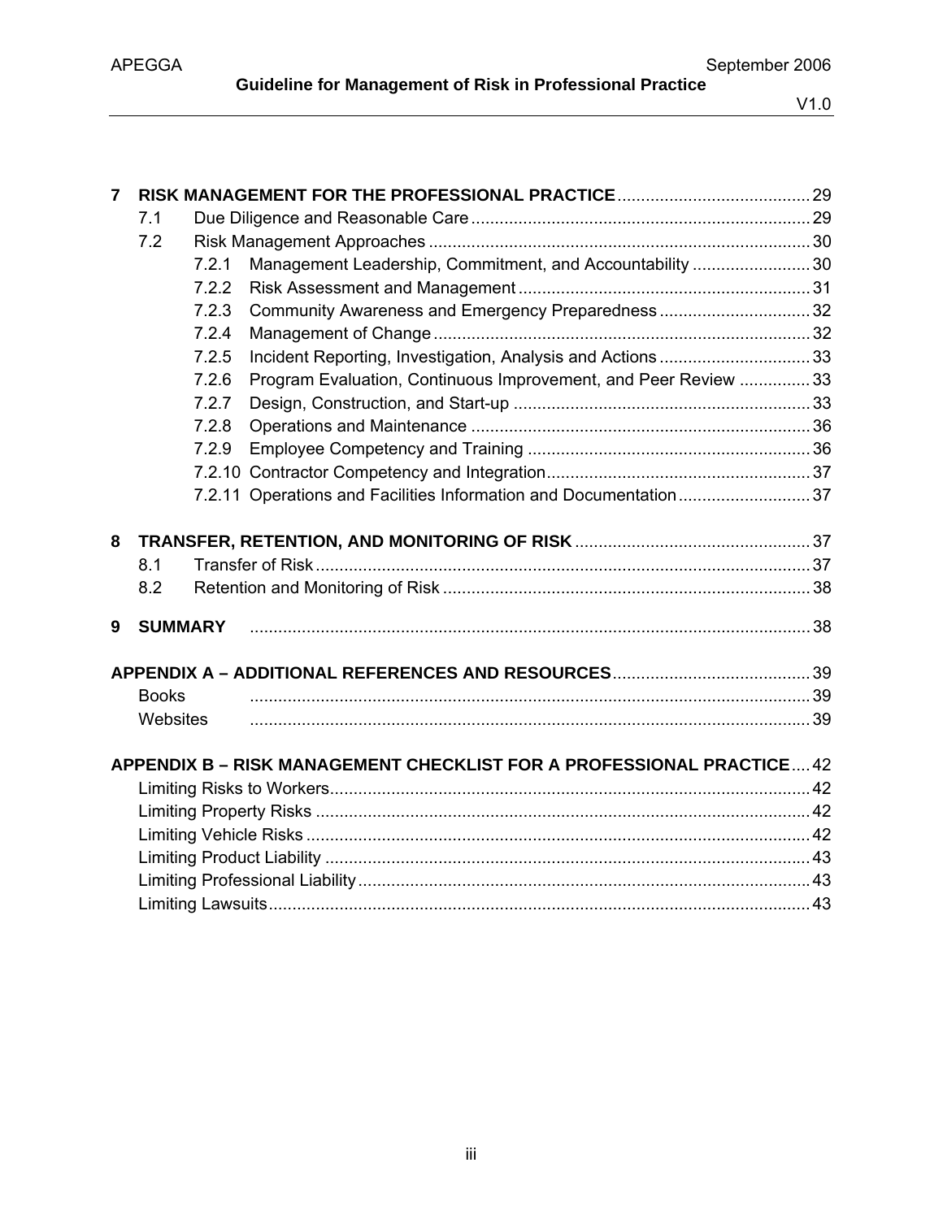| | | | |
|---|---|---|---|
| **7** | **RISK MANAGEMENT FOR THE PROFESSIONAL PRACTICE** | | 29 |
| | 7.1 | Due Diligence and Reasonable Care | 29 |
| | 7.2 | Risk Management Approaches | 30 |
| | | 7.2.1 Management Leadership, Commitment, and Accountability | 30 |
| | | 7.2.2 Risk Assessment and Management | 31 |
| | | 7.2.3 Community Awareness and Emergency Preparedness | 32 |
| | | 7.2.4 Management of Change | 32 |
| | | 7.2.5 Incident Reporting, Investigation, Analysis and Actions | 33 |
| | | 7.2.6 Program Evaluation, Continuous Improvement, and Peer Review | 33 |
| | | 7.2.7 Design, Construction, and Start-up | 33 |
| | | 7.2.8 Operations and Maintenance | 36 |
| | | 7.2.9 Employee Competency and Training | 36 |
| | | 7.2.10 Contractor Competency and Integration | 37 |
| | | 7.2.11 Operations and Facilities Information and Documentation | 37 |
| **8** | **TRANSFER, RETENTION, AND MONITORING OF RISK** | | 37 |
| | 8.1 | Transfer of Risk | 37 |
| | 8.2 | Retention and Monitoring of Risk | 38 |
| **9** | **SUMMARY** | | 38 |
| **APPENDIX A – ADDITIONAL REFERENCES AND RESOURCES** | | | 39 |
| | Books | | 39 |
| | Websites | | 39 |
| **APPENDIX B – RISK MANAGEMENT CHECKLIST FOR A PROFESSIONAL PRACTICE** | | | 42 |
| | Limiting Risks to Workers | | 42 |
| | Limiting Property Risks | | 42 |
| | Limiting Vehicle Risks | | 42 |
| | Limiting Product Liability | | 43 |
| | Limiting Professional Liability | | 43 |
| | Limiting Lawsuits | | 43 |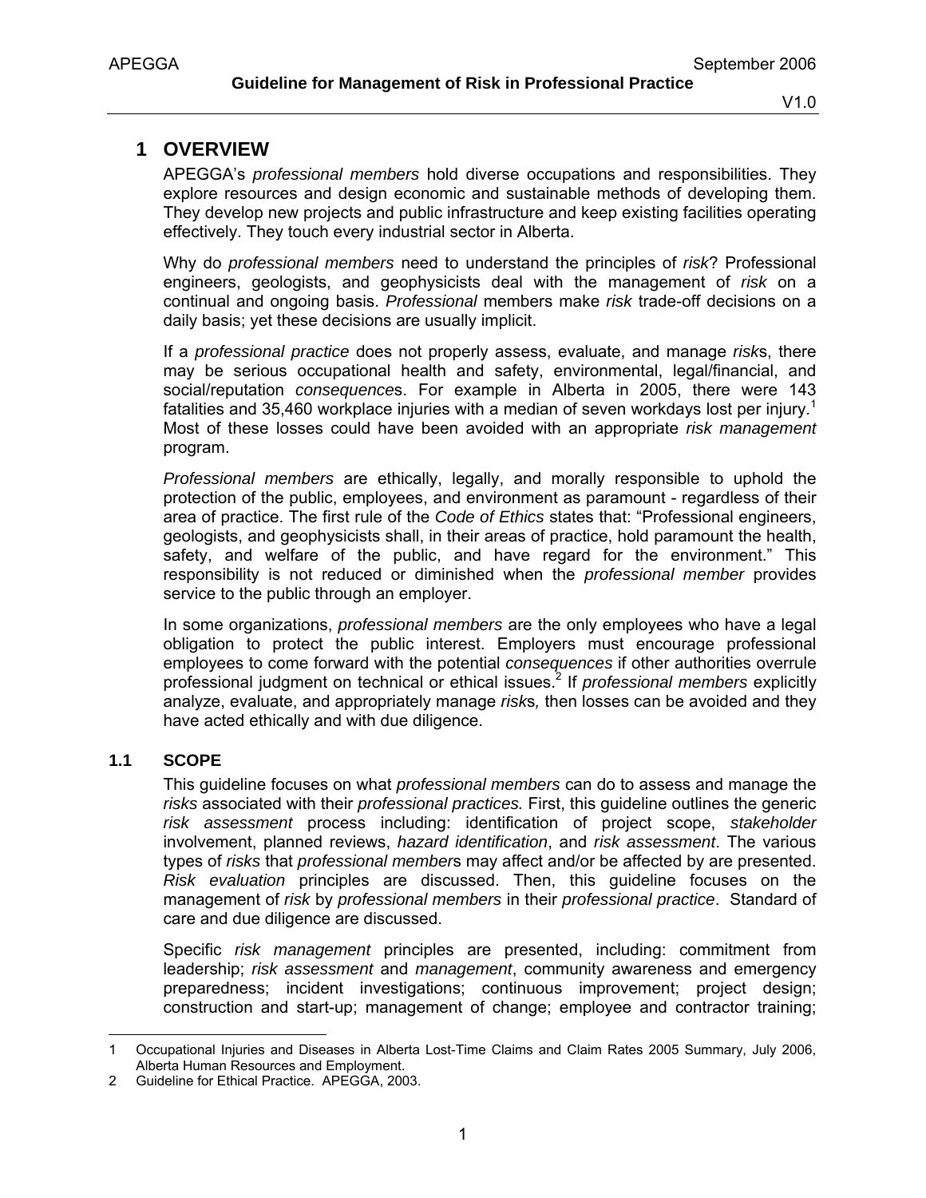# 1 OVERVIEW

APEGGA's *professional members* hold diverse occupations and responsibilities. They explore resources and design economic and sustainable methods of developing them. They develop new projects and public infrastructure and keep existing facilities operating effectively. They touch every industrial sector in Alberta.

Why do *professional members* need to understand the principles of *risk*? Professional engineers, geologists, and geophysicists deal with the management of *risk* on a continual and ongoing basis. *Professional* members make *risk* trade-off decisions on a daily basis; yet these decisions are usually implicit.

If a *professional practice* does not properly assess, evaluate, and manage *risk*s, there may be serious occupational health and safety, environmental, legal/financial, and social/reputation *consequence*s. For example in Alberta in 2005, there were 143 fatalities and 35,460 workplace injuries with a median of seven workdays lost per injury.[1] Most of these losses could have been avoided with an appropriate *risk management* program.

*Professional members* are ethically, legally, and morally responsible to uphold the protection of the public, employees, and environment as paramount - regardless of their area of practice. The first rule of the *Code of Ethics* states that: "Professional engineers, geologists, and geophysicists shall, in their areas of practice, hold paramount the health, safety, and welfare of the public, and have regard for the environment." This responsibility is not reduced or diminished when the *professional member* provides service to the public through an employer.

In some organizations, *professional members* are the only employees who have a legal obligation to protect the public interest. Employers must encourage professional employees to come forward with the potential *consequences* if other authorities overrule professional judgment on technical or ethical issues.[2] If *professional members* explicitly analyze, evaluate, and appropriately manage *risk*s*,* then losses can be avoided and they have acted ethically and with due diligence.

## 1.1 SCOPE

This guideline focuses on what *professional members* can do to assess and manage the *risks* associated with their *professional practices.* First, this guideline outlines the generic *risk assessment* process including: identification of project scope, *stakeholder* involvement, planned reviews, *hazard identification*, and *risk assessment*. The various types of *risks* that *professional member*s may affect and/or be affected by are presented. *Risk evaluation* principles are discussed. Then, this guideline focuses on the management of *risk* by *professional members* in their *professional practice*. Standard of care and due diligence are discussed.

Specific *risk management* principles are presented, including: commitment from leadership; *risk assessment* and *management*, community awareness and emergency preparedness; incident investigations; continuous improvement; project design; construction and start-up; management of change; employee and contractor training;

---

1 Occupational Injuries and Diseases in Alberta Lost-Time Claims and Claim Rates 2005 Summary, July 2006, Alberta Human Resources and Employment.

2 Guideline for Ethical Practice. APEGGA, 2003.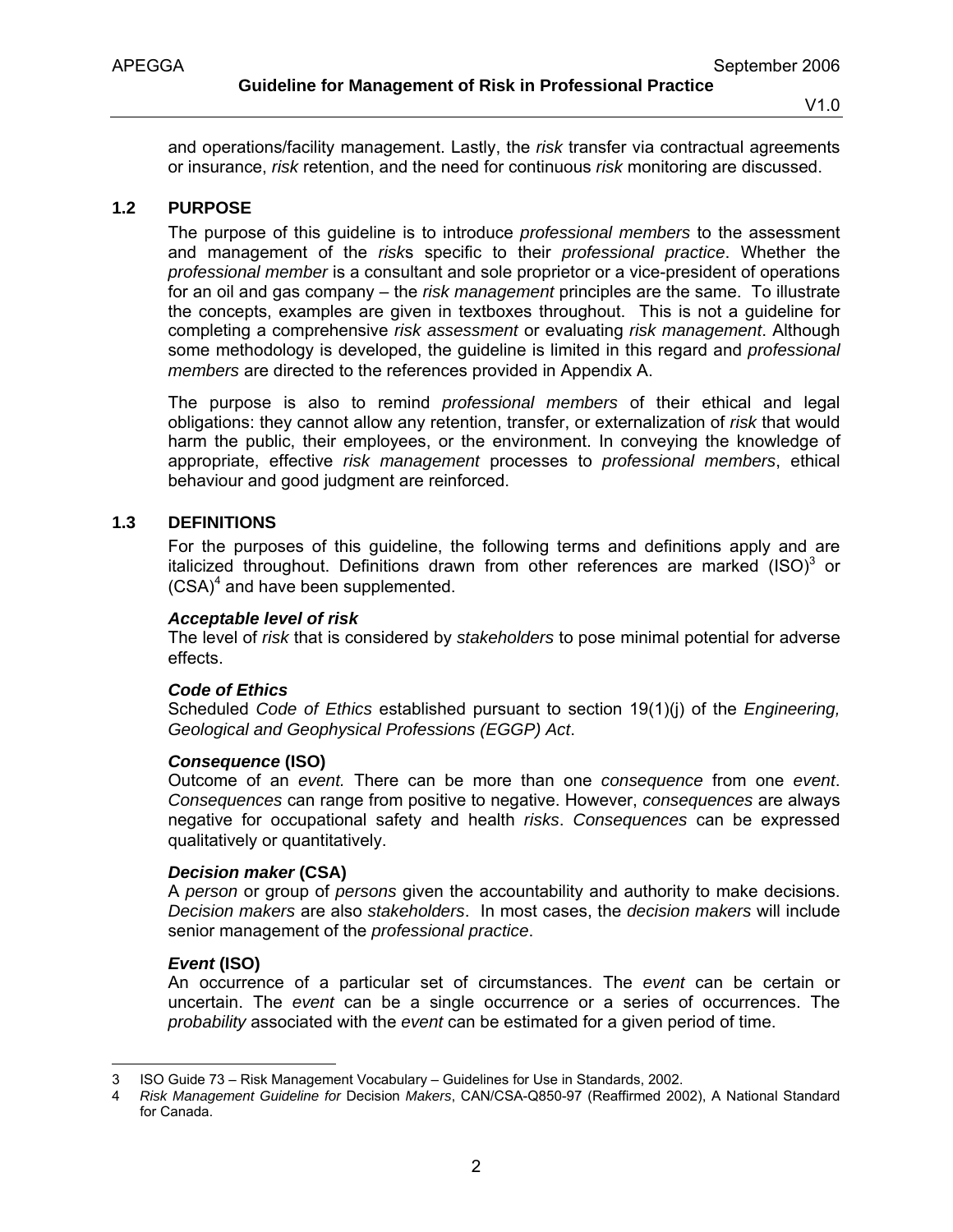and operations/facility management. Lastly, the *risk* transfer via contractual agreements or insurance, *risk* retention, and the need for continuous *risk* monitoring are discussed.

## 1.2 PURPOSE

The purpose of this guideline is to introduce *professional members* to the assessment and management of the *risk*s specific to their *professional practice*. Whether the *professional member* is a consultant and sole proprietor or a vice-president of operations for an oil and gas company – the *risk management* principles are the same. To illustrate the concepts, examples are given in textboxes throughout. This is not a guideline for completing a comprehensive *risk assessment* or evaluating *risk management*. Although some methodology is developed, the guideline is limited in this regard and *professional members* are directed to the references provided in Appendix A.

The purpose is also to remind *professional members* of their ethical and legal obligations: they cannot allow any retention, transfer, or externalization of *risk* that would harm the public, their employees, or the environment. In conveying the knowledge of appropriate, effective *risk management* processes to *professional members*, ethical behaviour and good judgment are reinforced.

## 1.3 DEFINITIONS

For the purposes of this guideline, the following terms and definitions apply and are italicized throughout. Definitions drawn from other references are marked (ISO)[3] or (CSA)[4] and have been supplemented.

***Acceptable level of risk***
The level of *risk* that is considered by *stakeholders* to pose minimal potential for adverse effects.

***Code of Ethics***
Scheduled *Code of Ethics* established pursuant to section 19(1)(j) of the *Engineering, Geological and Geophysical Professions (EGGP) Act*.

***Consequence* (ISO)**
Outcome of an *event.* There can be more than one *consequence* from one *event*. *Consequences* can range from positive to negative. However, *consequences* are always negative for occupational safety and health *risks*. *Consequences* can be expressed qualitatively or quantitatively.

***Decision maker* (CSA)**
A *person* or group of *persons* given the accountability and authority to make decisions. *Decision makers* are also *stakeholders*. In most cases, the *decision makers* will include senior management of the *professional practice*.

***Event* (ISO)**
An occurrence of a particular set of circumstances. The *event* can be certain or uncertain. The *event* can be a single occurrence or a series of occurrences. The *probability* associated with the *event* can be estimated for a given period of time.

---

3 ISO Guide 73 – Risk Management Vocabulary – Guidelines for Use in Standards, 2002.

4 *Risk Management Guideline for* Decision *Makers*, CAN/CSA-Q850-97 (Reaffirmed 2002), A National Standard for Canada.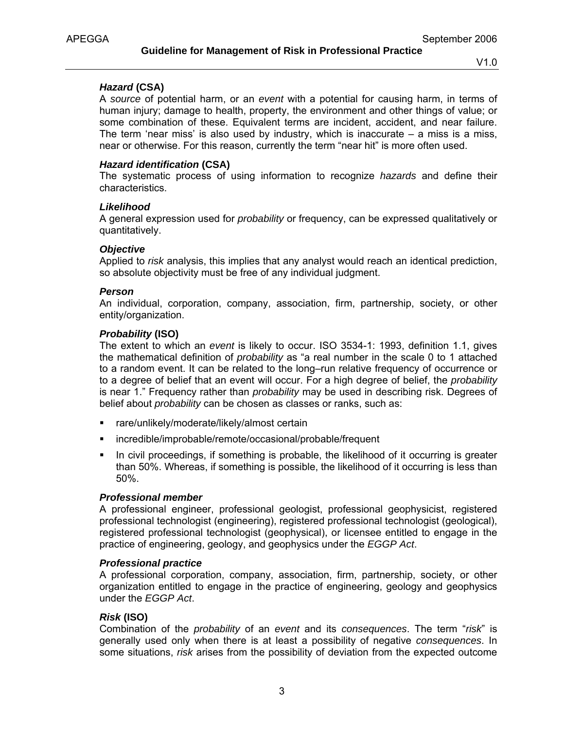***Hazard* (CSA)**
A *source* of potential harm, or an *event* with a potential for causing harm, in terms of human injury; damage to health, property, the environment and other things of value; or some combination of these. Equivalent terms are incident, accident, and near failure. The term 'near miss' is also used by industry, which is inaccurate – a miss is a miss, near or otherwise. For this reason, currently the term "near hit" is more often used.

***Hazard identification* (CSA)**
The systematic process of using information to recognize *hazards* and define their characteristics.

***Likelihood***
A general expression used for *probability* or frequency, can be expressed qualitatively or quantitatively.

***Objective***
Applied to *risk* analysis, this implies that any analyst would reach an identical prediction, so absolute objectivity must be free of any individual judgment.

***Person***
An individual, corporation, company, association, firm, partnership, society, or other entity/organization.

***Probability* (ISO)**
The extent to which an *event* is likely to occur. ISO 3534-1: 1993, definition 1.1, gives the mathematical definition of *probability* as "a real number in the scale 0 to 1 attached to a random event. It can be related to the long–run relative frequency of occurrence or to a degree of belief that an event will occur. For a high degree of belief, the *probability* is near 1." Frequency rather than *probability* may be used in describing risk. Degrees of belief about *probability* can be chosen as classes or ranks, such as:

- rare/unlikely/moderate/likely/almost certain
- incredible/improbable/remote/occasional/probable/frequent
- In civil proceedings, if something is probable, the likelihood of it occurring is greater than 50%. Whereas, if something is possible, the likelihood of it occurring is less than 50%.

***Professional member***
A professional engineer, professional geologist, professional geophysicist, registered professional technologist (engineering), registered professional technologist (geological), registered professional technologist (geophysical), or licensee entitled to engage in the practice of engineering, geology, and geophysics under the *EGGP Act*.

***Professional practice***
A professional corporation, company, association, firm, partnership, society, or other organization entitled to engage in the practice of engineering, geology and geophysics under the *EGGP Act*.

***Risk* (ISO)**
Combination of the *probability* of an *event* and its *consequences*. The term "*risk*" is generally used only when there is at least a possibility of negative *consequences*. In some situations, *risk* arises from the possibility of deviation from the expected outcome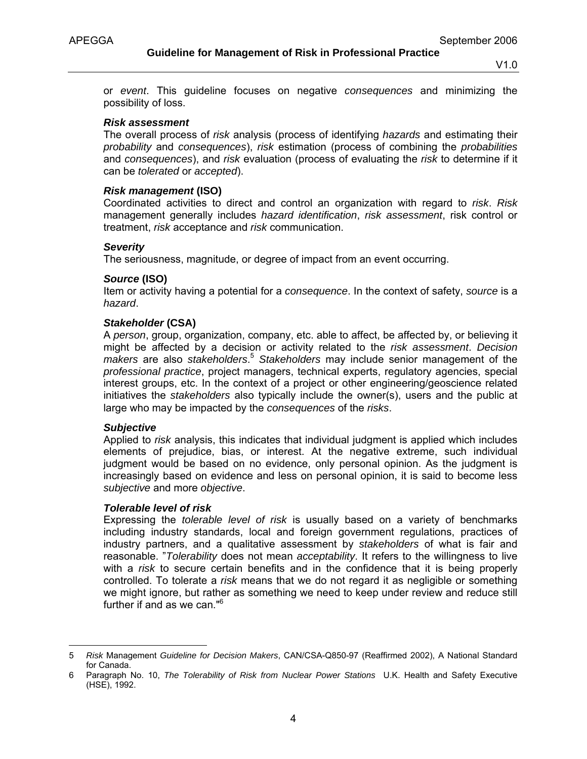or *event*. This guideline focuses on negative *consequences* and minimizing the possibility of loss.

***Risk assessment***
The overall process of *risk* analysis (process of identifying *hazards* and estimating their *probability* and *consequences*), *risk* estimation (process of combining the *probabilities* and *consequences*), and *risk* evaluation (process of evaluating the *risk* to determine if it can be *tolerated* or *accepted*).

***Risk management* (ISO)**
Coordinated activities to direct and control an organization with regard to *risk*. *Risk* management generally includes *hazard identification*, *risk assessment*, risk control or treatment, *risk* acceptance and *risk* communication.

***Severity***
The seriousness, magnitude, or degree of impact from an event occurring.

***Source* (ISO)**
Item or activity having a potential for a *consequence*. In the context of safety, *source* is a *hazard*.

***Stakeholder* (CSA)**
A *person*, group, organization, company, etc. able to affect, be affected by, or believing it might be affected by a decision or activity related to the *risk assessment*. *Decision makers* are also *stakeholders*.[5] *Stakeholders* may include senior management of the *professional practice*, project managers, technical experts, regulatory agencies, special interest groups, etc. In the context of a project or other engineering/geoscience related initiatives the *stakeholders* also typically include the owner(s), users and the public at large who may be impacted by the *consequences* of the *risks*.

***Subjective***
Applied to *risk* analysis, this indicates that individual judgment is applied which includes elements of prejudice, bias, or interest. At the negative extreme, such individual judgment would be based on no evidence, only personal opinion. As the judgment is increasingly based on evidence and less on personal opinion, it is said to become less *subjective* and more *objective*.

***Tolerable level of risk***
Expressing the *tolerable level of risk* is usually based on a variety of benchmarks including industry standards, local and foreign government regulations, practices of industry partners, and a qualitative assessment by *stakeholders* of what is fair and reasonable. "*Tolerability* does not mean *acceptability*. It refers to the willingness to live with a *risk* to secure certain benefits and in the confidence that it is being properly controlled. To tolerate a *risk* means that we do not regard it as negligible or something we might ignore, but rather as something we need to keep under review and reduce still further if and as we can."[6]

---

5 *Risk* Management *Guideline for Decision Makers*, CAN/CSA-Q850-97 (Reaffirmed 2002), A National Standard for Canada.

6 Paragraph No. 10, *The Tolerability of Risk from Nuclear Power Stations* U.K. Health and Safety Executive (HSE), 1992.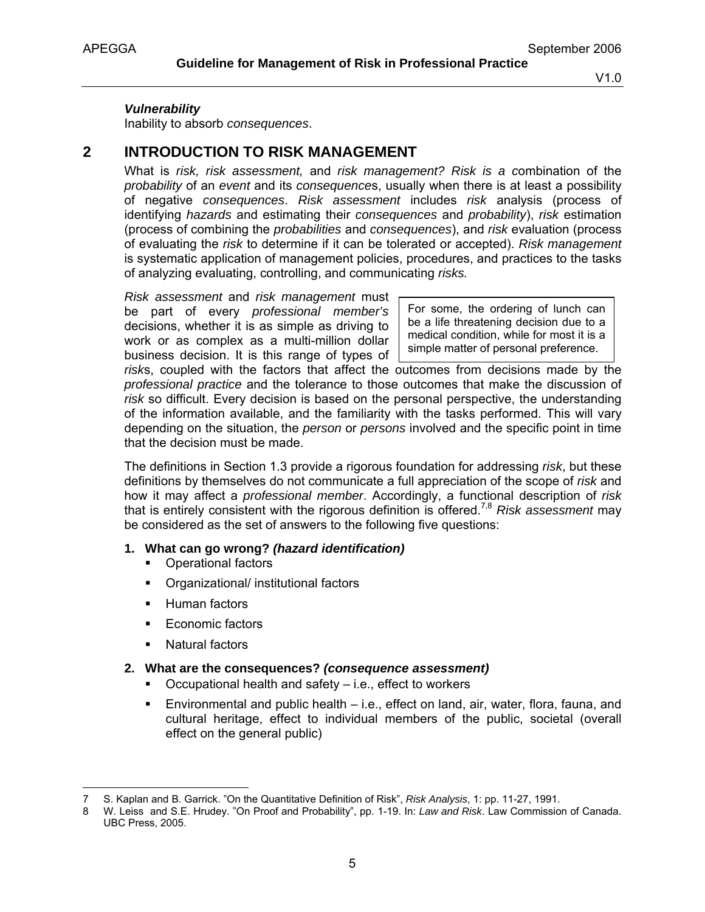***Vulnerability***

Inability to absorb *consequences*.

## 2 INTRODUCTION TO RISK MANAGEMENT

What is *risk, risk assessment,* and *risk management? Risk is a c*ombination of the *probability* of an *event* and its *consequence*s, usually when there is at least a possibility of negative *consequences*. *Risk assessment* includes *risk* analysis (process of identifying *hazards* and estimating their *consequences* and *probability*), *risk* estimation (process of combining the *probabilities* and *consequences*), and *risk* evaluation (process of evaluating the *risk* to determine if it can be tolerated or accepted). *Risk management* is systematic application of management policies, procedures, and practices to the tasks of analyzing evaluating, controlling, and communicating *risks.*

> For some, the ordering of lunch can be a life threatening decision due to a medical condition, while for most it is a simple matter of personal preference.

*Risk assessment* and *risk management* must be part of every *professional member's* decisions, whether it is as simple as driving to work or as complex as a multi-million dollar business decision. It is this range of types of *risk*s, coupled with the factors that affect the outcomes from decisions made by the *professional practice* and the tolerance to those outcomes that make the discussion of *risk* so difficult. Every decision is based on the personal perspective, the understanding of the information available, and the familiarity with the tasks performed. This will vary depending on the situation, the *person* or *persons* involved and the specific point in time that the decision must be made.

The definitions in Section 1.3 provide a rigorous foundation for addressing *risk*, but these definitions by themselves do not communicate a full appreciation of the scope of *risk* and how it may affect a *professional member*. Accordingly, a functional description of *risk* that is entirely consistent with the rigorous definition is offered.[7,8] *Risk assessment* may be considered as the set of answers to the following five questions:

1. **What can go wrong? *(hazard identification)***
   - Operational factors
   - Organizational/ institutional factors
   - Human factors
   - Economic factors
   - Natural factors
2. **What are the consequences? *(consequence assessment)***
   - Occupational health and safety – i.e., effect to workers
   - Environmental and public health – i.e., effect on land, air, water, flora, fauna, and cultural heritage, effect to individual members of the public, societal (overall effect on the general public)

---

7 S. Kaplan and B. Garrick. "On the Quantitative Definition of Risk", *Risk Analysis*, 1: pp. 11-27, 1991.

8 W. Leiss and S.E. Hrudey. "On Proof and Probability", pp. 1-19. In: *Law and Risk*. Law Commission of Canada. UBC Press, 2005.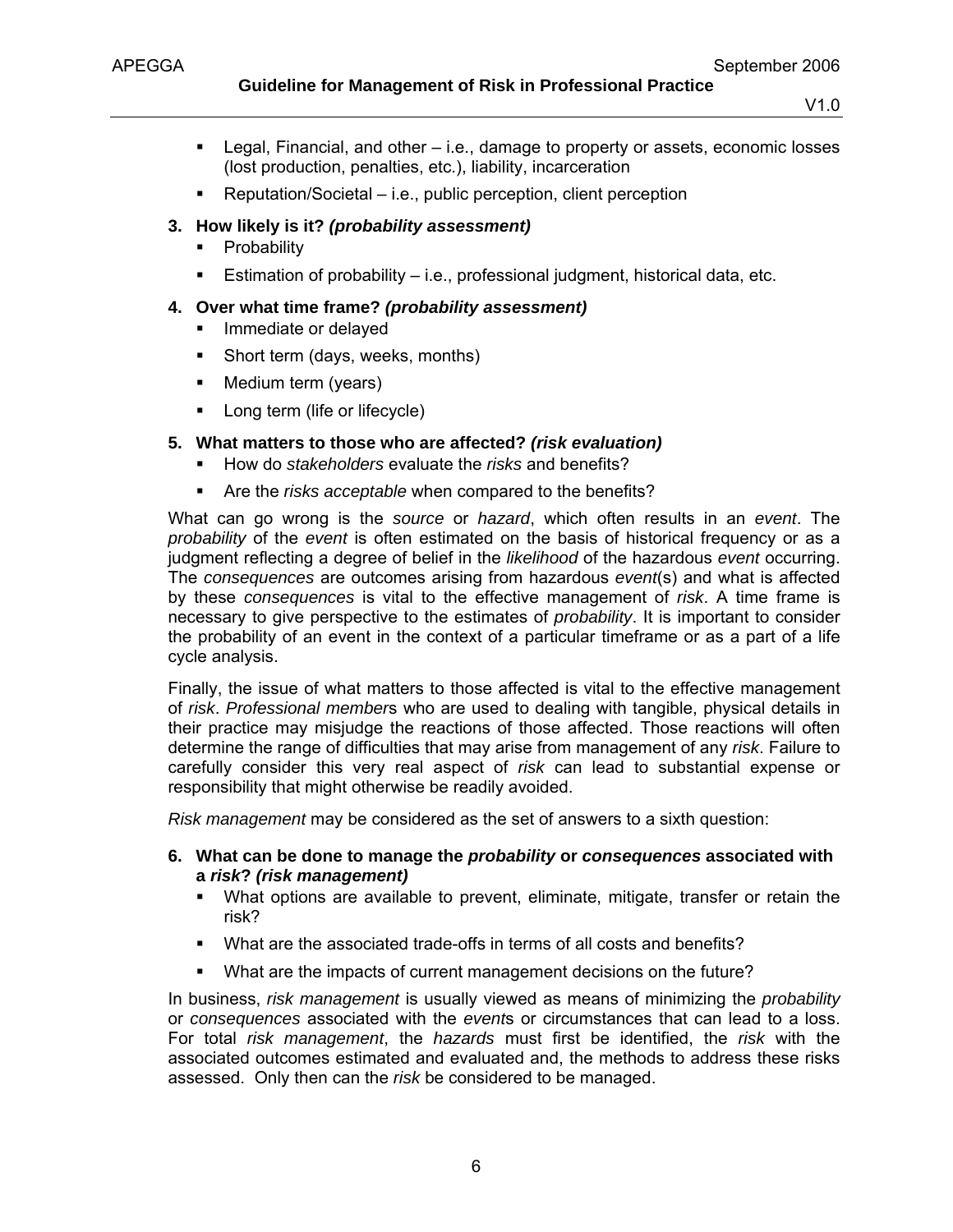- Legal, Financial, and other – i.e., damage to property or assets, economic losses (lost production, penalties, etc.), liability, incarceration
- Reputation/Societal – i.e., public perception, client perception

3. **How likely is it? *(probability assessment)***
   - Probability
   - Estimation of probability – i.e., professional judgment, historical data, etc.

4. **Over what time frame? *(probability assessment)***
   - Immediate or delayed
   - Short term (days, weeks, months)
   - Medium term (years)
   - Long term (life or lifecycle)

5. **What matters to those who are affected? *(risk evaluation)***
   - How do *stakeholders* evaluate the *risks* and benefits?
   - Are the *risks acceptable* when compared to the benefits?

What can go wrong is the *source* or *hazard*, which often results in an *event*. The *probability* of the *event* is often estimated on the basis of historical frequency or as a judgment reflecting a degree of belief in the *likelihood* of the hazardous *event* occurring. The *consequences* are outcomes arising from hazardous *event*(s) and what is affected by these *consequences* is vital to the effective management of *risk*. A time frame is necessary to give perspective to the estimates of *probability*. It is important to consider the probability of an event in the context of a particular timeframe or as a part of a life cycle analysis.

Finally, the issue of what matters to those affected is vital to the effective management of *risk*. *Professional member*s who are used to dealing with tangible, physical details in their practice may misjudge the reactions of those affected. Those reactions will often determine the range of difficulties that may arise from management of any *risk*. Failure to carefully consider this very real aspect of *risk* can lead to substantial expense or responsibility that might otherwise be readily avoided.

*Risk management* may be considered as the set of answers to a sixth question:

6. **What can be done to manage the *probability* or *consequences* associated with a *risk*? *(risk management)***
   - What options are available to prevent, eliminate, mitigate, transfer or retain the risk?
   - What are the associated trade-offs in terms of all costs and benefits?
   - What are the impacts of current management decisions on the future?

In business, *risk management* is usually viewed as means of minimizing the *probability* or *consequences* associated with the *event*s or circumstances that can lead to a loss. For total *risk management*, the *hazards* must first be identified, the *risk* with the associated outcomes estimated and evaluated and, the methods to address these risks assessed. Only then can the *risk* be considered to be managed.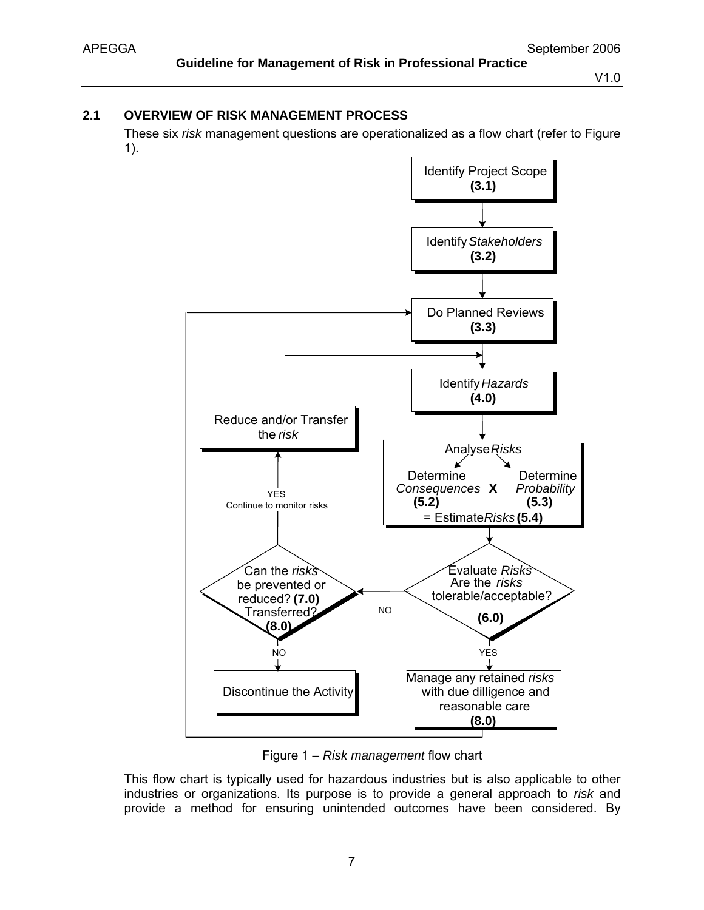## 2.1 OVERVIEW OF RISK MANAGEMENT PROCESS

These six *risk* management questions are operationalized as a flow chart (refer to Figure 1).

Figure 1 – *Risk management* flow chart

This flow chart is typically used for hazardous industries but is also applicable to other industries or organizations. Its purpose is to provide a general approach to *risk* and provide a method for ensuring unintended outcomes have been considered. By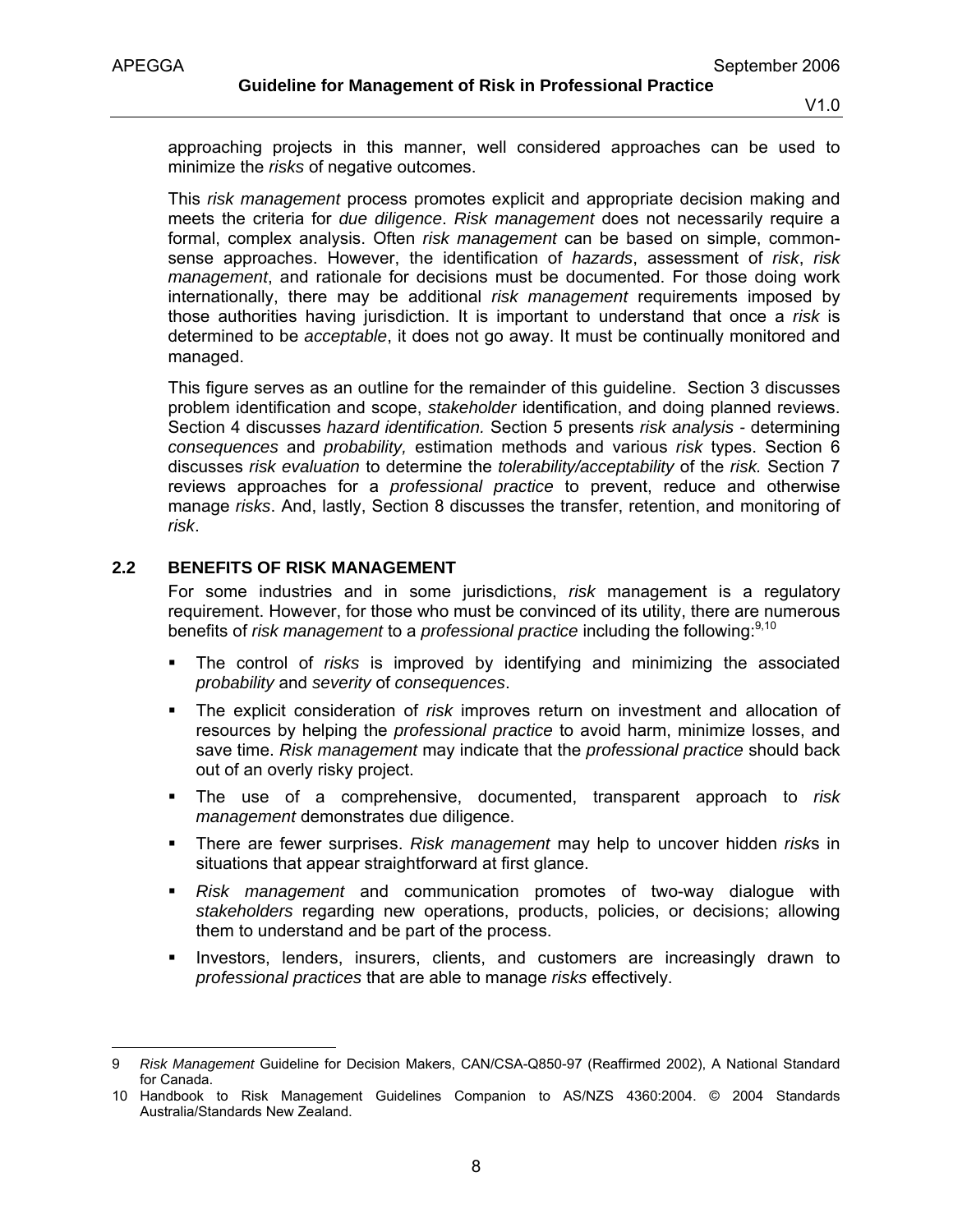approaching projects in this manner, well considered approaches can be used to minimize the *risks* of negative outcomes.

This *risk management* process promotes explicit and appropriate decision making and meets the criteria for *due diligence*. *Risk management* does not necessarily require a formal, complex analysis. Often *risk management* can be based on simple, common-sense approaches. However, the identification of *hazards*, assessment of *risk*, *risk management*, and rationale for decisions must be documented. For those doing work internationally, there may be additional *risk management* requirements imposed by those authorities having jurisdiction. It is important to understand that once a *risk* is determined to be *acceptable*, it does not go away. It must be continually monitored and managed.

This figure serves as an outline for the remainder of this guideline. Section 3 discusses problem identification and scope, *stakeholder* identification, and doing planned reviews. Section 4 discusses *hazard identification.* Section 5 presents *risk analysis* - determining *consequences* and *probability,* estimation methods and various *risk* types. Section 6 discusses *risk evaluation* to determine the *tolerability/acceptability* of the *risk.* Section 7 reviews approaches for a *professional practice* to prevent, reduce and otherwise manage *risks*. And, lastly, Section 8 discusses the transfer, retention, and monitoring of *risk*.

## 2.2 BENEFITS OF RISK MANAGEMENT

For some industries and in some jurisdictions, *risk* management is a regulatory requirement. However, for those who must be convinced of its utility, there are numerous benefits of *risk management* to a *professional practice* including the following:[9,10]

- The control of *risks* is improved by identifying and minimizing the associated *probability* and *severity* of *consequences*.
- The explicit consideration of *risk* improves return on investment and allocation of resources by helping the *professional practice* to avoid harm, minimize losses, and save time. *Risk management* may indicate that the *professional practice* should back out of an overly risky project.
- The use of a comprehensive, documented, transparent approach to *risk management* demonstrates due diligence.
- There are fewer surprises. *Risk management* may help to uncover hidden *risk*s in situations that appear straightforward at first glance.
- *Risk management* and communication promotes of two-way dialogue with *stakeholders* regarding new operations, products, policies, or decisions; allowing them to understand and be part of the process.
- Investors, lenders, insurers, clients, and customers are increasingly drawn to *professional practices* that are able to manage *risks* effectively.

---

9 *Risk Management* Guideline for Decision Makers, CAN/CSA-Q850-97 (Reaffirmed 2002), A National Standard for Canada.

10 Handbook to Risk Management Guidelines Companion to AS/NZS 4360:2004. © 2004 Standards Australia/Standards New Zealand.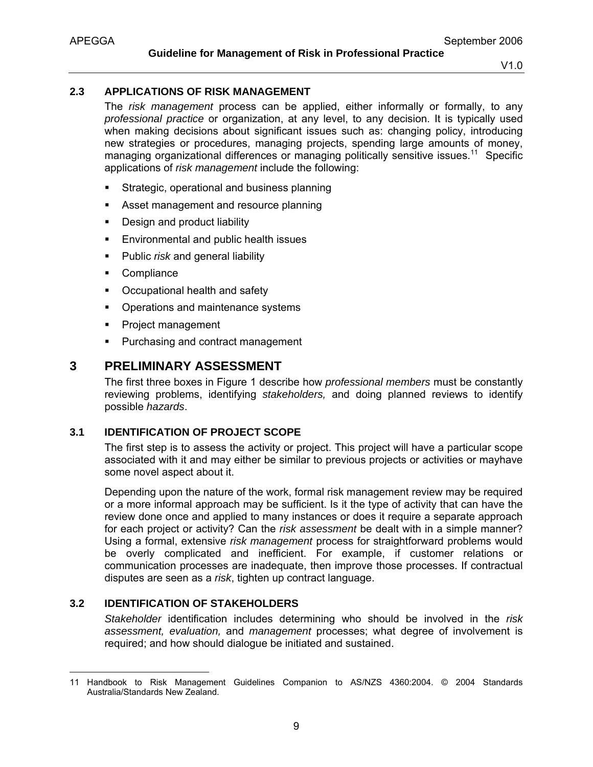### 2.3 APPLICATIONS OF RISK MANAGEMENT

The *risk management* process can be applied, either informally or formally, to any *professional practice* or organization, at any level, to any decision. It is typically used when making decisions about significant issues such as: changing policy, introducing new strategies or procedures, managing projects, spending large amounts of money, managing organizational differences or managing politically sensitive issues.[11] Specific applications of *risk management* include the following:

- Strategic, operational and business planning
- Asset management and resource planning
- Design and product liability
- Environmental and public health issues
- Public *risk* and general liability
- Compliance
- Occupational health and safety
- Operations and maintenance systems
- Project management
- Purchasing and contract management

# 3 PRELIMINARY ASSESSMENT

The first three boxes in Figure 1 describe how *professional members* must be constantly reviewing problems, identifying *stakeholders,* and doing planned reviews to identify possible *hazards*.

### 3.1 IDENTIFICATION OF PROJECT SCOPE

The first step is to assess the activity or project. This project will have a particular scope associated with it and may either be similar to previous projects or activities or mayhave some novel aspect about it.

Depending upon the nature of the work, formal risk management review may be required or a more informal approach may be sufficient. Is it the type of activity that can have the review done once and applied to many instances or does it require a separate approach for each project or activity? Can the *risk assessment* be dealt with in a simple manner? Using a formal, extensive *risk management* process for straightforward problems would be overly complicated and inefficient. For example, if customer relations or communication processes are inadequate, then improve those processes. If contractual disputes are seen as a *risk*, tighten up contract language.

### 3.2 IDENTIFICATION OF STAKEHOLDERS

*Stakeholder* identification includes determining who should be involved in the *risk assessment, evaluation,* and *management* processes; what degree of involvement is required; and how should dialogue be initiated and sustained.

---

11 Handbook to Risk Management Guidelines Companion to AS/NZS 4360:2004. © 2004 Standards Australia/Standards New Zealand.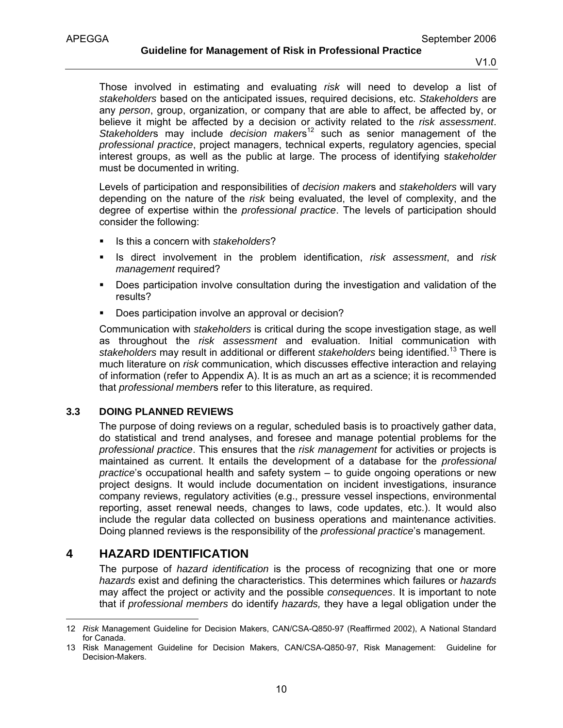Those involved in estimating and evaluating *risk* will need to develop a list of *stakeholders* based on the anticipated issues, required decisions, etc. *Stakeholders* are any *person*, group, organization, or company that are able to affect, be affected by, or believe it might be affected by a decision or activity related to the *risk assessment*. *Stakeholder*s may include *decision maker*s[12] such as senior management of the *professional practice*, project managers, technical experts, regulatory agencies, special interest groups, as well as the public at large. The process of identifying s*takeholder* must be documented in writing.

Levels of participation and responsibilities of *decision maker*s and *stakeholders* will vary depending on the nature of the *risk* being evaluated, the level of complexity, and the degree of expertise within the *professional practice*. The levels of participation should consider the following:

- Is this a concern with *stakeholders*?
- Is direct involvement in the problem identification, *risk assessment*, and *risk management* required?
- Does participation involve consultation during the investigation and validation of the results?
- Does participation involve an approval or decision?

Communication with *stakeholders* is critical during the scope investigation stage, as well as throughout the *risk assessment* and evaluation. Initial communication with *stakeholders* may result in additional or different *stakeholders* being identified.[13] There is much literature on *risk* communication, which discusses effective interaction and relaying of information (refer to Appendix A). It is as much an art as a science; it is recommended that *professional member*s refer to this literature, as required.

### 3.3 DOING PLANNED REVIEWS

The purpose of doing reviews on a regular, scheduled basis is to proactively gather data, do statistical and trend analyses, and foresee and manage potential problems for the *professional practice*. This ensures that the *risk management* for activities or projects is maintained as current. It entails the development of a database for the *professional practice*'s occupational health and safety system – to guide ongoing operations or new project designs. It would include documentation on incident investigations, insurance company reviews, regulatory activities (e.g., pressure vessel inspections, environmental reporting, asset renewal needs, changes to laws, code updates, etc.). It would also include the regular data collected on business operations and maintenance activities. Doing planned reviews is the responsibility of the *professional practice*'s management.

## 4 HAZARD IDENTIFICATION

The purpose of *hazard identification* is the process of recognizing that one or more *hazards* exist and defining the characteristics. This determines which failures or *hazards* may affect the project or activity and the possible *consequences*. It is important to note that if *professional members* do identify *hazards,* they have a legal obligation under the

---

12 *Risk* Management Guideline for Decision Makers, CAN/CSA-Q850-97 (Reaffirmed 2002), A National Standard for Canada.

13 Risk Management Guideline for Decision Makers, CAN/CSA-Q850-97, Risk Management: Guideline for Decision-Makers.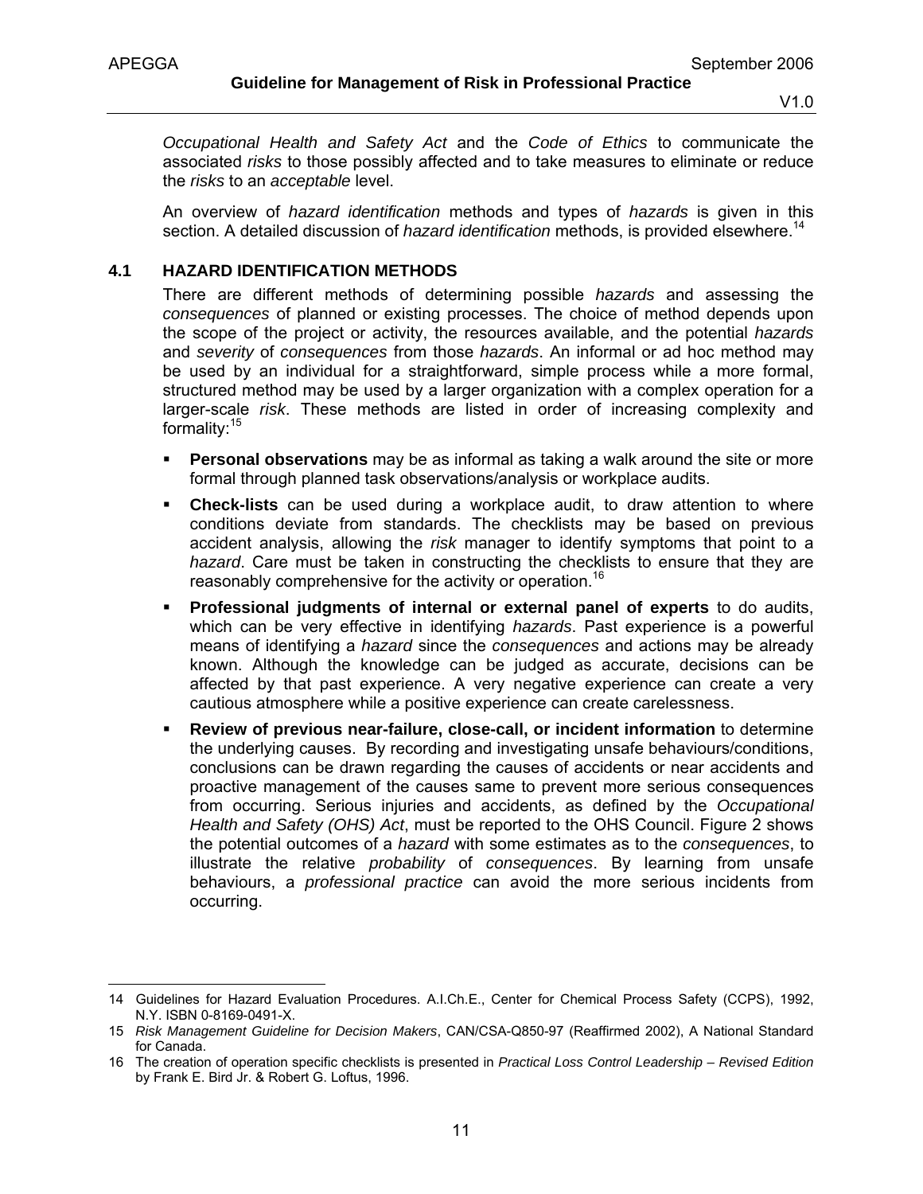*Occupational Health and Safety Act* and the *Code of Ethics* to communicate the associated *risks* to those possibly affected and to take measures to eliminate or reduce the *risks* to an *acceptable* level.

An overview of *hazard identification* methods and types of *hazards* is given in this section. A detailed discussion of *hazard identification* methods, is provided elsewhere.[14]

### 4.1 HAZARD IDENTIFICATION METHODS

There are different methods of determining possible *hazards* and assessing the *consequences* of planned or existing processes. The choice of method depends upon the scope of the project or activity, the resources available, and the potential *hazards* and *severity* of *consequences* from those *hazards*. An informal or ad hoc method may be used by an individual for a straightforward, simple process while a more formal, structured method may be used by a larger organization with a complex operation for a larger-scale *risk*. These methods are listed in order of increasing complexity and formality:[15]

- **Personal observations** may be as informal as taking a walk around the site or more formal through planned task observations/analysis or workplace audits.
- **Check-lists** can be used during a workplace audit, to draw attention to where conditions deviate from standards. The checklists may be based on previous accident analysis, allowing the *risk* manager to identify symptoms that point to a *hazard*. Care must be taken in constructing the checklists to ensure that they are reasonably comprehensive for the activity or operation.[16]
- **Professional judgments of internal or external panel of experts** to do audits, which can be very effective in identifying *hazards*. Past experience is a powerful means of identifying a *hazard* since the *consequences* and actions may be already known. Although the knowledge can be judged as accurate, decisions can be affected by that past experience. A very negative experience can create a very cautious atmosphere while a positive experience can create carelessness.
- **Review of previous near-failure, close-call, or incident information** to determine the underlying causes. By recording and investigating unsafe behaviours/conditions, conclusions can be drawn regarding the causes of accidents or near accidents and proactive management of the causes same to prevent more serious consequences from occurring. Serious injuries and accidents, as defined by the *Occupational Health and Safety (OHS) Act*, must be reported to the OHS Council. Figure 2 shows the potential outcomes of a *hazard* with some estimates as to the *consequences*, to illustrate the relative *probability* of *consequences*. By learning from unsafe behaviours, a *professional practice* can avoid the more serious incidents from occurring.

---

14 Guidelines for Hazard Evaluation Procedures. A.I.Ch.E., Center for Chemical Process Safety (CCPS), 1992, N.Y. ISBN 0-8169-0491-X.

15 *Risk Management Guideline for Decision Makers*, CAN/CSA-Q850-97 (Reaffirmed 2002), A National Standard for Canada.

16 The creation of operation specific checklists is presented in *Practical Loss Control Leadership – Revised Edition* by Frank E. Bird Jr. & Robert G. Loftus, 1996.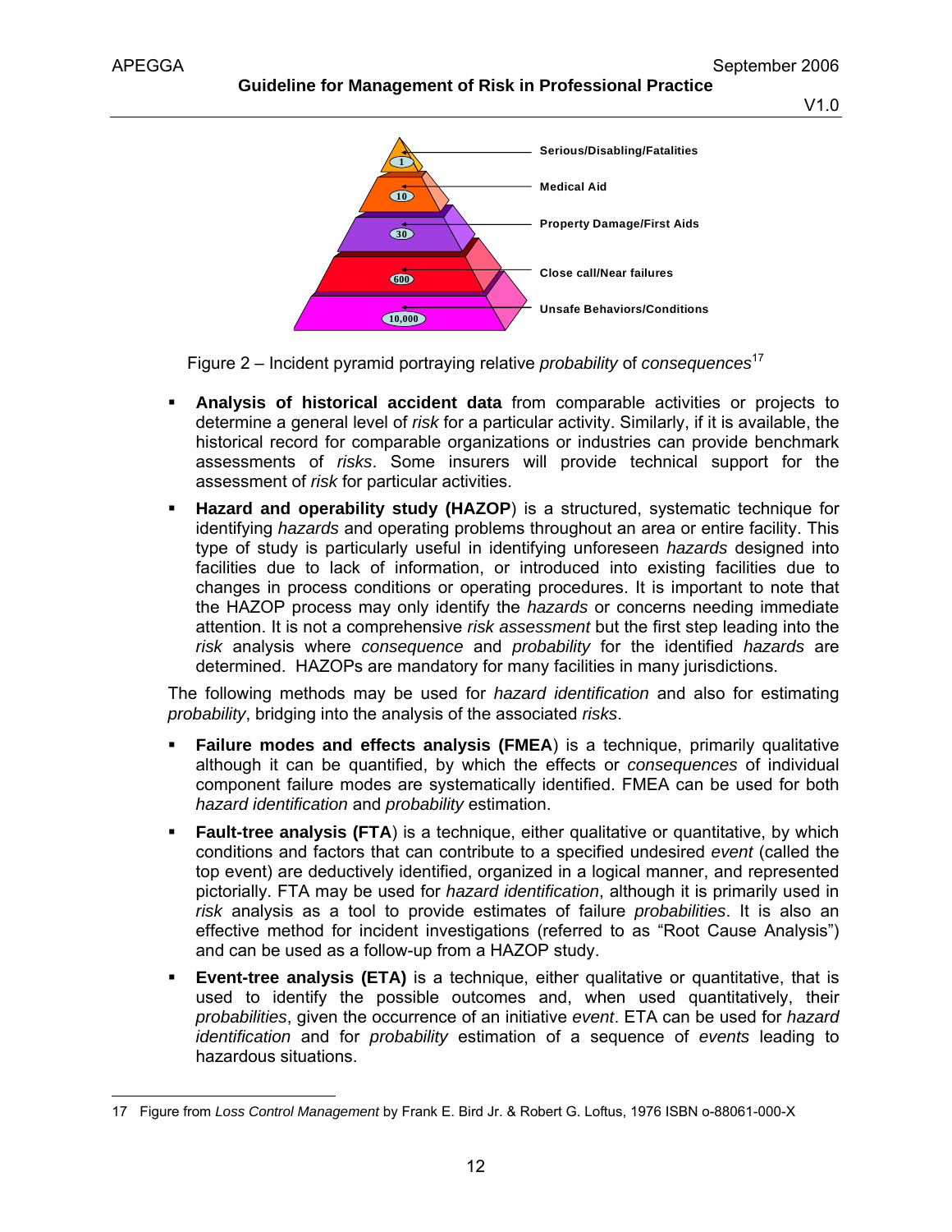Figure 2 – Incident pyramid portraying relative *probability* of *consequences*[17]

- **Analysis of historical accident data** from comparable activities or projects to determine a general level of *risk* for a particular activity. Similarly, if it is available, the historical record for comparable organizations or industries can provide benchmark assessments of *risks*. Some insurers will provide technical support for the assessment of *risk* for particular activities.
- **Hazard and operability study (HAZOP**) is a structured, systematic technique for identifying *hazards* and operating problems throughout an area or entire facility. This type of study is particularly useful in identifying unforeseen *hazards* designed into facilities due to lack of information, or introduced into existing facilities due to changes in process conditions or operating procedures. It is important to note that the HAZOP process may only identify the *hazards* or concerns needing immediate attention. It is not a comprehensive *risk assessment* but the first step leading into the *risk* analysis where *consequence* and *probability* for the identified *hazards* are determined. HAZOPs are mandatory for many facilities in many jurisdictions.

The following methods may be used for *hazard identification* and also for estimating *probability*, bridging into the analysis of the associated *risks*.

- **Failure modes and effects analysis (FMEA**) is a technique, primarily qualitative although it can be quantified, by which the effects or *consequences* of individual component failure modes are systematically identified. FMEA can be used for both *hazard identification* and *probability* estimation.
- **Fault-tree analysis (FTA**) is a technique, either qualitative or quantitative, by which conditions and factors that can contribute to a specified undesired *event* (called the top event) are deductively identified, organized in a logical manner, and represented pictorially. FTA may be used for *hazard identification*, although it is primarily used in *risk* analysis as a tool to provide estimates of failure *probabilities*. It is also an effective method for incident investigations (referred to as "Root Cause Analysis") and can be used as a follow-up from a HAZOP study.
- **Event-tree analysis (ETA)** is a technique, either qualitative or quantitative, that is used to identify the possible outcomes and, when used quantitatively, their *probabilities*, given the occurrence of an initiative *event*. ETA can be used for *hazard identification* and for *probability* estimation of a sequence of *events* leading to hazardous situations.

---

[17] Figure from *Loss Control Management* by Frank E. Bird Jr. & Robert G. Loftus, 1976 ISBN o-88061-000-X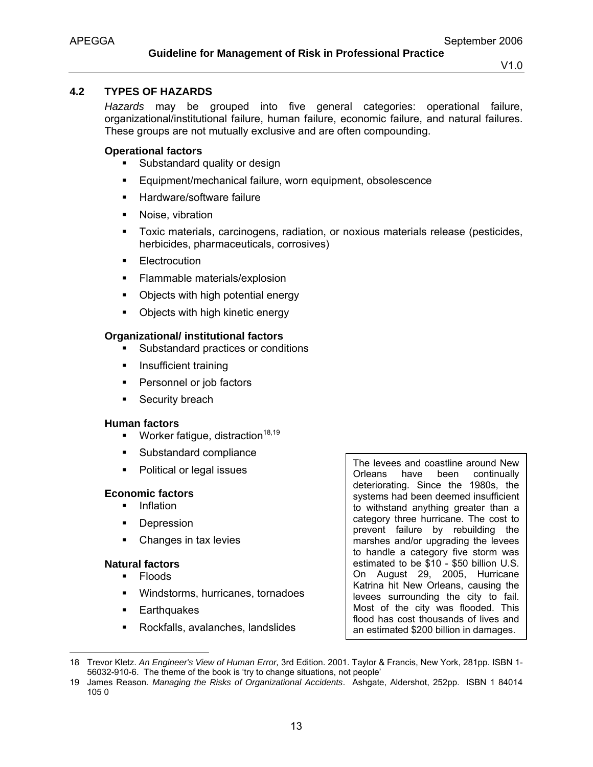## 4.2 TYPES OF HAZARDS

*Hazards* may be grouped into five general categories: operational failure, organizational/institutional failure, human failure, economic failure, and natural failures. These groups are not mutually exclusive and are often compounding.

**Operational factors**

- Substandard quality or design
- Equipment/mechanical failure, worn equipment, obsolescence
- Hardware/software failure
- Noise, vibration
- Toxic materials, carcinogens, radiation, or noxious materials release (pesticides, herbicides, pharmaceuticals, corrosives)
- Electrocution
- Flammable materials/explosion
- Objects with high potential energy
- Objects with high kinetic energy

**Organizational/ institutional factors**

- Substandard practices or conditions
- Insufficient training
- Personnel or job factors
- Security breach

**Human factors**

- Worker fatigue, distraction[18,19]
- Substandard compliance
- Political or legal issues

**Economic factors**

- Inflation
- Depression
- Changes in tax levies

**Natural factors**

- Floods
- Windstorms, hurricanes, tornadoes
- Earthquakes
- Rockfalls, avalanches, landslides

> The levees and coastline around New Orleans have been continually deteriorating. Since the 1980s, the systems had been deemed insufficient to withstand anything greater than a category three hurricane. The cost to prevent failure by rebuilding the marshes and/or upgrading the levees to handle a category five storm was estimated to be $10 - $50 billion U.S. On August 29, 2005, Hurricane Katrina hit New Orleans, causing the levees surrounding the city to fail. Most of the city was flooded. This flood has cost thousands of lives and an estimated $200 billion in damages.

---

18 Trevor Kletz. *An Engineer's View of Human Error,* 3rd Edition. 2001. Taylor & Francis, New York, 281pp. ISBN 1-56032-910-6. The theme of the book is 'try to change situations, not people'

19 James Reason. *Managing the Risks of Organizational Accidents*. Ashgate, Aldershot, 252pp. ISBN 1 84014 105 0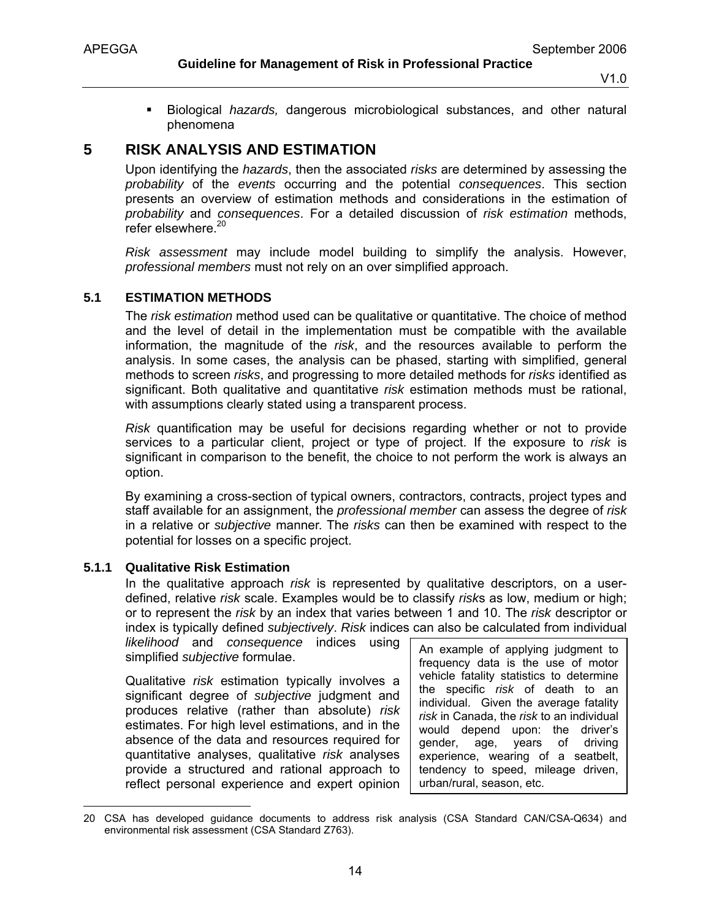- Biological *hazards,* dangerous microbiological substances, and other natural phenomena

# 5 RISK ANALYSIS AND ESTIMATION

Upon identifying the *hazards*, then the associated *risks* are determined by assessing the *probability* of the *events* occurring and the potential *consequences*. This section presents an overview of estimation methods and considerations in the estimation of *probability* and *consequences*. For a detailed discussion of *risk estimation* methods, refer elsewhere.[20]

*Risk assessment* may include model building to simplify the analysis. However, *professional members* must not rely on an over simplified approach.

## 5.1 ESTIMATION METHODS

The *risk estimation* method used can be qualitative or quantitative. The choice of method and the level of detail in the implementation must be compatible with the available information, the magnitude of the *risk*, and the resources available to perform the analysis. In some cases, the analysis can be phased, starting with simplified, general methods to screen *risks*, and progressing to more detailed methods for *risks* identified as significant. Both qualitative and quantitative *risk* estimation methods must be rational, with assumptions clearly stated using a transparent process.

*Risk* quantification may be useful for decisions regarding whether or not to provide services to a particular client, project or type of project. If the exposure to *risk* is significant in comparison to the benefit, the choice to not perform the work is always an option.

By examining a cross-section of typical owners, contractors, contracts, project types and staff available for an assignment, the *professional member* can assess the degree of *risk* in a relative or *subjective* manner. The *risks* can then be examined with respect to the potential for losses on a specific project.

### 5.1.1 Qualitative Risk Estimation

In the qualitative approach *risk* is represented by qualitative descriptors, on a user-defined, relative *risk* scale. Examples would be to classify *risk*s as low, medium or high; or to represent the *risk* by an index that varies between 1 and 10. The *risk* descriptor or index is typically defined *subjectively*. *Risk* indices can also be calculated from individual *likelihood* and *consequence* indices using simplified *subjective* formulae.

> An example of applying judgment to frequency data is the use of motor vehicle fatality statistics to determine the specific *risk* of death to an individual. Given the average fatality *risk* in Canada, the *risk* to an individual would depend upon: the driver's gender, age, years of driving experience, wearing of a seatbelt, tendency to speed, mileage driven, urban/rural, season, etc.

Qualitative *risk* estimation typically involves a significant degree of *subjective* judgment and produces relative (rather than absolute) *risk* estimates. For high level estimations, and in the absence of the data and resources required for quantitative analyses, qualitative *risk* analyses provide a structured and rational approach to reflect personal experience and expert opinion

---

20 CSA has developed guidance documents to address risk analysis (CSA Standard CAN/CSA-Q634) and environmental risk assessment (CSA Standard Z763).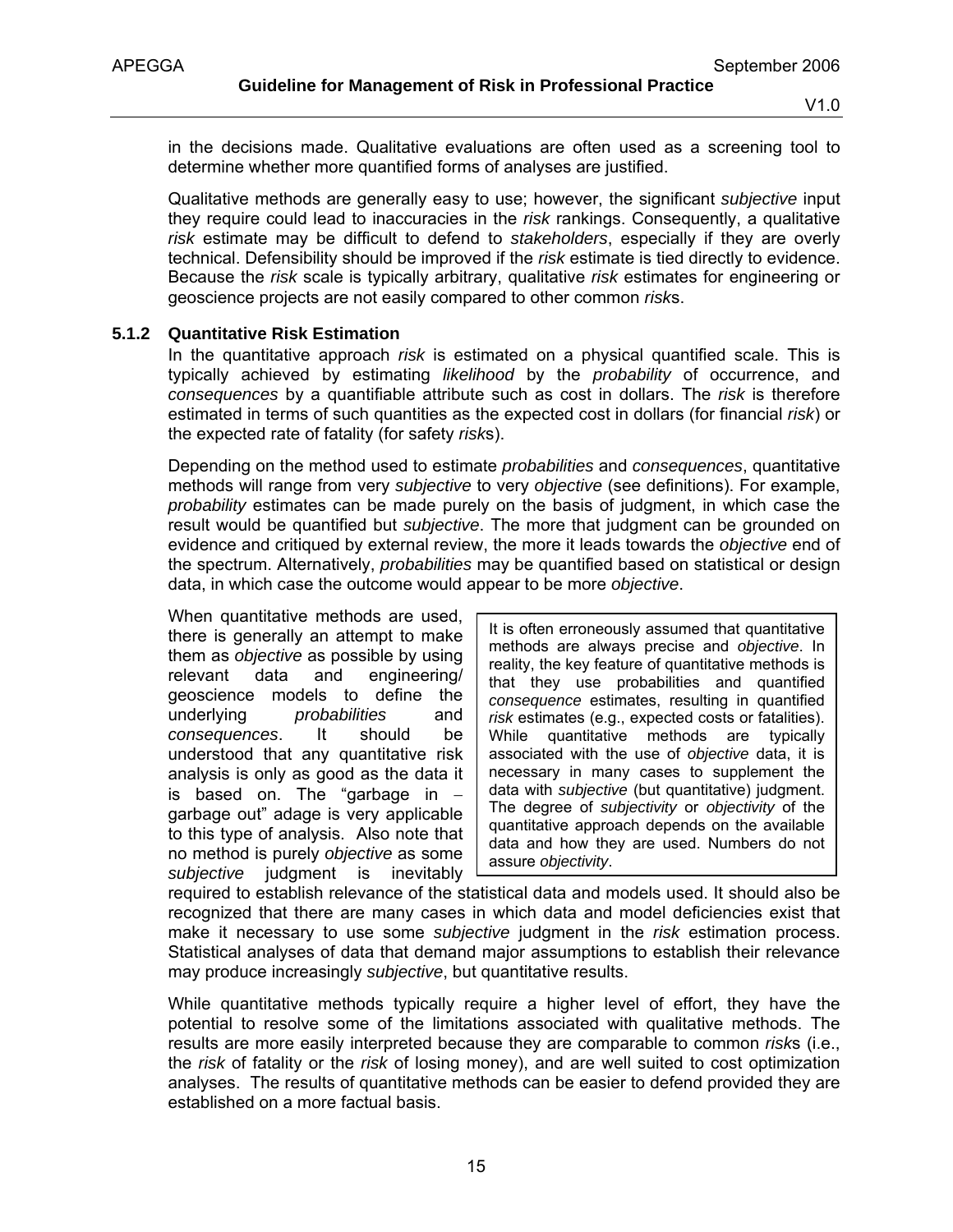in the decisions made. Qualitative evaluations are often used as a screening tool to determine whether more quantified forms of analyses are justified.

Qualitative methods are generally easy to use; however, the significant *subjective* input they require could lead to inaccuracies in the *risk* rankings. Consequently, a qualitative *risk* estimate may be difficult to defend to *stakeholders*, especially if they are overly technical. Defensibility should be improved if the *risk* estimate is tied directly to evidence. Because the *risk* scale is typically arbitrary, qualitative *risk* estimates for engineering or geoscience projects are not easily compared to other common *risk*s.

### 5.1.2 Quantitative Risk Estimation

In the quantitative approach *risk* is estimated on a physical quantified scale. This is typically achieved by estimating *likelihood* by the *probability* of occurrence, and *consequences* by a quantifiable attribute such as cost in dollars. The *risk* is therefore estimated in terms of such quantities as the expected cost in dollars (for financial *risk*) or the expected rate of fatality (for safety *risk*s).

Depending on the method used to estimate *probabilities* and *consequences*, quantitative methods will range from very *subjective* to very *objective* (see definitions). For example, *probability* estimates can be made purely on the basis of judgment, in which case the result would be quantified but *subjective*. The more that judgment can be grounded on evidence and critiqued by external review, the more it leads towards the *objective* end of the spectrum. Alternatively, *probabilities* may be quantified based on statistical or design data, in which case the outcome would appear to be more *objective*.

> It is often erroneously assumed that quantitative methods are always precise and *objective*. In reality, the key feature of quantitative methods is that they use probabilities and quantified *consequence* estimates, resulting in quantified *risk* estimates (e.g., expected costs or fatalities). While quantitative methods are typically associated with the use of *objective* data, it is necessary in many cases to supplement the data with *subjective* (but quantitative) judgment. The degree of *subjectivity* or *objectivity* of the quantitative approach depends on the available data and how they are used. Numbers do not assure *objectivity*.

When quantitative methods are used, there is generally an attempt to make them as *objective* as possible by using relevant data and engineering/ geoscience models to define the underlying *probabilities* and *consequences*. It should be understood that any quantitative risk analysis is only as good as the data it is based on. The "garbage in – garbage out" adage is very applicable to this type of analysis. Also note that no method is purely *objective* as some *subjective* judgment is inevitably required to establish relevance of the statistical data and models used. It should also be recognized that there are many cases in which data and model deficiencies exist that make it necessary to use some *subjective* judgment in the *risk* estimation process. Statistical analyses of data that demand major assumptions to establish their relevance may produce increasingly *subjective*, but quantitative results.

While quantitative methods typically require a higher level of effort, they have the potential to resolve some of the limitations associated with qualitative methods. The results are more easily interpreted because they are comparable to common *risk*s (i.e., the *risk* of fatality or the *risk* of losing money), and are well suited to cost optimization analyses. The results of quantitative methods can be easier to defend provided they are established on a more factual basis.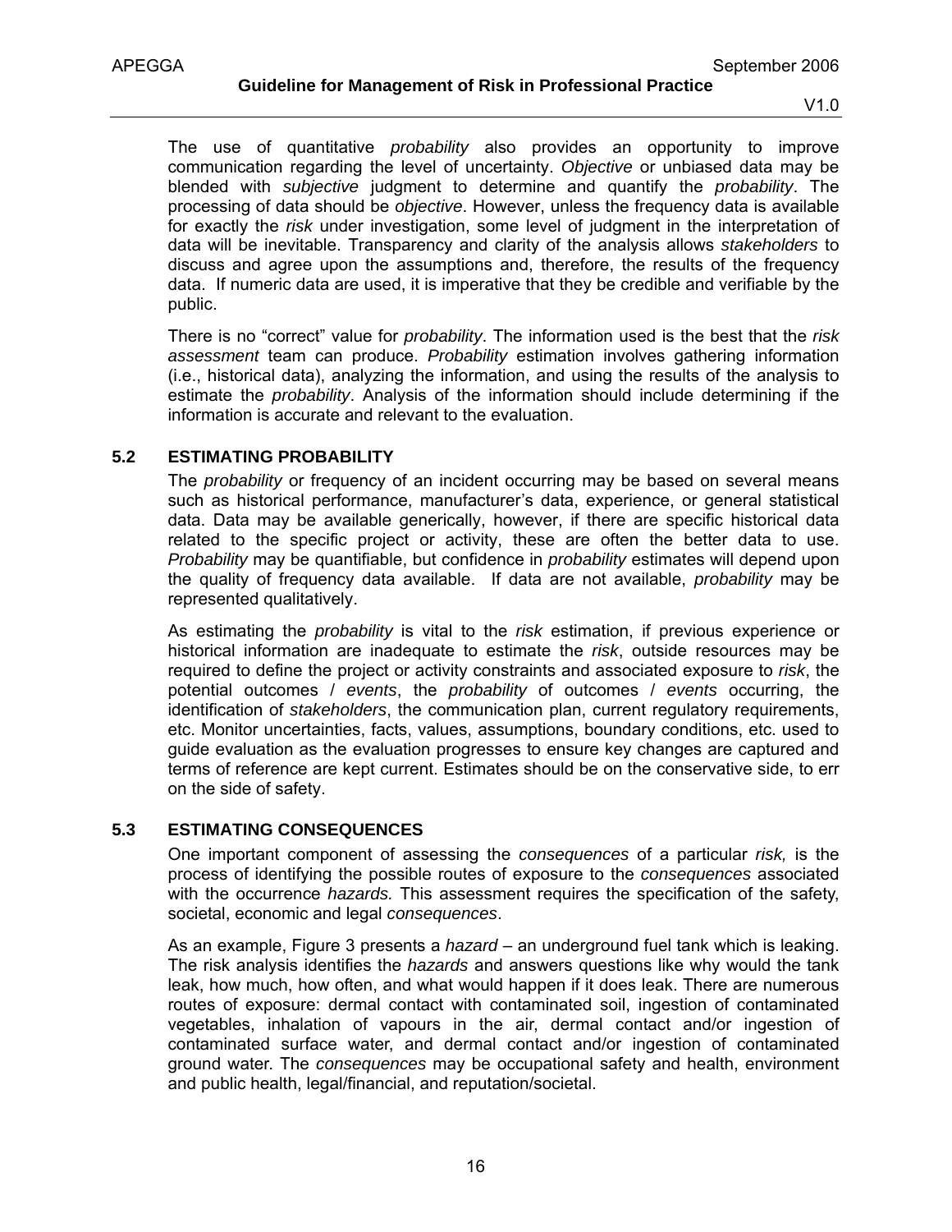The use of quantitative *probability* also provides an opportunity to improve communication regarding the level of uncertainty. *Objective* or unbiased data may be blended with *subjective* judgment to determine and quantify the *probability*. The processing of data should be *objective*. However, unless the frequency data is available for exactly the *risk* under investigation, some level of judgment in the interpretation of data will be inevitable. Transparency and clarity of the analysis allows *stakeholders* to discuss and agree upon the assumptions and, therefore, the results of the frequency data. If numeric data are used, it is imperative that they be credible and verifiable by the public.

There is no "correct" value for *probability*. The information used is the best that the *risk assessment* team can produce. *Probability* estimation involves gathering information (i.e., historical data), analyzing the information, and using the results of the analysis to estimate the *probability*. Analysis of the information should include determining if the information is accurate and relevant to the evaluation.

## 5.2 ESTIMATING PROBABILITY

The *probability* or frequency of an incident occurring may be based on several means such as historical performance, manufacturer's data, experience, or general statistical data. Data may be available generically, however, if there are specific historical data related to the specific project or activity, these are often the better data to use. *Probability* may be quantifiable, but confidence in *probability* estimates will depend upon the quality of frequency data available. If data are not available, *probability* may be represented qualitatively.

As estimating the *probability* is vital to the *risk* estimation, if previous experience or historical information are inadequate to estimate the *risk*, outside resources may be required to define the project or activity constraints and associated exposure to *risk*, the potential outcomes / *events*, the *probability* of outcomes / *events* occurring, the identification of *stakeholders*, the communication plan, current regulatory requirements, etc. Monitor uncertainties, facts, values, assumptions, boundary conditions, etc. used to guide evaluation as the evaluation progresses to ensure key changes are captured and terms of reference are kept current. Estimates should be on the conservative side, to err on the side of safety.

## 5.3 ESTIMATING CONSEQUENCES

One important component of assessing the *consequences* of a particular *risk,* is the process of identifying the possible routes of exposure to the *consequences* associated with the occurrence *hazards.* This assessment requires the specification of the safety, societal, economic and legal *consequences*.

As an example, Figure 3 presents a *hazard* – an underground fuel tank which is leaking. The risk analysis identifies the *hazards* and answers questions like why would the tank leak, how much, how often, and what would happen if it does leak. There are numerous routes of exposure: dermal contact with contaminated soil, ingestion of contaminated vegetables, inhalation of vapours in the air, dermal contact and/or ingestion of contaminated surface water, and dermal contact and/or ingestion of contaminated ground water. The *consequences* may be occupational safety and health, environment and public health, legal/financial, and reputation/societal.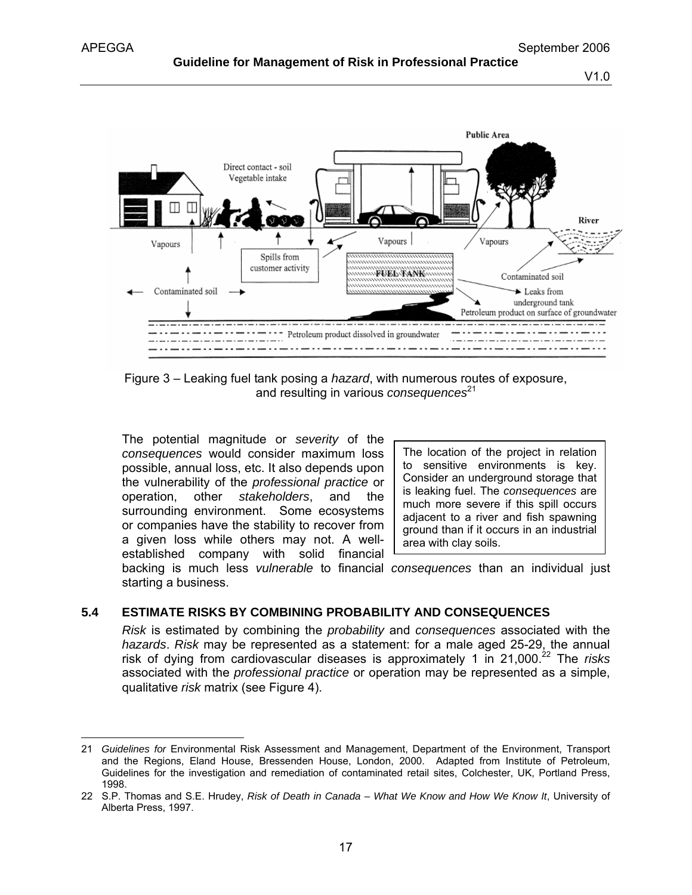Figure 3 – Leaking fuel tank posing a *hazard*, with numerous routes of exposure, and resulting in various *consequences*[21]

The potential magnitude or *severity* of the *consequences* would consider maximum loss possible, annual loss, etc. It also depends upon the vulnerability of the *professional practice* or operation, other *stakeholders*, and the surrounding environment. Some ecosystems or companies have the stability to recover from a given loss while others may not. A well-established company with solid financial backing is much less *vulnerable* to financial *consequences* than an individual just starting a business.

> The location of the project in relation to sensitive environments is key. Consider an underground storage that is leaking fuel. The *consequences* are much more severe if this spill occurs adjacent to a river and fish spawning ground than if it occurs in an industrial area with clay soils.

## 5.4 ESTIMATE RISKS BY COMBINING PROBABILITY AND CONSEQUENCES

*Risk* is estimated by combining the *probability* and *consequences* associated with the *hazards*. *Risk* may be represented as a statement: for a male aged 25-29, the annual risk of dying from cardiovascular diseases is approximately 1 in 21,000.[22] The *risks* associated with the *professional practice* or operation may be represented as a simple, qualitative *risk* matrix (see Figure 4).

---

21 *Guidelines for* Environmental Risk Assessment and Management, Department of the Environment, Transport and the Regions, Eland House, Bressenden House, London, 2000. Adapted from Institute of Petroleum, Guidelines for the investigation and remediation of contaminated retail sites, Colchester, UK, Portland Press, 1998.

22 S.P. Thomas and S.E. Hrudey, *Risk of Death in Canada – What We Know and How We Know It*, University of Alberta Press, 1997.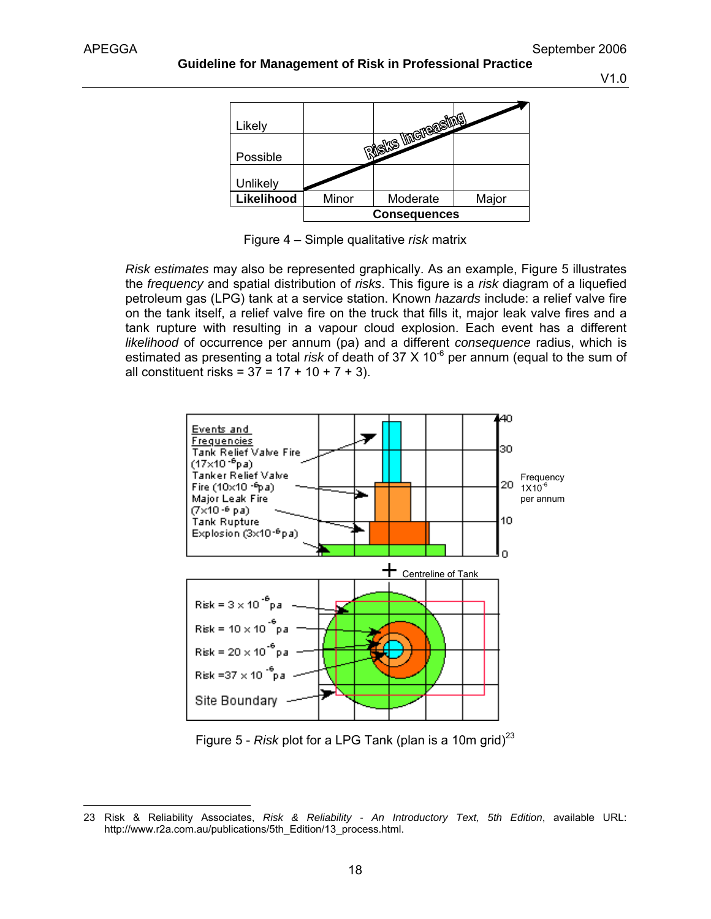| Likely | | | |
|---|---|---|---|
| Possible | | | |
| Unlikely | | | |
| **Likelihood** | Minor | Moderate | Major |
| | **Consequences** | | |

Figure 4 – Simple qualitative *risk* matrix

*Risk estimates* may also be represented graphically. As an example, Figure 5 illustrates the *frequency* and spatial distribution of *risks*. This figure is a *risk* diagram of a liquefied petroleum gas (LPG) tank at a service station. Known *hazards* include: a relief valve fire on the tank itself, a relief valve fire on the truck that fills it, major leak valve fires and a tank rupture with resulting in a vapour cloud explosion. Each event has a different *likelihood* of occurrence per annum (pa) and a different *consequence* radius, which is estimated as presenting a total *risk* of death of 37 X $10^{-6}$ per annum (equal to the sum of all constituent risks = 37 = 17 + 10 + 7 + 3).

Figure 5 - *Risk* plot for a LPG Tank (plan is a 10m grid)[23]

23 Risk & Reliability Associates, *Risk & Reliability - An Introductory Text, 5th Edition*, available URL: http://www.r2a.com.au/publications/5th_Edition/13_process.html.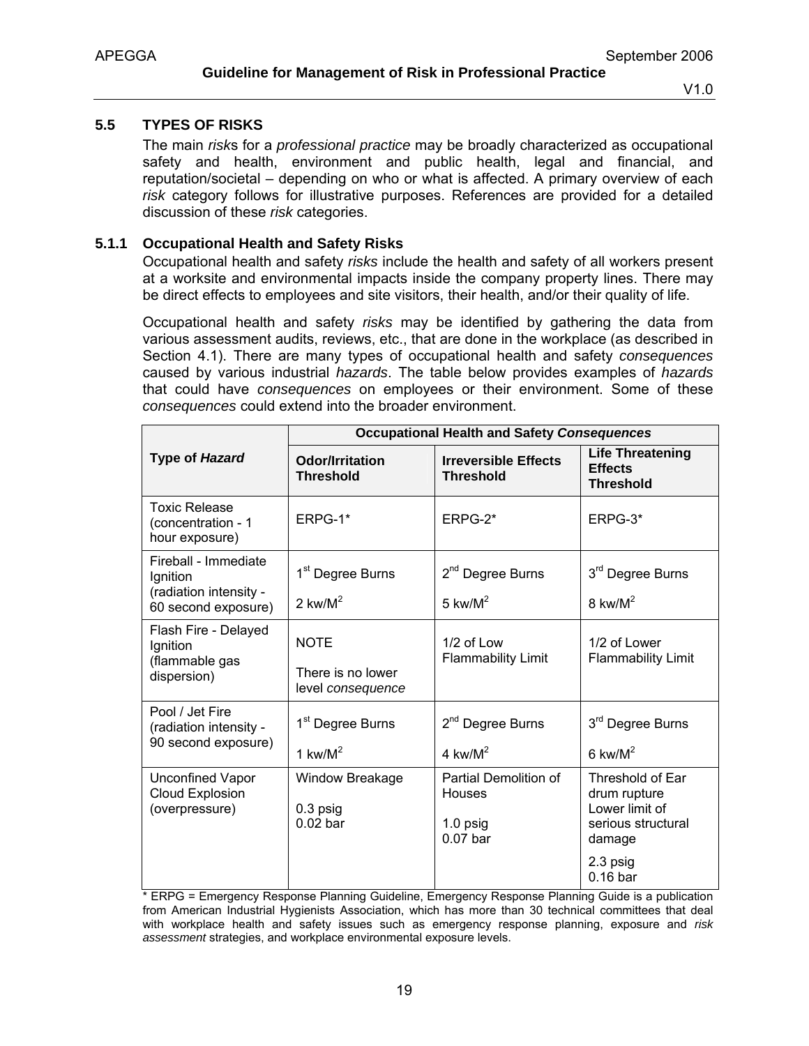## 5.5 TYPES OF RISKS

The main *risk*s for a *professional practice* may be broadly characterized as occupational safety and health, environment and public health, legal and financial, and reputation/societal – depending on who or what is affected. A primary overview of each *risk* category follows for illustrative purposes. References are provided for a detailed discussion of these *risk* categories.

### 5.1.1 Occupational Health and Safety Risks

Occupational health and safety *risks* include the health and safety of all workers present at a worksite and environmental impacts inside the company property lines. There may be direct effects to employees and site visitors, their health, and/or their quality of life.

Occupational health and safety *risks* may be identified by gathering the data from various assessment audits, reviews, etc., that are done in the workplace (as described in Section 4.1). There are many types of occupational health and safety *consequences* caused by various industrial *hazards*. The table below provides examples of *hazards* that could have *consequences* on employees or their environment. Some of these *consequences* could extend into the broader environment.

| Type of *Hazard* | Occupational Health and Safety *Consequences* | | |
|---|---|---|---|
| | **Odor/Irritation Threshold** | **Irreversible Effects Threshold** | **Life Threatening Effects Threshold** |
| Toxic Release (concentration - 1 hour exposure) | ERPG-1* | ERPG-2* | ERPG-3* |
| Fireball - Immediate Ignition (radiation intensity - 60 second exposure) | 1st Degree Burns<br>2 kw/M$^2$ | 2nd Degree Burns<br>5 kw/M$^2$ | 3rd Degree Burns<br>8 kw/M$^2$ |
| Flash Fire - Delayed Ignition (flammable gas dispersion) | NOTE<br>There is no lower level *consequence* | 1/2 of Low Flammability Limit | 1/2 of Lower Flammability Limit |
| Pool / Jet Fire (radiation intensity - 90 second exposure) | 1st Degree Burns<br>1 kw/M$^2$ | 2nd Degree Burns<br>4 kw/M$^2$ | 3rd Degree Burns<br>6 kw/M$^2$ |
| Unconfined Vapor Cloud Explosion (overpressure) | Window Breakage<br>0.3 psig<br>0.02 bar | Partial Demolition of Houses<br>1.0 psig<br>0.07 bar | Threshold of Ear drum rupture<br>Lower limit of serious structural damage<br>2.3 psig<br>0.16 bar |

\* ERPG = Emergency Response Planning Guideline, Emergency Response Planning Guide is a publication from American Industrial Hygienists Association, which has more than 30 technical committees that deal with workplace health and safety issues such as emergency response planning, exposure and *risk assessment* strategies, and workplace environmental exposure levels.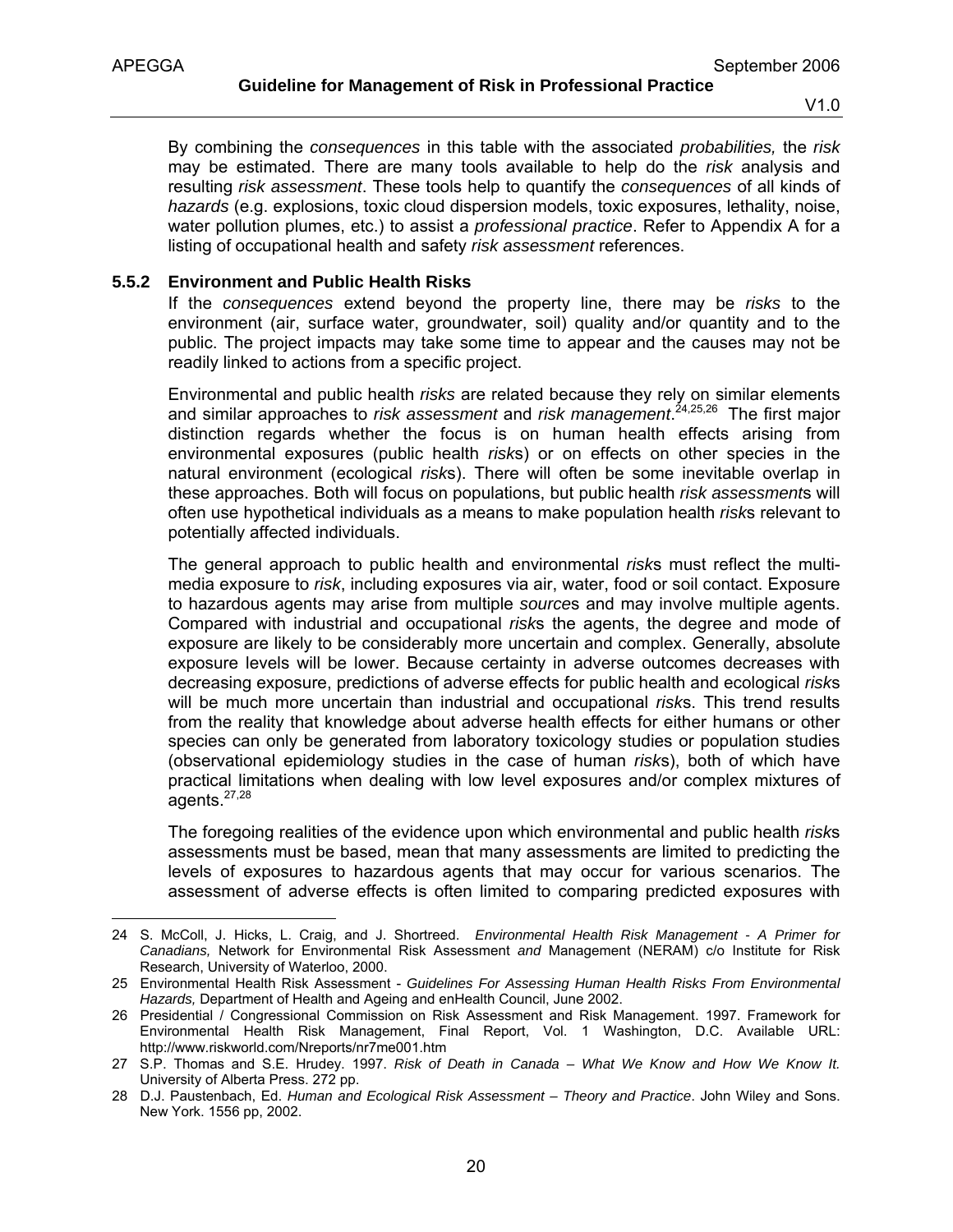By combining the *consequences* in this table with the associated *probabilities,* the *risk* may be estimated. There are many tools available to help do the *risk* analysis and resulting *risk assessment*. These tools help to quantify the *consequences* of all kinds of *hazards* (e.g. explosions, toxic cloud dispersion models, toxic exposures, lethality, noise, water pollution plumes, etc.) to assist a *professional practice*. Refer to Appendix A for a listing of occupational health and safety *risk assessment* references.

### 5.5.2 Environment and Public Health Risks

If the *consequences* extend beyond the property line, there may be *risks* to the environment (air, surface water, groundwater, soil) quality and/or quantity and to the public. The project impacts may take some time to appear and the causes may not be readily linked to actions from a specific project.

Environmental and public health *risks* are related because they rely on similar elements and similar approaches to *risk assessment* and *risk management*.[24,25,26] The first major distinction regards whether the focus is on human health effects arising from environmental exposures (public health *risk*s) or on effects on other species in the natural environment (ecological *risk*s). There will often be some inevitable overlap in these approaches. Both will focus on populations, but public health *risk assessment*s will often use hypothetical individuals as a means to make population health *risk*s relevant to potentially affected individuals.

The general approach to public health and environmental *risk*s must reflect the multi-media exposure to *risk*, including exposures via air, water, food or soil contact. Exposure to hazardous agents may arise from multiple *source*s and may involve multiple agents. Compared with industrial and occupational *risk*s the agents, the degree and mode of exposure are likely to be considerably more uncertain and complex. Generally, absolute exposure levels will be lower. Because certainty in adverse outcomes decreases with decreasing exposure, predictions of adverse effects for public health and ecological *risk*s will be much more uncertain than industrial and occupational *risk*s. This trend results from the reality that knowledge about adverse health effects for either humans or other species can only be generated from laboratory toxicology studies or population studies (observational epidemiology studies in the case of human *risk*s), both of which have practical limitations when dealing with low level exposures and/or complex mixtures of agents.[27,28]

The foregoing realities of the evidence upon which environmental and public health *risk*s assessments must be based, mean that many assessments are limited to predicting the levels of exposures to hazardous agents that may occur for various scenarios. The assessment of adverse effects is often limited to comparing predicted exposures with

---

24 S. McColl, J. Hicks, L. Craig, and J. Shortreed. *Environmental Health Risk Management - A Primer for Canadians,* Network for Environmental Risk Assessment *and* Management (NERAM) c/o Institute for Risk Research, University of Waterloo, 2000.

25 Environmental Health Risk Assessment - *Guidelines For Assessing Human Health Risks From Environmental Hazards,* Department of Health and Ageing and enHealth Council, June 2002.

26 Presidential / Congressional Commission on Risk Assessment and Risk Management. 1997. Framework for Environmental Health Risk Management, Final Report, Vol. 1 Washington, D.C. Available URL: http://www.riskworld.com/Nreports/nr7me001.htm

27 S.P. Thomas and S.E. Hrudey. 1997. *Risk of Death in Canada – What We Know and How We Know It.* University of Alberta Press. 272 pp.

28 D.J. Paustenbach, Ed. *Human and Ecological Risk Assessment – Theory and Practice*. John Wiley and Sons. New York. 1556 pp, 2002.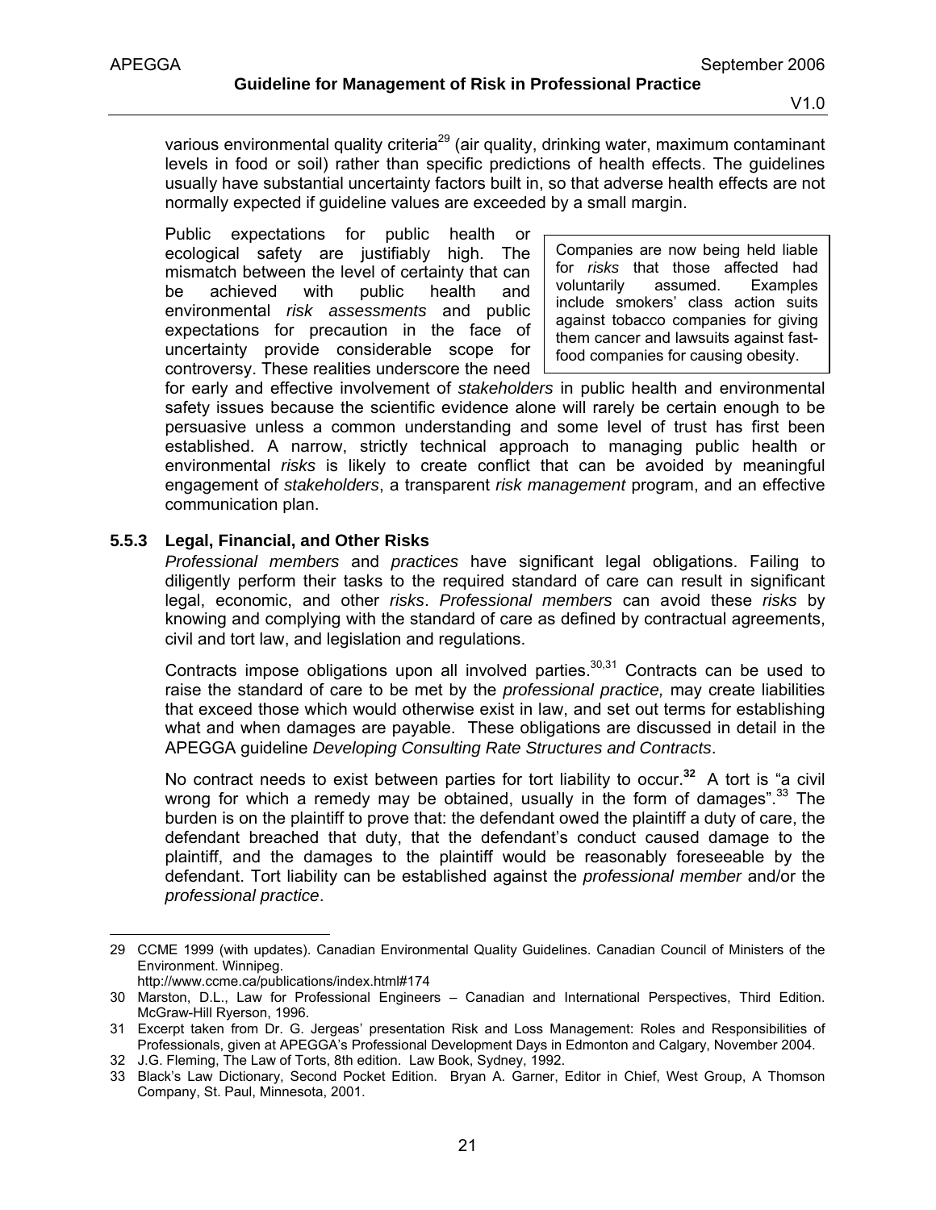various environmental quality criteria[29] (air quality, drinking water, maximum contaminant levels in food or soil) rather than specific predictions of health effects. The guidelines usually have substantial uncertainty factors built in, so that adverse health effects are not normally expected if guideline values are exceeded by a small margin.

Public expectations for public health or ecological safety are justifiably high. The mismatch between the level of certainty that can be achieved with public health and environmental *risk assessments* and public expectations for precaution in the face of uncertainty provide considerable scope for controversy. These realities underscore the need for early and effective involvement of *stakeholders* in public health and environmental safety issues because the scientific evidence alone will rarely be certain enough to be persuasive unless a common understanding and some level of trust has first been established. A narrow, strictly technical approach to managing public health or environmental *risks* is likely to create conflict that can be avoided by meaningful engagement of *stakeholders*, a transparent *risk management* program, and an effective communication plan.

> Companies are now being held liable for *risks* that those affected had voluntarily assumed. Examples include smokers' class action suits against tobacco companies for giving them cancer and lawsuits against fast-food companies for causing obesity.

### 5.5.3 Legal, Financial, and Other Risks

*Professional members* and *practices* have significant legal obligations. Failing to diligently perform their tasks to the required standard of care can result in significant legal, economic, and other *risks*. *Professional members* can avoid these *risks* by knowing and complying with the standard of care as defined by contractual agreements, civil and tort law, and legislation and regulations.

Contracts impose obligations upon all involved parties.[30,31] Contracts can be used to raise the standard of care to be met by the *professional practice,* may create liabilities that exceed those which would otherwise exist in law, and set out terms for establishing what and when damages are payable. These obligations are discussed in detail in the APEGGA guideline *Developing Consulting Rate Structures and Contracts*.

No contract needs to exist between parties for tort liability to occur.[32] A tort is "a civil wrong for which a remedy may be obtained, usually in the form of damages".[33] The burden is on the plaintiff to prove that: the defendant owed the plaintiff a duty of care, the defendant breached that duty, that the defendant's conduct caused damage to the plaintiff, and the damages to the plaintiff would be reasonably foreseeable by the defendant. Tort liability can be established against the *professional member* and/or the *professional practice*.

---

29 CCME 1999 (with updates). Canadian Environmental Quality Guidelines. Canadian Council of Ministers of the Environment. Winnipeg. http://www.ccme.ca/publications/index.html#174

30 Marston, D.L., Law for Professional Engineers – Canadian and International Perspectives, Third Edition. McGraw-Hill Ryerson, 1996.

31 Excerpt taken from Dr. G. Jergeas' presentation Risk and Loss Management: Roles and Responsibilities of Professionals, given at APEGGA's Professional Development Days in Edmonton and Calgary, November 2004.

32 J.G. Fleming, The Law of Torts, 8th edition. Law Book, Sydney, 1992.

33 Black's Law Dictionary, Second Pocket Edition. Bryan A. Garner, Editor in Chief, West Group, A Thomson Company, St. Paul, Minnesota, 2001.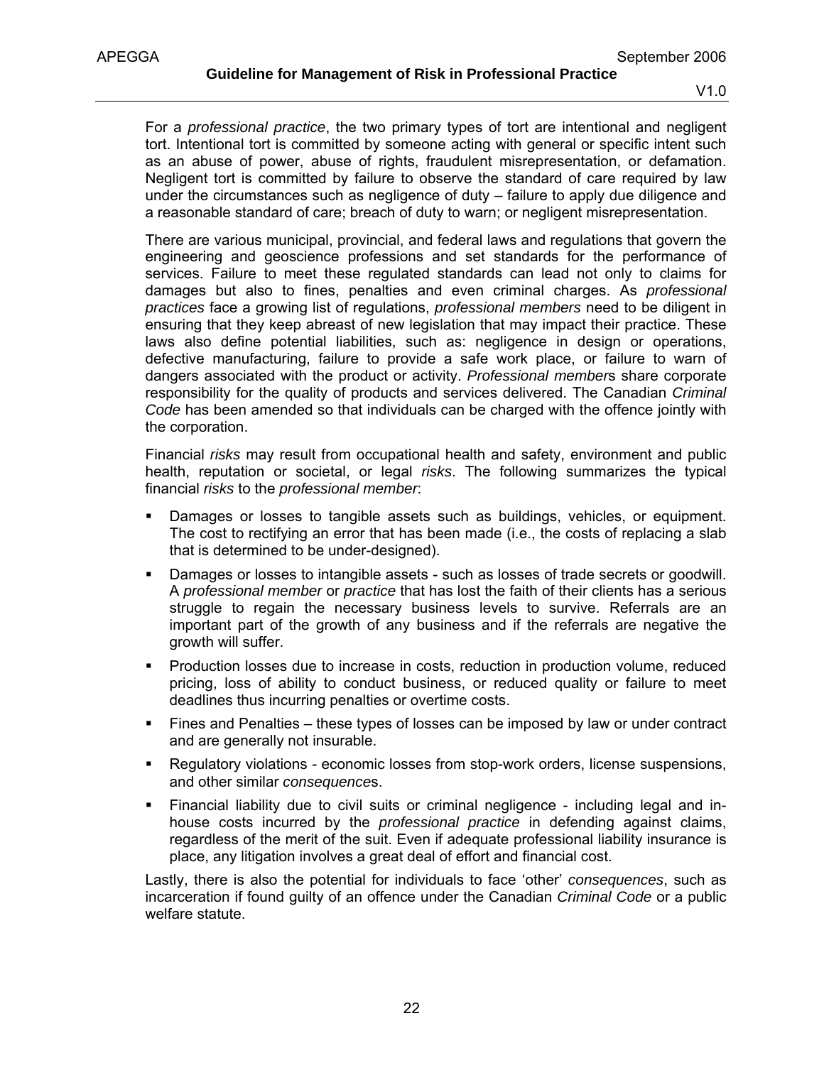For a *professional practice*, the two primary types of tort are intentional and negligent tort. Intentional tort is committed by someone acting with general or specific intent such as an abuse of power, abuse of rights, fraudulent misrepresentation, or defamation. Negligent tort is committed by failure to observe the standard of care required by law under the circumstances such as negligence of duty – failure to apply due diligence and a reasonable standard of care; breach of duty to warn; or negligent misrepresentation.

There are various municipal, provincial, and federal laws and regulations that govern the engineering and geoscience professions and set standards for the performance of services. Failure to meet these regulated standards can lead not only to claims for damages but also to fines, penalties and even criminal charges. As *professional practices* face a growing list of regulations, *professional members* need to be diligent in ensuring that they keep abreast of new legislation that may impact their practice. These laws also define potential liabilities, such as: negligence in design or operations, defective manufacturing, failure to provide a safe work place, or failure to warn of dangers associated with the product or activity. *Professional member*s share corporate responsibility for the quality of products and services delivered. The Canadian *Criminal Code* has been amended so that individuals can be charged with the offence jointly with the corporation.

Financial *risks* may result from occupational health and safety, environment and public health, reputation or societal, or legal *risks*. The following summarizes the typical financial *risks* to the *professional member*:

- Damages or losses to tangible assets such as buildings, vehicles, or equipment. The cost to rectifying an error that has been made (i.e., the costs of replacing a slab that is determined to be under-designed).
- Damages or losses to intangible assets - such as losses of trade secrets or goodwill. A *professional member* or *practice* that has lost the faith of their clients has a serious struggle to regain the necessary business levels to survive. Referrals are an important part of the growth of any business and if the referrals are negative the growth will suffer.
- Production losses due to increase in costs, reduction in production volume, reduced pricing, loss of ability to conduct business, or reduced quality or failure to meet deadlines thus incurring penalties or overtime costs.
- Fines and Penalties – these types of losses can be imposed by law or under contract and are generally not insurable.
- Regulatory violations - economic losses from stop-work orders, license suspensions, and other similar *consequence*s.
- Financial liability due to civil suits or criminal negligence - including legal and in-house costs incurred by the *professional practice* in defending against claims, regardless of the merit of the suit. Even if adequate professional liability insurance is place, any litigation involves a great deal of effort and financial cost.

Lastly, there is also the potential for individuals to face 'other' *consequences*, such as incarceration if found guilty of an offence under the Canadian *Criminal Code* or a public welfare statute.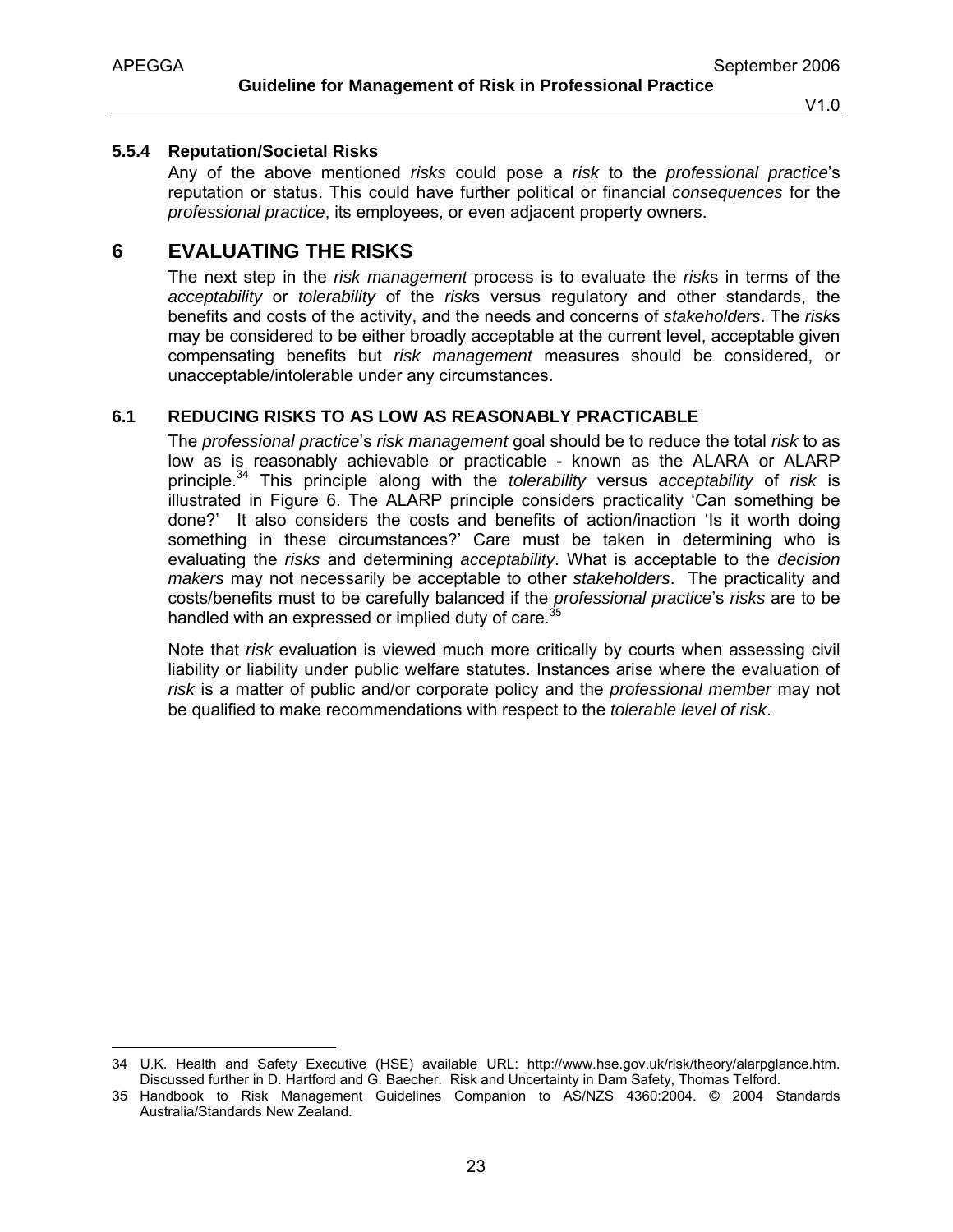#### 5.5.4 Reputation/Societal Risks

Any of the above mentioned *risks* could pose a *risk* to the *professional practice*'s reputation or status. This could have further political or financial *consequences* for the *professional practice*, its employees, or even adjacent property owners.

## 6 EVALUATING THE RISKS

The next step in the *risk management* process is to evaluate the *risk*s in terms of the *acceptability* or *tolerability* of the *risk*s versus regulatory and other standards, the benefits and costs of the activity, and the needs and concerns of *stakeholders*. The *risk*s may be considered to be either broadly acceptable at the current level, acceptable given compensating benefits but *risk management* measures should be considered, or unacceptable/intolerable under any circumstances.

### 6.1 REDUCING RISKS TO AS LOW AS REASONABLY PRACTICABLE

The *professional practice*'s *risk management* goal should be to reduce the total *risk* to as low as is reasonably achievable or practicable - known as the ALARA or ALARP principle.[34] This principle along with the *tolerability* versus *acceptability* of *risk* is illustrated in Figure 6. The ALARP principle considers practicality 'Can something be done?' It also considers the costs and benefits of action/inaction 'Is it worth doing something in these circumstances?' Care must be taken in determining who is evaluating the *risks* and determining *acceptability*. What is acceptable to the *decision makers* may not necessarily be acceptable to other *stakeholders*. The practicality and costs/benefits must to be carefully balanced if the *professional practice*'s *risks* are to be handled with an expressed or implied duty of care.[35]

Note that *risk* evaluation is viewed much more critically by courts when assessing civil liability or liability under public welfare statutes. Instances arise where the evaluation of *risk* is a matter of public and/or corporate policy and the *professional member* may not be qualified to make recommendations with respect to the *tolerable level of risk*.

---

34 U.K. Health and Safety Executive (HSE) available URL: http://www.hse.gov.uk/risk/theory/alarpglance.htm. Discussed further in D. Hartford and G. Baecher. Risk and Uncertainty in Dam Safety, Thomas Telford.

35 Handbook to Risk Management Guidelines Companion to AS/NZS 4360:2004. © 2004 Standards Australia/Standards New Zealand.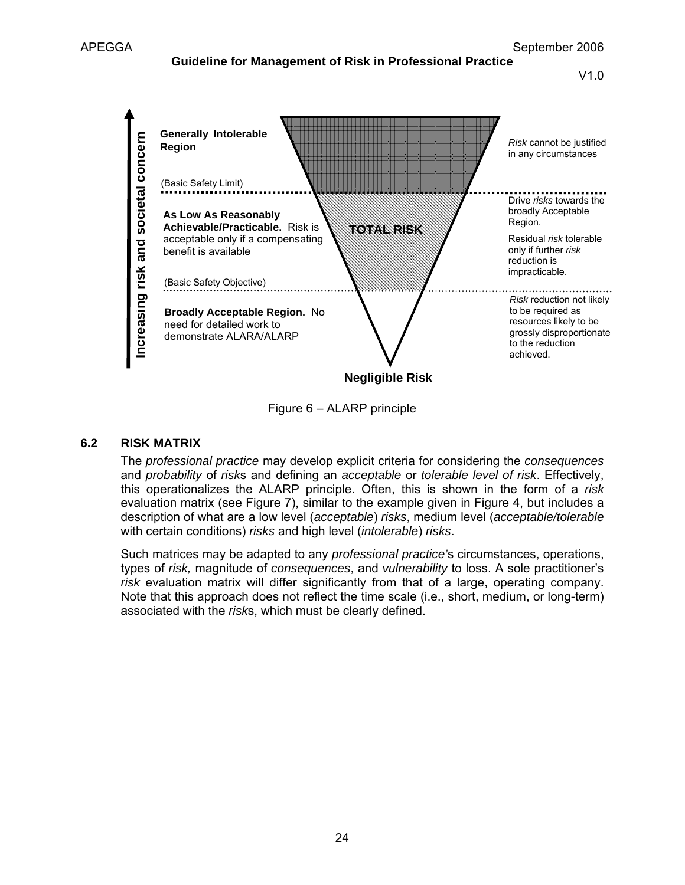Increasing risk and societal concern

**Generally Intolerable Region**

(Basic Safety Limit)

**As Low As Reasonably Achievable/Practicable.** Risk is acceptable only if a compensating benefit is available

(Basic Safety Objective)

**Broadly Acceptable Region.** No need for detailed work to demonstrate ALARA/ALARP

**TOTAL RISK**

**Negligible Risk**

*Risk* cannot be justified in any circumstances

Drive *risks* towards the broadly Acceptable Region.

Residual *risk* tolerable only if further *risk* reduction is impracticable.

*Risk* reduction not likely to be required as resources likely to be grossly disproportionate to the reduction achieved.

Figure 6 – ALARP principle

## 6.2 RISK MATRIX

The *professional practice* may develop explicit criteria for considering the *consequences* and *probability* of *risk*s and defining an *acceptable* or *tolerable level of risk*. Effectively, this operationalizes the ALARP principle. Often, this is shown in the form of a *risk* evaluation matrix (see Figure 7), similar to the example given in Figure 4, but includes a description of what are a low level (*acceptable*) *risks*, medium level (*acceptable/tolerable* with certain conditions) *risks* and high level (*intolerable*) *risks*.

Such matrices may be adapted to any *professional practice'*s circumstances, operations, types of *risk,* magnitude of *consequences*, and *vulnerability* to loss. A sole practitioner's *risk* evaluation matrix will differ significantly from that of a large, operating company. Note that this approach does not reflect the time scale (i.e., short, medium, or long-term) associated with the *risk*s, which must be clearly defined.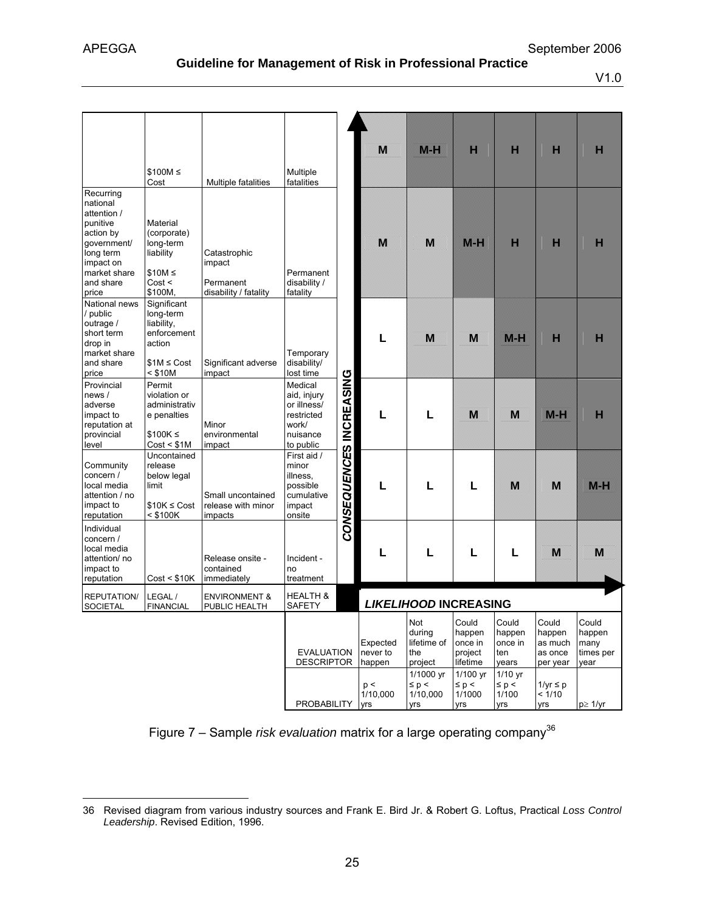| REPUTATION/ SOCIETAL | LEGAL / FINANCIAL | ENVIRONMENT & PUBLIC HEALTH | HEALTH & SAFETY | | | | | | |
|---|---|---|---|---|---|---|---|---|---|
| | $100M ≤ Cost | Multiple fatalities | Multiple fatalities | M | M-H | H | H | H | H |
| Recurring national attention / punitive action by government/ long term impact on market share and share price | Material (corporate) long-term liability<br>$10M ≤ Cost < $100M, | Catastrophic impact<br>Permanent disability / fatality | Permanent disability / fatality | M | M | M-H | H | H | H |
| National news / public outrage / short term drop in market share and share price | Significant long-term liability, enforcement action<br>$1M ≤ Cost < $10M | Significant adverse impact | Temporary disability/ lost time | L | M | M | M-H | H | H |
| Provincial news / adverse impact to reputation at provincial level | Permit violation or administrative penalties<br>$100K ≤ Cost < $1M | Minor environmental impact | Medical aid, injury or illness/ restricted work/ nuisance to public | L | L | M | M | M-H | H |
| Community concern / local media attention / no impact to reputation | Uncontained release below legal limit<br>$10K ≤ Cost < $100K | Small uncontained release with minor impacts | First aid / minor illness, possible cumulative impact onsite | L | L | L | M | M | M-H |
| Individual concern / local media attention/ no impact to reputation | Cost < $10K | Release onsite - contained immediately | Incident - no treatment | L | L | L | L | M | M |
| | | | **EVALUATION DESCRIPTOR** | Expected never to happen | Not during lifetime of the project | Could happen once in project lifetime | Could happen once in ten years | Could happen as much as once per year | Could happen many times per year |
| | | | **PROBABILITY** | p < 1/10,000 yrs | 1/1000 yr ≤ p < 1/10,000 yrs | 1/100 yr ≤ p < 1/1000 yrs | 1/10 yr ≤ p < 1/100 yrs | 1/yr ≤ p < 1/10 yrs | p≥ 1/yr |

***CONSEQUENCES* INCREASING** (vertical axis, upward) — ***LIKELIHOOD* INCREASING** (horizontal axis, rightward)

Figure 7 – Sample *risk evaluation* matrix for a large operating company[36]

36 Revised diagram from various industry sources and Frank E. Bird Jr. & Robert G. Loftus, Practical *Loss Control Leadership*. Revised Edition, 1996.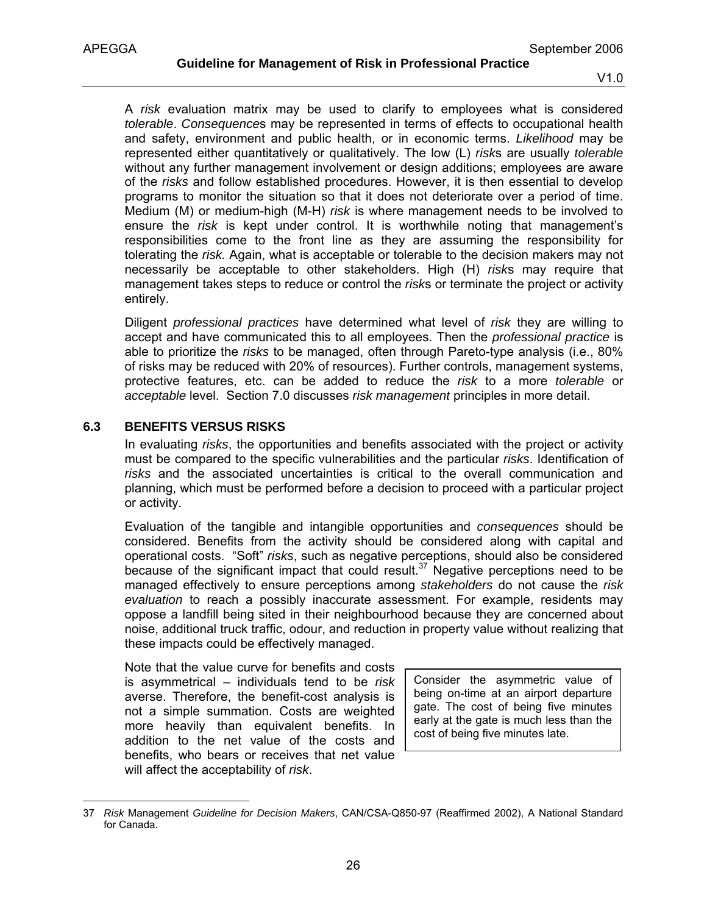A *risk* evaluation matrix may be used to clarify to employees what is considered *tolerable*. *Consequence*s may be represented in terms of effects to occupational health and safety, environment and public health, or in economic terms. *Likelihood* may be represented either quantitatively or qualitatively. The low (L) *risk*s are usually *tolerable* without any further management involvement or design additions; employees are aware of the *risks* and follow established procedures. However, it is then essential to develop programs to monitor the situation so that it does not deteriorate over a period of time. Medium (M) or medium-high (M-H) *risk* is where management needs to be involved to ensure the *risk* is kept under control. It is worthwhile noting that management's responsibilities come to the front line as they are assuming the responsibility for tolerating the *risk.* Again, what is acceptable or tolerable to the decision makers may not necessarily be acceptable to other stakeholders. High (H) *risk*s may require that management takes steps to reduce or control the *risk*s or terminate the project or activity entirely.

Diligent *professional practices* have determined what level of *risk* they are willing to accept and have communicated this to all employees. Then the *professional practice* is able to prioritize the *risks* to be managed, often through Pareto-type analysis (i.e., 80% of risks may be reduced with 20% of resources). Further controls, management systems, protective features, etc. can be added to reduce the *risk* to a more *tolerable* or *acceptable* level. Section 7.0 discusses *risk management* principles in more detail.

### 6.3 BENEFITS VERSUS RISKS

In evaluating *risks*, the opportunities and benefits associated with the project or activity must be compared to the specific vulnerabilities and the particular *risks*. Identification of *risks* and the associated uncertainties is critical to the overall communication and planning, which must be performed before a decision to proceed with a particular project or activity.

Evaluation of the tangible and intangible opportunities and *consequences* should be considered. Benefits from the activity should be considered along with capital and operational costs. "Soft" *risks*, such as negative perceptions, should also be considered because of the significant impact that could result.[37] Negative perceptions need to be managed effectively to ensure perceptions among *stakeholders* do not cause the *risk evaluation* to reach a possibly inaccurate assessment. For example, residents may oppose a landfill being sited in their neighbourhood because they are concerned about noise, additional truck traffic, odour, and reduction in property value without realizing that these impacts could be effectively managed.

Note that the value curve for benefits and costs is asymmetrical – individuals tend to be *risk* averse. Therefore, the benefit-cost analysis is not a simple summation. Costs are weighted more heavily than equivalent benefits. In addition to the net value of the costs and benefits, who bears or receives that net value will affect the acceptability of *risk*.

> Consider the asymmetric value of being on-time at an airport departure gate. The cost of being five minutes early at the gate is much less than the cost of being five minutes late.

---

37 *Risk* Management *Guideline for Decision Makers*, CAN/CSA-Q850-97 (Reaffirmed 2002), A National Standard for Canada.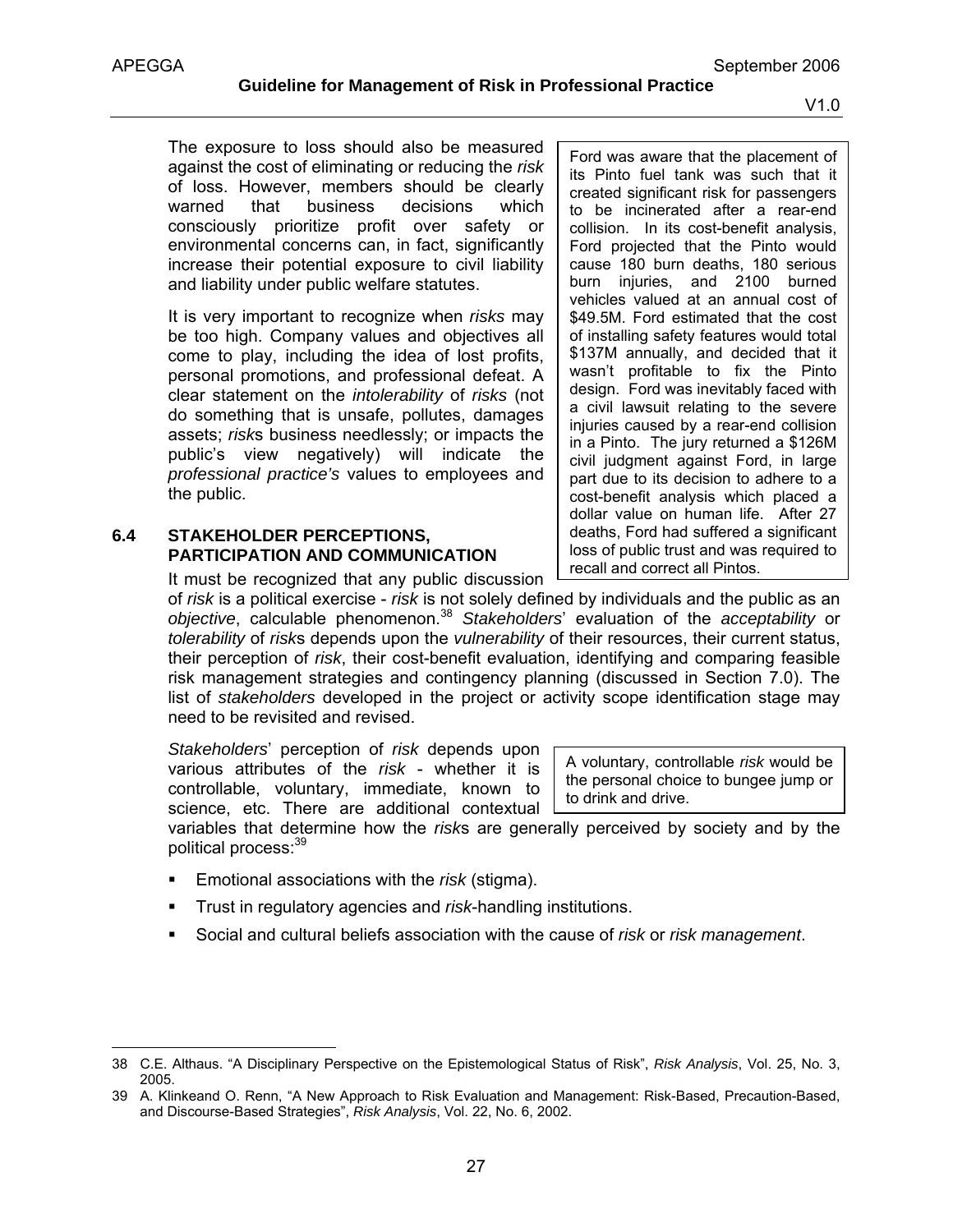The exposure to loss should also be measured against the cost of eliminating or reducing the *risk* of loss. However, members should be clearly warned that business decisions which consciously prioritize profit over safety or environmental concerns can, in fact, significantly increase their potential exposure to civil liability and liability under public welfare statutes.

> Ford was aware that the placement of its Pinto fuel tank was such that it created significant risk for passengers to be incinerated after a rear-end collision. In its cost-benefit analysis, Ford projected that the Pinto would cause 180 burn deaths, 180 serious burn injuries, and 2100 burned vehicles valued at an annual cost of $49.5M. Ford estimated that the cost of installing safety features would total $137M annually, and decided that it wasn't profitable to fix the Pinto design. Ford was inevitably faced with a civil lawsuit relating to the severe injuries caused by a rear-end collision in a Pinto. The jury returned a $126M civil judgment against Ford, in large part due to its decision to adhere to a cost-benefit analysis which placed a dollar value on human life. After 27 deaths, Ford had suffered a significant loss of public trust and was required to recall and correct all Pintos.

It is very important to recognize when *risks* may be too high. Company values and objectives all come to play, including the idea of lost profits, personal promotions, and professional defeat. A clear statement on the *intolerability* of *risks* (not do something that is unsafe, pollutes, damages assets; *risk*s business needlessly; or impacts the public's view negatively) will indicate the *professional practice's* values to employees and the public.

## 6.4 STAKEHOLDER PERCEPTIONS, PARTICIPATION AND COMMUNICATION

It must be recognized that any public discussion of *risk* is a political exercise - *risk* is not solely defined by individuals and the public as an *objective*, calculable phenomenon.[38] *Stakeholders*' evaluation of the *acceptability* or *tolerability* of *risk*s depends upon the *vulnerability* of their resources, their current status, their perception of *risk*, their cost-benefit evaluation, identifying and comparing feasible risk management strategies and contingency planning (discussed in Section 7.0). The list of *stakeholders* developed in the project or activity scope identification stage may need to be revisited and revised.

*Stakeholders*' perception of *risk* depends upon various attributes of the *risk* - whether it is controllable, voluntary, immediate, known to science, etc. There are additional contextual variables that determine how the *risk*s are generally perceived by society and by the political process:[39]

> A voluntary, controllable *risk* would be the personal choice to bungee jump or to drink and drive.

- Emotional associations with the *risk* (stigma).
- Trust in regulatory agencies and *risk*-handling institutions.
- Social and cultural beliefs association with the cause of *risk* or *risk management*.

---

38 C.E. Althaus. "A Disciplinary Perspective on the Epistemological Status of Risk", *Risk Analysis*, Vol. 25, No. 3, 2005.

39 A. Klinkeand O. Renn, "A New Approach to Risk Evaluation and Management: Risk-Based, Precaution-Based, and Discourse-Based Strategies", *Risk Analysis*, Vol. 22, No. 6, 2002.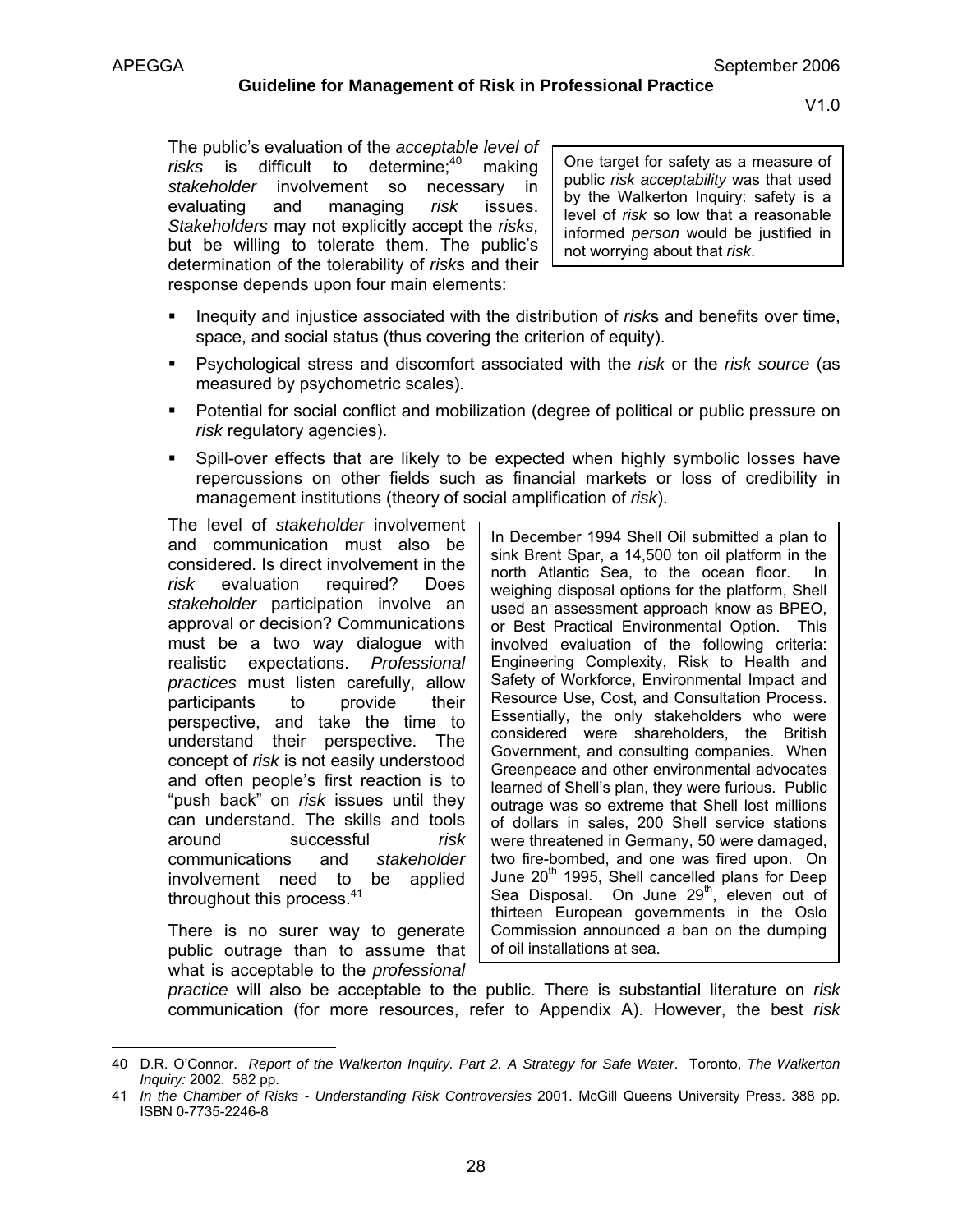The public's evaluation of the *acceptable level of risks* is difficult to determine;[40] making *stakeholder* involvement so necessary in evaluating and managing *risk* issues. *Stakeholders* may not explicitly accept the *risks*, but be willing to tolerate them. The public's determination of the tolerability of *risk*s and their response depends upon four main elements:

> One target for safety as a measure of public *risk acceptability* was that used by the Walkerton Inquiry: safety is a level of *risk* so low that a reasonable informed *person* would be justified in not worrying about that *risk*.

- Inequity and injustice associated with the distribution of *risk*s and benefits over time, space, and social status (thus covering the criterion of equity).
- Psychological stress and discomfort associated with the *risk* or the *risk source* (as measured by psychometric scales).
- Potential for social conflict and mobilization (degree of political or public pressure on *risk* regulatory agencies).
- Spill-over effects that are likely to be expected when highly symbolic losses have repercussions on other fields such as financial markets or loss of credibility in management institutions (theory of social amplification of *risk*).

The level of *stakeholder* involvement and communication must also be considered. Is direct involvement in the *risk* evaluation required? Does *stakeholder* participation involve an approval or decision? Communications must be a two way dialogue with realistic expectations. *Professional practices* must listen carefully, allow participants to provide their perspective, and take the time to understand their perspective. The concept of *risk* is not easily understood and often people's first reaction is to "push back" on *risk* issues until they can understand. The skills and tools around successful *risk* communications and *stakeholder* involvement need to be applied throughout this process.[41]

> In December 1994 Shell Oil submitted a plan to sink Brent Spar, a 14,500 ton oil platform in the north Atlantic Sea, to the ocean floor. In weighing disposal options for the platform, Shell used an assessment approach know as BPEO, or Best Practical Environmental Option. This involved evaluation of the following criteria: Engineering Complexity, Risk to Health and Safety of Workforce, Environmental Impact and Resource Use, Cost, and Consultation Process. Essentially, the only stakeholders who were considered were shareholders, the British Government, and consulting companies. When Greenpeace and other environmental advocates learned of Shell's plan, they were furious. Public outrage was so extreme that Shell lost millions of dollars in sales, 200 Shell service stations were threatened in Germany, 50 were damaged, two fire-bombed, and one was fired upon. On June 20th 1995, Shell cancelled plans for Deep Sea Disposal. On June 29th, eleven out of thirteen European governments in the Oslo Commission announced a ban on the dumping of oil installations at sea.

There is no surer way to generate public outrage than to assume that what is acceptable to the *professional practice* will also be acceptable to the public. There is substantial literature on *risk* communication (for more resources, refer to Appendix A). However, the best *risk*

---

40 D.R. O'Connor. *Report of the Walkerton Inquiry. Part 2. A Strategy for Safe Water*. Toronto, *The Walkerton Inquiry:* 2002. 582 pp.

41 *In the Chamber of Risks - Understanding Risk Controversies* 2001. McGill Queens University Press. 388 pp. ISBN 0-7735-2246-8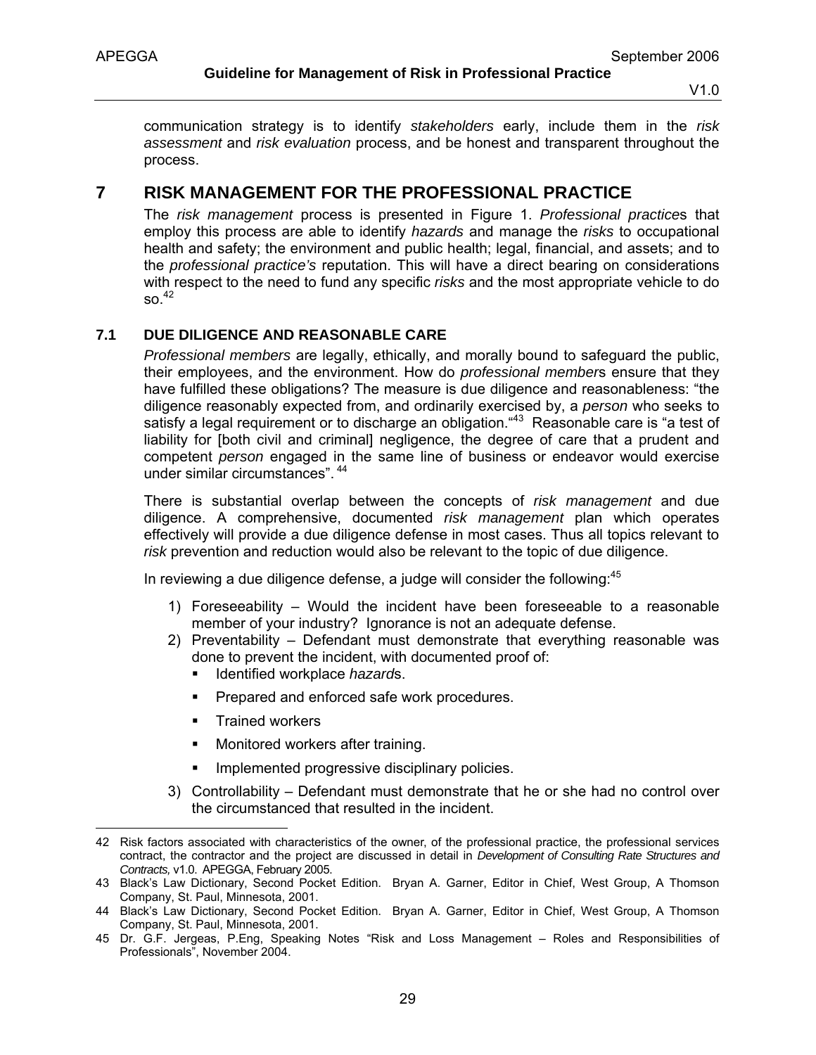communication strategy is to identify *stakeholders* early, include them in the *risk assessment* and *risk evaluation* process, and be honest and transparent throughout the process.

# 7 RISK MANAGEMENT FOR THE PROFESSIONAL PRACTICE

The *risk management* process is presented in Figure 1. *Professional practice*s that employ this process are able to identify *hazards* and manage the *risks* to occupational health and safety; the environment and public health; legal, financial, and assets; and to the *professional practice's* reputation. This will have a direct bearing on considerations with respect to the need to fund any specific *risks* and the most appropriate vehicle to do so.[42]

## 7.1 DUE DILIGENCE AND REASONABLE CARE

*Professional members* are legally, ethically, and morally bound to safeguard the public, their employees, and the environment. How do *professional member*s ensure that they have fulfilled these obligations? The measure is due diligence and reasonableness: "the diligence reasonably expected from, and ordinarily exercised by, a *person* who seeks to satisfy a legal requirement or to discharge an obligation."[43] Reasonable care is "a test of liability for [both civil and criminal] negligence, the degree of care that a prudent and competent *person* engaged in the same line of business or endeavor would exercise under similar circumstances".[44]

There is substantial overlap between the concepts of *risk management* and due diligence. A comprehensive, documented *risk management* plan which operates effectively will provide a due diligence defense in most cases. Thus all topics relevant to *risk* prevention and reduction would also be relevant to the topic of due diligence.

In reviewing a due diligence defense, a judge will consider the following:[45]

1) Foreseeability – Would the incident have been foreseeable to a reasonable member of your industry? Ignorance is not an adequate defense.
2) Preventability – Defendant must demonstrate that everything reasonable was done to prevent the incident, with documented proof of:
   - Identified workplace *hazard*s.
   - Prepared and enforced safe work procedures.
   - Trained workers
   - Monitored workers after training.
   - Implemented progressive disciplinary policies.
3) Controllability – Defendant must demonstrate that he or she had no control over the circumstanced that resulted in the incident.

---

42 Risk factors associated with characteristics of the owner, of the professional practice, the professional services contract, the contractor and the project are discussed in detail in *Development of Consulting Rate Structures and Contracts,* v1.0. APEGGA, February 2005.

43 Black's Law Dictionary, Second Pocket Edition. Bryan A. Garner, Editor in Chief, West Group, A Thomson Company, St. Paul, Minnesota, 2001.

44 Black's Law Dictionary, Second Pocket Edition. Bryan A. Garner, Editor in Chief, West Group, A Thomson Company, St. Paul, Minnesota, 2001.

45 Dr. G.F. Jergeas, P.Eng, Speaking Notes "Risk and Loss Management – Roles and Responsibilities of Professionals", November 2004.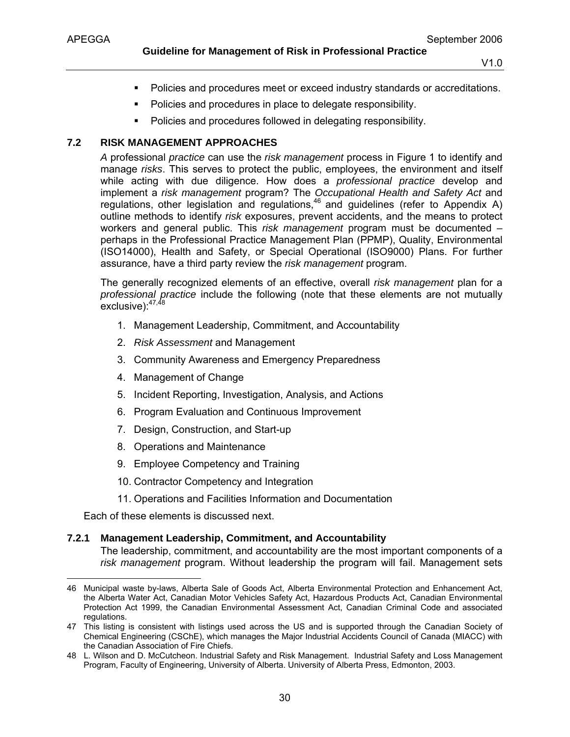- Policies and procedures meet or exceed industry standards or accreditations.
- Policies and procedures in place to delegate responsibility.
- Policies and procedures followed in delegating responsibility.

## 7.2 RISK MANAGEMENT APPROACHES

*A* professional *practice* can use the *risk management* process in Figure 1 to identify and manage *risks*. This serves to protect the public, employees, the environment and itself while acting with due diligence. How does a *professional practice* develop and implement a *risk management* program? The *Occupational Health and Safety Act* and regulations, other legislation and regulations,[46] and guidelines (refer to Appendix A) outline methods to identify *risk* exposures, prevent accidents, and the means to protect workers and general public. This *risk management* program must be documented – perhaps in the Professional Practice Management Plan (PPMP), Quality, Environmental (ISO14000), Health and Safety, or Special Operational (ISO9000) Plans. For further assurance, have a third party review the *risk management* program.

The generally recognized elements of an effective, overall *risk management* plan for a *professional practice* include the following (note that these elements are not mutually exclusive):[47,48]

1. Management Leadership, Commitment, and Accountability
2. *Risk Assessment* and Management
3. Community Awareness and Emergency Preparedness
4. Management of Change
5. Incident Reporting, Investigation, Analysis, and Actions
6. Program Evaluation and Continuous Improvement
7. Design, Construction, and Start-up
8. Operations and Maintenance
9. Employee Competency and Training
10. Contractor Competency and Integration
11. Operations and Facilities Information and Documentation

Each of these elements is discussed next.

### 7.2.1 Management Leadership, Commitment, and Accountability

The leadership, commitment, and accountability are the most important components of a *risk management* program. Without leadership the program will fail. Management sets

---

46 Municipal waste by-laws, Alberta Sale of Goods Act, Alberta Environmental Protection and Enhancement Act, the Alberta Water Act, Canadian Motor Vehicles Safety Act, Hazardous Products Act, Canadian Environmental Protection Act 1999, the Canadian Environmental Assessment Act, Canadian Criminal Code and associated regulations.

47 This listing is consistent with listings used across the US and is supported through the Canadian Society of Chemical Engineering (CSChE), which manages the Major Industrial Accidents Council of Canada (MIACC) with the Canadian Association of Fire Chiefs.

48 L. Wilson and D. McCutcheon. Industrial Safety and Risk Management. Industrial Safety and Loss Management Program, Faculty of Engineering, University of Alberta. University of Alberta Press, Edmonton, 2003.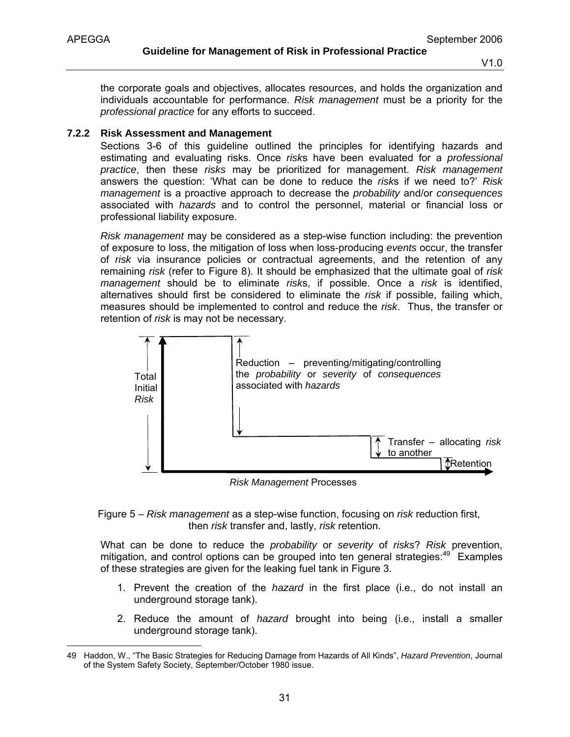the corporate goals and objectives, allocates resources, and holds the organization and individuals accountable for performance. *Risk management* must be a priority for the *professional practice* for any efforts to succeed.

### 7.2.2 Risk Assessment and Management

Sections 3-6 of this guideline outlined the principles for identifying hazards and estimating and evaluating risks. Once *risk*s have been evaluated for a *professional practice*, then these *risks* may be prioritized for management. *Risk management* answers the question: 'What can be done to reduce the *risk*s if we need to?' *Risk management* is a proactive approach to decrease the *probability* and/or *consequences* associated with *hazards* and to control the personnel, material or financial loss or professional liability exposure.

*Risk management* may be considered as a step-wise function including: the prevention of exposure to loss, the mitigation of loss when loss-producing *events* occur, the transfer of *risk* via insurance policies or contractual agreements, and the retention of any remaining *risk* (refer to Figure 8). It should be emphasized that the ultimate goal of *risk management* should be to eliminate *risk*s, if possible. Once a *risk* is identified, alternatives should first be considered to eliminate the *risk* if possible, failing which, measures should be implemented to control and reduce the *risk*. Thus, the transfer or retention of *risk* is may not be necessary.

Total Initial *Risk*

Reduction – preventing/mitigating/controlling the *probability* or *severity* of *consequences* associated with *hazards*

Transfer – allocating *risk* to another

Retention

*Risk Management* Processes

Figure 5 – *Risk management* as a step-wise function, focusing on *risk* reduction first, then *risk* transfer and, lastly, *risk* retention.

What can be done to reduce the *probability* or *severity* of *risks*? *Risk* prevention, mitigation, and control options can be grouped into ten general strategies:[49] Examples of these strategies are given for the leaking fuel tank in Figure 3.

1. Prevent the creation of the *hazard* in the first place (i.e., do not install an underground storage tank).
2. Reduce the amount of *hazard* brought into being (i.e., install a smaller underground storage tank).

---

49 Haddon, W., "The Basic Strategies for Reducing Damage from Hazards of All Kinds", *Hazard Prevention*, Journal of the System Safety Society, September/October 1980 issue.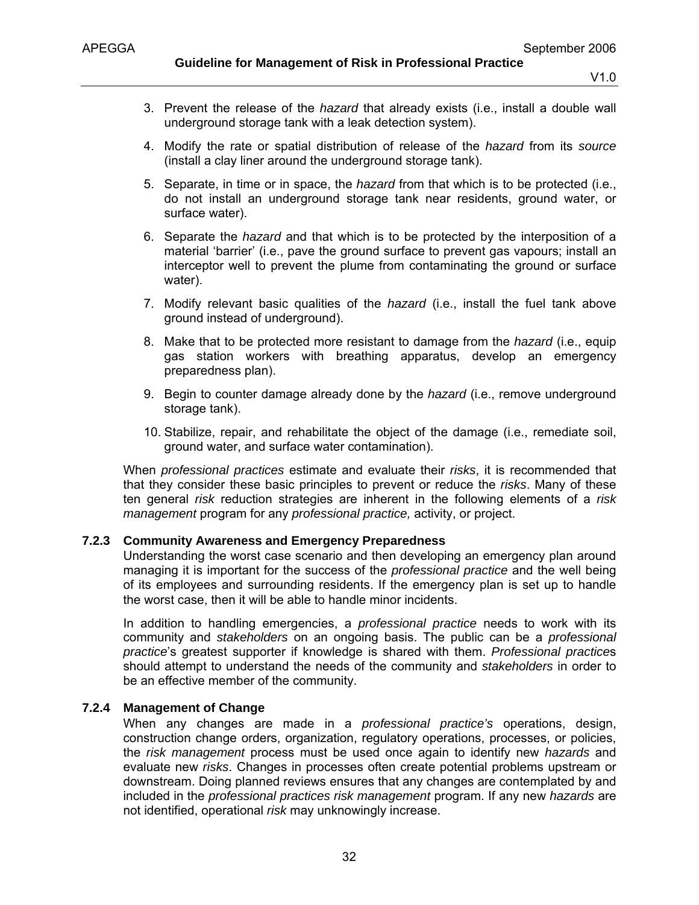3. Prevent the release of the *hazard* that already exists (i.e., install a double wall underground storage tank with a leak detection system).
4. Modify the rate or spatial distribution of release of the *hazard* from its *source* (install a clay liner around the underground storage tank).
5. Separate, in time or in space, the *hazard* from that which is to be protected (i.e., do not install an underground storage tank near residents, ground water, or surface water).
6. Separate the *hazard* and that which is to be protected by the interposition of a material 'barrier' (i.e., pave the ground surface to prevent gas vapours; install an interceptor well to prevent the plume from contaminating the ground or surface water).
7. Modify relevant basic qualities of the *hazard* (i.e., install the fuel tank above ground instead of underground).
8. Make that to be protected more resistant to damage from the *hazard* (i.e., equip gas station workers with breathing apparatus, develop an emergency preparedness plan).
9. Begin to counter damage already done by the *hazard* (i.e., remove underground storage tank).
10. Stabilize, repair, and rehabilitate the object of the damage (i.e., remediate soil, ground water, and surface water contamination).

When *professional practices* estimate and evaluate their *risks*, it is recommended that that they consider these basic principles to prevent or reduce the *risks*. Many of these ten general *risk* reduction strategies are inherent in the following elements of a *risk management* program for any *professional practice,* activity, or project.

### 7.2.3 Community Awareness and Emergency Preparedness

Understanding the worst case scenario and then developing an emergency plan around managing it is important for the success of the *professional practice* and the well being of its employees and surrounding residents. If the emergency plan is set up to handle the worst case, then it will be able to handle minor incidents.

In addition to handling emergencies, a *professional practice* needs to work with its community and *stakeholders* on an ongoing basis. The public can be a *professional practice*'s greatest supporter if knowledge is shared with them. *Professional practice*s should attempt to understand the needs of the community and *stakeholders* in order to be an effective member of the community.

### 7.2.4 Management of Change

When any changes are made in a *professional practice's* operations, design, construction change orders, organization, regulatory operations, processes, or policies, the *risk management* process must be used once again to identify new *hazards* and evaluate new *risks*. Changes in processes often create potential problems upstream or downstream. Doing planned reviews ensures that any changes are contemplated by and included in the *professional practices risk management* program. If any new *hazards* are not identified, operational *risk* may unknowingly increase.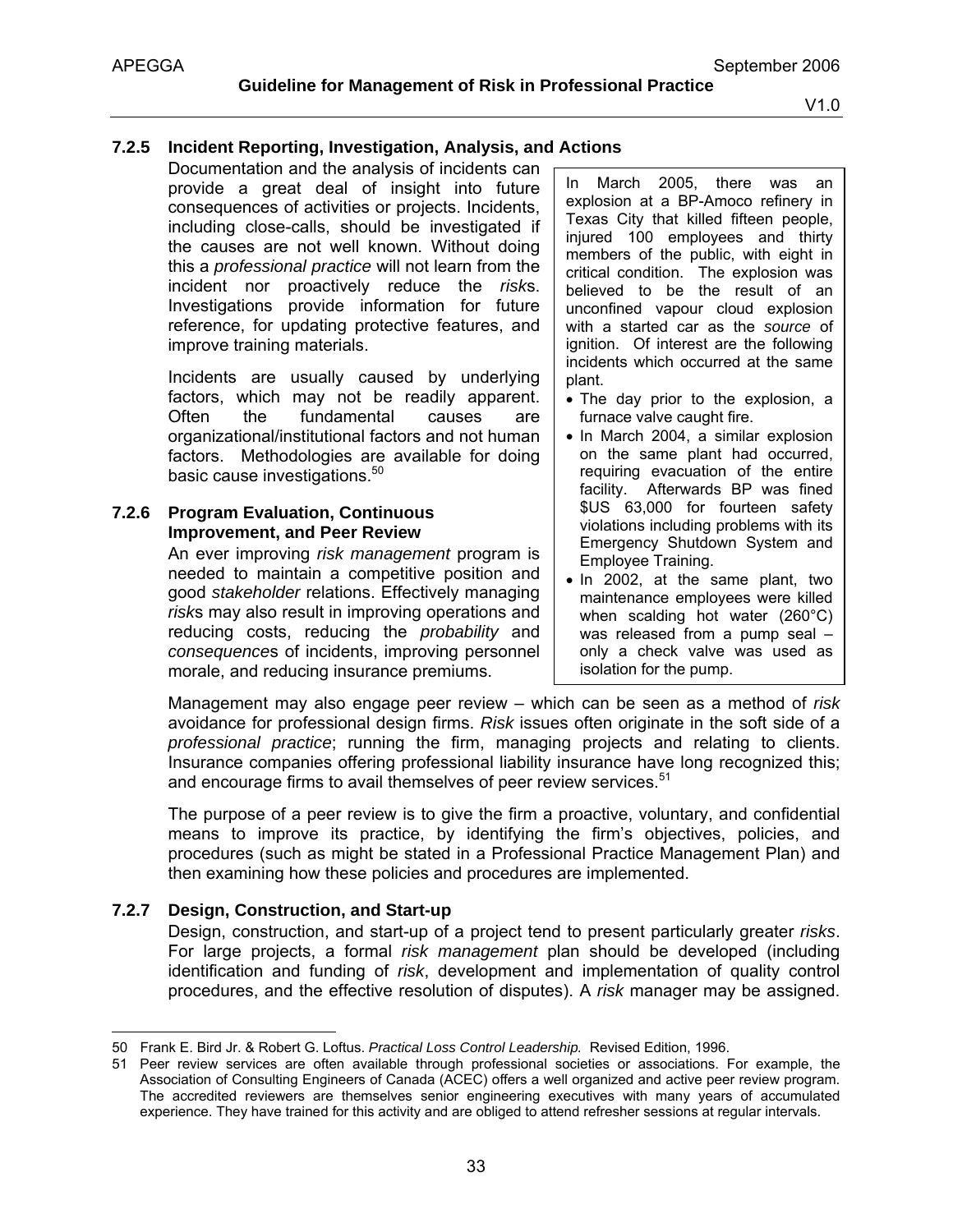### 7.2.5 Incident Reporting, Investigation, Analysis, and Actions

Documentation and the analysis of incidents can provide a great deal of insight into future consequences of activities or projects. Incidents, including close-calls, should be investigated if the causes are not well known. Without doing this a *professional practice* will not learn from the incident nor proactively reduce the *risk*s. Investigations provide information for future reference, for updating protective features, and improve training materials.

Incidents are usually caused by underlying factors, which may not be readily apparent. Often the fundamental causes are organizational/institutional factors and not human factors. Methodologies are available for doing basic cause investigations.[50]

> In March 2005, there was an explosion at a BP-Amoco refinery in Texas City that killed fifteen people, injured 100 employees and thirty members of the public, with eight in critical condition. The explosion was believed to be the result of an unconfined vapour cloud explosion with a started car as the *source* of ignition. Of interest are the following incidents which occurred at the same plant.
>
> - The day prior to the explosion, a furnace valve caught fire.
> - In March 2004, a similar explosion on the same plant had occurred, requiring evacuation of the entire facility. Afterwards BP was fined $US 63,000 for fourteen safety violations including problems with its Emergency Shutdown System and Employee Training.
> - In 2002, at the same plant, two maintenance employees were killed when scalding hot water (260°C) was released from a pump seal – only a check valve was used as isolation for the pump.

### 7.2.6 Program Evaluation, Continuous Improvement, and Peer Review

An ever improving *risk management* program is needed to maintain a competitive position and good *stakeholder* relations. Effectively managing *risk*s may also result in improving operations and reducing costs, reducing the *probability* and *consequence*s of incidents, improving personnel morale, and reducing insurance premiums.

Management may also engage peer review – which can be seen as a method of *risk* avoidance for professional design firms. *Risk* issues often originate in the soft side of a *professional practice*; running the firm, managing projects and relating to clients. Insurance companies offering professional liability insurance have long recognized this; and encourage firms to avail themselves of peer review services.[51]

The purpose of a peer review is to give the firm a proactive, voluntary, and confidential means to improve its practice, by identifying the firm's objectives, policies, and procedures (such as might be stated in a Professional Practice Management Plan) and then examining how these policies and procedures are implemented.

### 7.2.7 Design, Construction, and Start-up

Design, construction, and start-up of a project tend to present particularly greater *risks*. For large projects, a formal *risk management* plan should be developed (including identification and funding of *risk*, development and implementation of quality control procedures, and the effective resolution of disputes). A *risk* manager may be assigned.

---

50 Frank E. Bird Jr. & Robert G. Loftus. *Practical Loss Control Leadership.* Revised Edition, 1996.

51 Peer review services are often available through professional societies or associations. For example, the Association of Consulting Engineers of Canada (ACEC) offers a well organized and active peer review program. The accredited reviewers are themselves senior engineering executives with many years of accumulated experience. They have trained for this activity and are obliged to attend refresher sessions at regular intervals.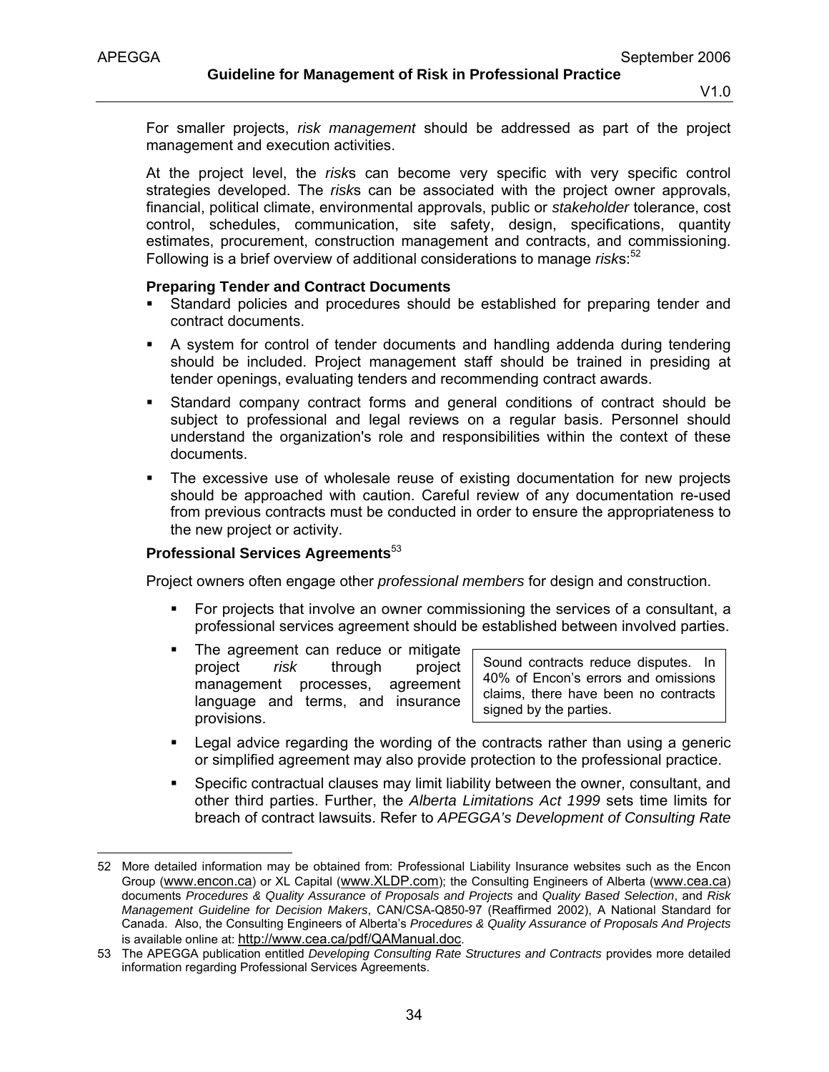For smaller projects, *risk management* should be addressed as part of the project management and execution activities.

At the project level, the *risk*s can become very specific with very specific control strategies developed. The *risk*s can be associated with the project owner approvals, financial, political climate, environmental approvals, public or *stakeholder* tolerance, cost control, schedules, communication, site safety, design, specifications, quantity estimates, procurement, construction management and contracts, and commissioning. Following is a brief overview of additional considerations to manage *risk*s:[52]

**Preparing Tender and Contract Documents**

- Standard policies and procedures should be established for preparing tender and contract documents.
- A system for control of tender documents and handling addenda during tendering should be included. Project management staff should be trained in presiding at tender openings, evaluating tenders and recommending contract awards.
- Standard company contract forms and general conditions of contract should be subject to professional and legal reviews on a regular basis. Personnel should understand the organization's role and responsibilities within the context of these documents.
- The excessive use of wholesale reuse of existing documentation for new projects should be approached with caution. Careful review of any documentation re-used from previous contracts must be conducted in order to ensure the appropriateness to the new project or activity.

**Professional Services Agreements**[53]

Project owners often engage other *professional members* for design and construction.

- For projects that involve an owner commissioning the services of a consultant, a professional services agreement should be established between involved parties.
- The agreement can reduce or mitigate project *risk* through project management processes, agreement language and terms, and insurance provisions.

> Sound contracts reduce disputes. In 40% of Encon's errors and omissions claims, there have been no contracts signed by the parties.

- Legal advice regarding the wording of the contracts rather than using a generic or simplified agreement may also provide protection to the professional practice.
- Specific contractual clauses may limit liability between the owner, consultant, and other third parties. Further, the *Alberta Limitations Act 1999* sets time limits for breach of contract lawsuits. Refer to *APEGGA's Development of Consulting Rate*

---

52 More detailed information may be obtained from: Professional Liability Insurance websites such as the Encon Group (www.encon.ca) or XL Capital (www.XLDP.com); the Consulting Engineers of Alberta (www.cea.ca) documents *Procedures & Quality Assurance of Proposals and Projects* and *Quality Based Selection*, and *Risk Management Guideline for Decision Makers*, CAN/CSA-Q850-97 (Reaffirmed 2002), A National Standard for Canada. Also, the Consulting Engineers of Alberta's *Procedures & Quality Assurance of Proposals And Projects* is available online at: http://www.cea.ca/pdf/QAManual.doc.

53 The APEGGA publication entitled *Developing Consulting Rate Structures and Contracts* provides more detailed information regarding Professional Services Agreements.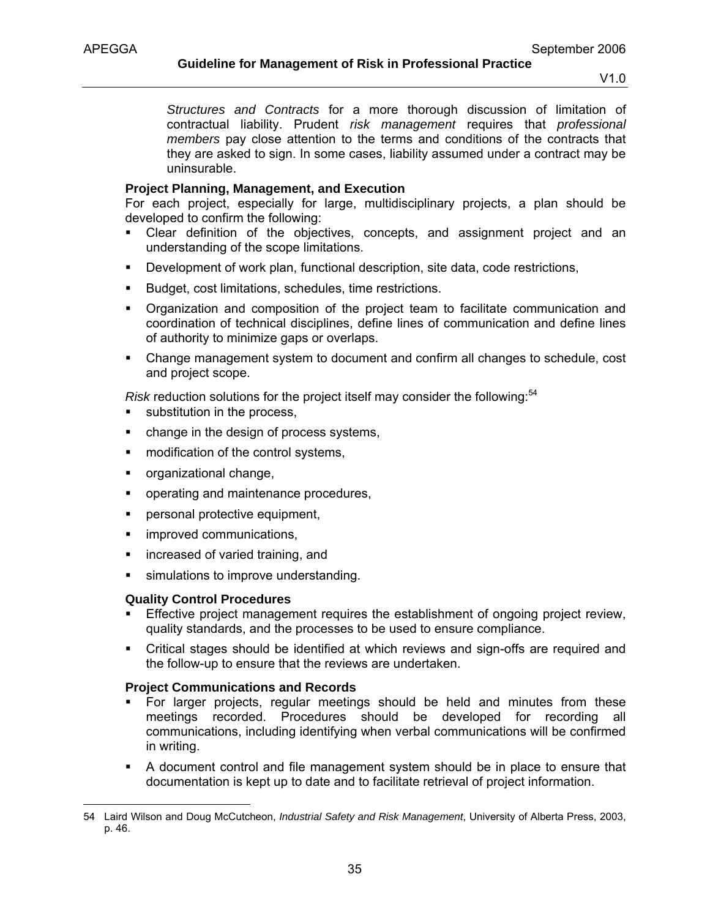*Structures and Contracts* for a more thorough discussion of limitation of contractual liability. Prudent *risk management* requires that *professional members* pay close attention to the terms and conditions of the contracts that they are asked to sign. In some cases, liability assumed under a contract may be uninsurable.

**Project Planning, Management, and Execution**

For each project, especially for large, multidisciplinary projects, a plan should be developed to confirm the following:

- Clear definition of the objectives, concepts, and assignment project and an understanding of the scope limitations.
- Development of work plan, functional description, site data, code restrictions,
- Budget, cost limitations, schedules, time restrictions.
- Organization and composition of the project team to facilitate communication and coordination of technical disciplines, define lines of communication and define lines of authority to minimize gaps or overlaps.
- Change management system to document and confirm all changes to schedule, cost and project scope.

*Risk* reduction solutions for the project itself may consider the following:[54]

- substitution in the process,
- change in the design of process systems,
- modification of the control systems,
- organizational change,
- operating and maintenance procedures,
- personal protective equipment,
- improved communications,
- increased of varied training, and
- simulations to improve understanding.

**Quality Control Procedures**

- Effective project management requires the establishment of ongoing project review, quality standards, and the processes to be used to ensure compliance.
- Critical stages should be identified at which reviews and sign-offs are required and the follow-up to ensure that the reviews are undertaken.

**Project Communications and Records**

- For larger projects, regular meetings should be held and minutes from these meetings recorded. Procedures should be developed for recording all communications, including identifying when verbal communications will be confirmed in writing.
- A document control and file management system should be in place to ensure that documentation is kept up to date and to facilitate retrieval of project information.

---

54 Laird Wilson and Doug McCutcheon, *Industrial Safety and Risk Management*, University of Alberta Press, 2003, p. 46.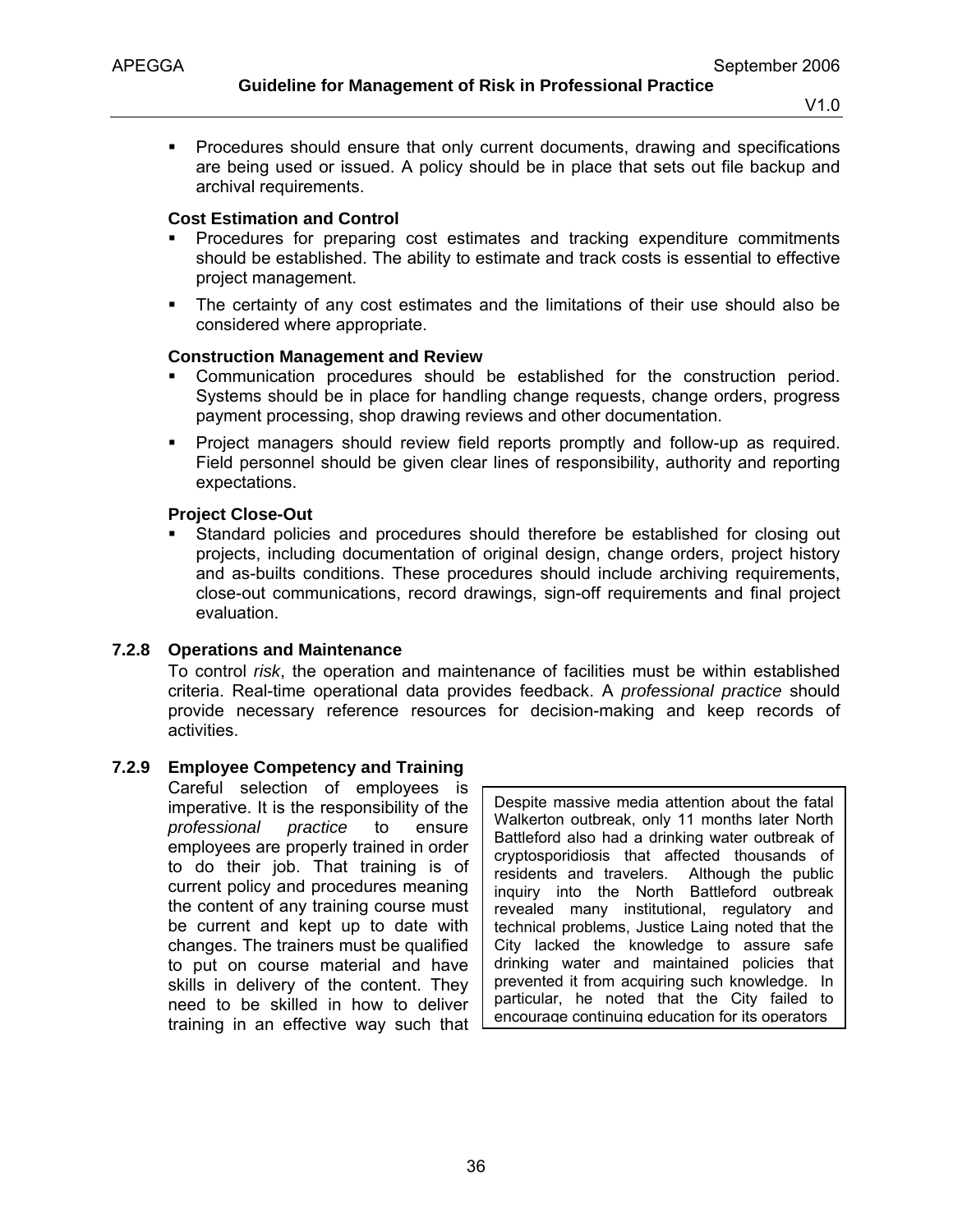- Procedures should ensure that only current documents, drawing and specifications are being used or issued. A policy should be in place that sets out file backup and archival requirements.

**Cost Estimation and Control**

- Procedures for preparing cost estimates and tracking expenditure commitments should be established. The ability to estimate and track costs is essential to effective project management.
- The certainty of any cost estimates and the limitations of their use should also be considered where appropriate.

**Construction Management and Review**

- Communication procedures should be established for the construction period. Systems should be in place for handling change requests, change orders, progress payment processing, shop drawing reviews and other documentation.
- Project managers should review field reports promptly and follow-up as required. Field personnel should be given clear lines of responsibility, authority and reporting expectations.

**Project Close-Out**

- Standard policies and procedures should therefore be established for closing out projects, including documentation of original design, change orders, project history and as-builts conditions. These procedures should include archiving requirements, close-out communications, record drawings, sign-off requirements and final project evaluation.

### 7.2.8 Operations and Maintenance

To control *risk*, the operation and maintenance of facilities must be within established criteria. Real-time operational data provides feedback. A *professional practice* should provide necessary reference resources for decision-making and keep records of activities.

### 7.2.9 Employee Competency and Training

Careful selection of employees is imperative. It is the responsibility of the *professional practice* to ensure employees are properly trained in order to do their job. That training is of current policy and procedures meaning the content of any training course must be current and kept up to date with changes. The trainers must be qualified to put on course material and have skills in delivery of the content. They need to be skilled in how to deliver training in an effective way such that

> Despite massive media attention about the fatal Walkerton outbreak, only 11 months later North Battleford also had a drinking water outbreak of cryptosporidiosis that affected thousands of residents and travelers. Although the public inquiry into the North Battleford outbreak revealed many institutional, regulatory and technical problems, Justice Laing noted that the City lacked the knowledge to assure safe drinking water and maintained policies that prevented it from acquiring such knowledge. In particular, he noted that the City failed to encourage continuing education for its operators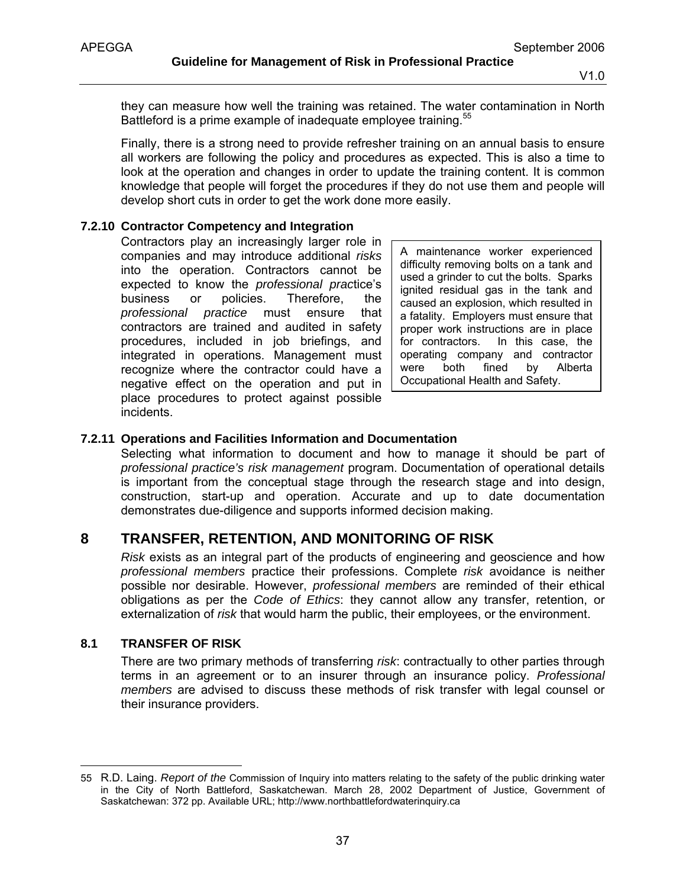they can measure how well the training was retained. The water contamination in North Battleford is a prime example of inadequate employee training.[55]

Finally, there is a strong need to provide refresher training on an annual basis to ensure all workers are following the policy and procedures as expected. This is also a time to look at the operation and changes in order to update the training content. It is common knowledge that people will forget the procedures if they do not use them and people will develop short cuts in order to get the work done more easily.

### 7.2.10 Contractor Competency and Integration

Contractors play an increasingly larger role in companies and may introduce additional *risks* into the operation. Contractors cannot be expected to know the *professional prac*tice's business or policies. Therefore, the *professional practice* must ensure that contractors are trained and audited in safety procedures, included in job briefings, and integrated in operations. Management must recognize where the contractor could have a negative effect on the operation and put in place procedures to protect against possible incidents.

> A maintenance worker experienced difficulty removing bolts on a tank and used a grinder to cut the bolts. Sparks ignited residual gas in the tank and caused an explosion, which resulted in a fatality. Employers must ensure that proper work instructions are in place for contractors. In this case, the operating company and contractor were both fined by Alberta Occupational Health and Safety.

### 7.2.11 Operations and Facilities Information and Documentation

Selecting what information to document and how to manage it should be part of *professional practice's risk management* program. Documentation of operational details is important from the conceptual stage through the research stage and into design, construction, start-up and operation. Accurate and up to date documentation demonstrates due-diligence and supports informed decision making.

# 8 TRANSFER, RETENTION, AND MONITORING OF RISK

*Risk* exists as an integral part of the products of engineering and geoscience and how *professional members* practice their professions. Complete *risk* avoidance is neither possible nor desirable. However, *professional members* are reminded of their ethical obligations as per the *Code of Ethics*: they cannot allow any transfer, retention, or externalization of *risk* that would harm the public, their employees, or the environment.

## 8.1 TRANSFER OF RISK

There are two primary methods of transferring *risk*: contractually to other parties through terms in an agreement or to an insurer through an insurance policy. *Professional members* are advised to discuss these methods of risk transfer with legal counsel or their insurance providers.

---

55 R.D. Laing. *Report of the* Commission of Inquiry into matters relating to the safety of the public drinking water in the City of North Battleford, Saskatchewan. March 28, 2002 Department of Justice, Government of Saskatchewan: 372 pp. Available URL; http://www.northbattlefordwaterinquiry.ca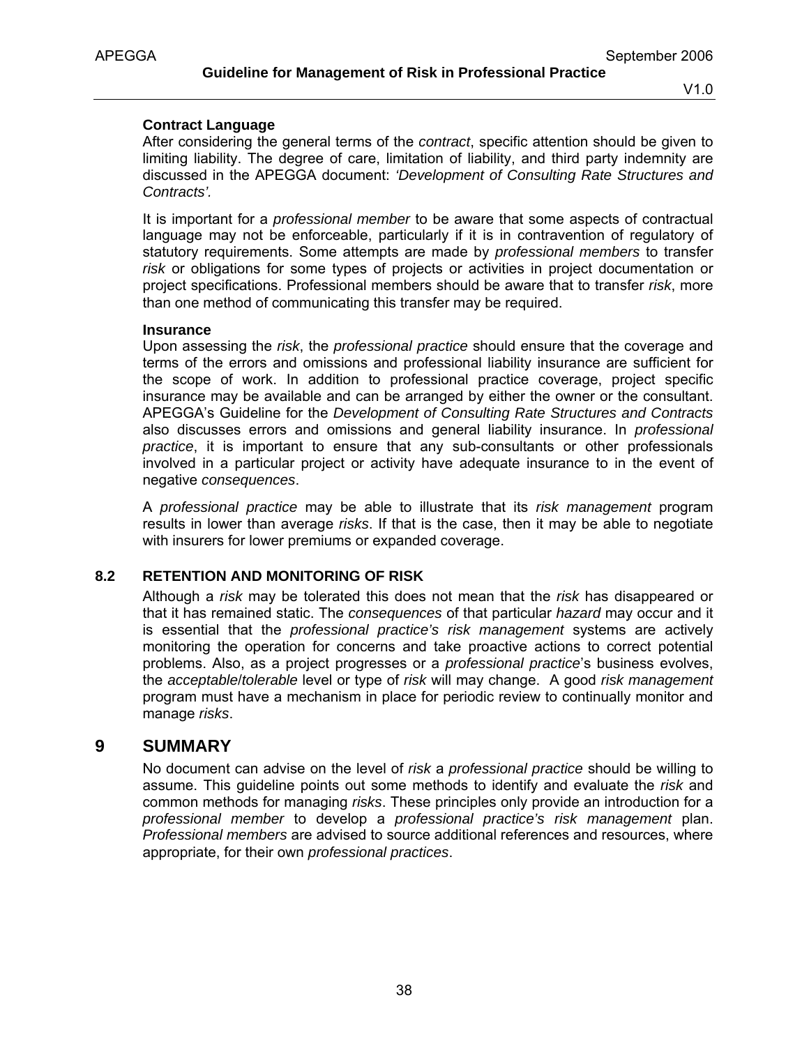**Contract Language**

After considering the general terms of the *contract*, specific attention should be given to limiting liability. The degree of care, limitation of liability, and third party indemnity are discussed in the APEGGA document: *'Development of Consulting Rate Structures and Contracts'*.

It is important for a *professional member* to be aware that some aspects of contractual language may not be enforceable, particularly if it is in contravention of regulatory of statutory requirements. Some attempts are made by *professional members* to transfer *risk* or obligations for some types of projects or activities in project documentation or project specifications. Professional members should be aware that to transfer *risk*, more than one method of communicating this transfer may be required.

**Insurance**

Upon assessing the *risk*, the *professional practice* should ensure that the coverage and terms of the errors and omissions and professional liability insurance are sufficient for the scope of work. In addition to professional practice coverage, project specific insurance may be available and can be arranged by either the owner or the consultant. APEGGA's Guideline for the *Development of Consulting Rate Structures and Contracts* also discusses errors and omissions and general liability insurance. In *professional practice*, it is important to ensure that any sub-consultants or other professionals involved in a particular project or activity have adequate insurance to in the event of negative *consequences*.

A *professional practice* may be able to illustrate that its *risk management* program results in lower than average *risks*. If that is the case, then it may be able to negotiate with insurers for lower premiums or expanded coverage.

### 8.2 RETENTION AND MONITORING OF RISK

Although a *risk* may be tolerated this does not mean that the *risk* has disappeared or that it has remained static. The *consequences* of that particular *hazard* may occur and it is essential that the *professional practice's risk management* systems are actively monitoring the operation for concerns and take proactive actions to correct potential problems. Also, as a project progresses or a *professional practice*'s business evolves, the *acceptable*/*tolerable* level or type of *risk* will may change. A good *risk management* program must have a mechanism in place for periodic review to continually monitor and manage *risks*.

## 9 SUMMARY

No document can advise on the level of *risk* a *professional practice* should be willing to assume. This guideline points out some methods to identify and evaluate the *risk* and common methods for managing *risks*. These principles only provide an introduction for a *professional member* to develop a *professional practice's risk management* plan. *Professional members* are advised to source additional references and resources, where appropriate, for their own *professional practices*.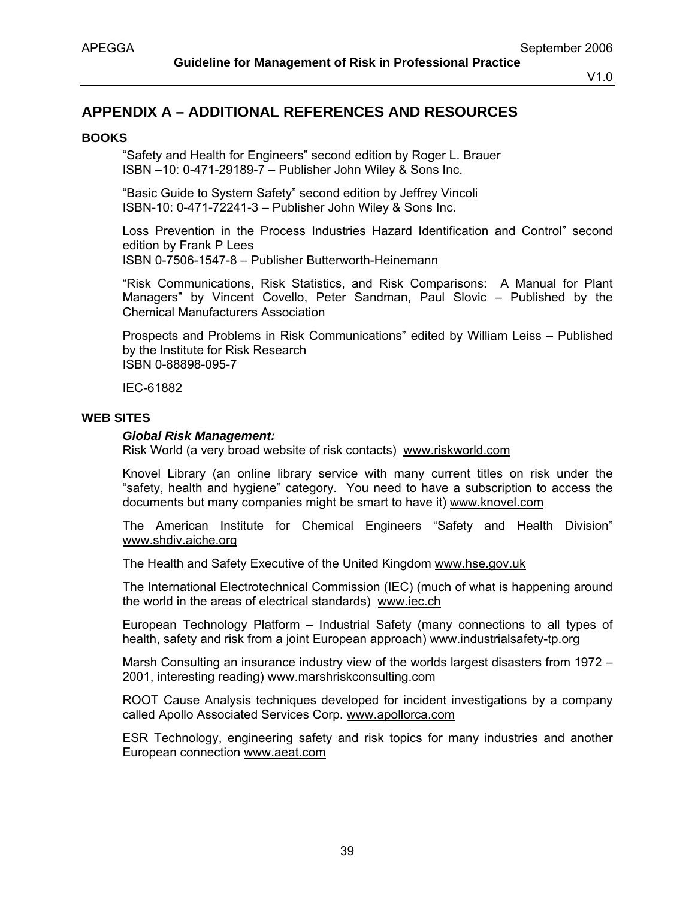## APPENDIX A – ADDITIONAL REFERENCES AND RESOURCES

### BOOKS

"Safety and Health for Engineers" second edition by Roger L. Brauer
ISBN –10: 0-471-29189-7 – Publisher John Wiley & Sons Inc.

"Basic Guide to System Safety" second edition by Jeffrey Vincoli
ISBN-10: 0-471-72241-3 – Publisher John Wiley & Sons Inc.

Loss Prevention in the Process Industries Hazard Identification and Control" second edition by Frank P Lees
ISBN 0-7506-1547-8 – Publisher Butterworth-Heinemann

"Risk Communications, Risk Statistics, and Risk Comparisons: A Manual for Plant Managers" by Vincent Covello, Peter Sandman, Paul Slovic – Published by the Chemical Manufacturers Association

Prospects and Problems in Risk Communications" edited by William Leiss – Published by the Institute for Risk Research
ISBN 0-88898-095-7

IEC-61882

### WEB SITES

***Global Risk Management:***
Risk World (a very broad website of risk contacts) www.riskworld.com

Knovel Library (an online library service with many current titles on risk under the "safety, health and hygiene" category. You need to have a subscription to access the documents but many companies might be smart to have it) www.knovel.com

The American Institute for Chemical Engineers "Safety and Health Division" www.shdiv.aiche.org

The Health and Safety Executive of the United Kingdom www.hse.gov.uk

The International Electrotechnical Commission (IEC) (much of what is happening around the world in the areas of electrical standards) www.iec.ch

European Technology Platform – Industrial Safety (many connections to all types of health, safety and risk from a joint European approach) www.industrialsafety-tp.org

Marsh Consulting an insurance industry view of the worlds largest disasters from 1972 – 2001, interesting reading) www.marshriskconsulting.com

ROOT Cause Analysis techniques developed for incident investigations by a company called Apollo Associated Services Corp. www.apollorca.com

ESR Technology, engineering safety and risk topics for many industries and another European connection www.aeat.com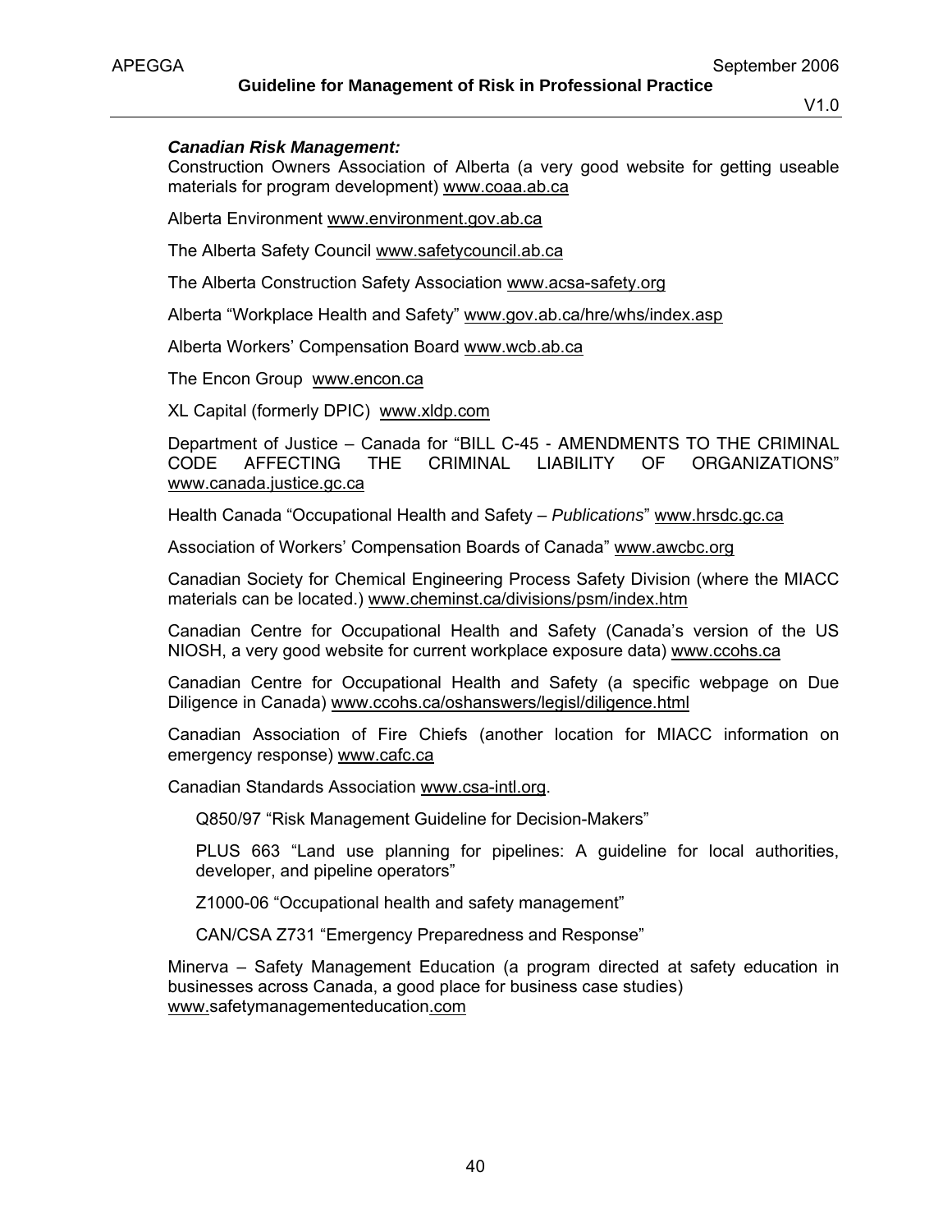***Canadian Risk Management:***

Construction Owners Association of Alberta (a very good website for getting useable materials for program development) www.coaa.ab.ca

Alberta Environment www.environment.gov.ab.ca

The Alberta Safety Council www.safetycouncil.ab.ca

The Alberta Construction Safety Association www.acsa-safety.org

Alberta "Workplace Health and Safety" www.gov.ab.ca/hre/whs/index.asp

Alberta Workers' Compensation Board www.wcb.ab.ca

The Encon Group www.encon.ca

XL Capital (formerly DPIC) www.xldp.com

Department of Justice – Canada for "BILL C-45 - AMENDMENTS TO THE CRIMINAL CODE AFFECTING THE CRIMINAL LIABILITY OF ORGANIZATIONS" www.canada.justice.gc.ca

Health Canada "Occupational Health and Safety – *Publications*" www.hrsdc.gc.ca

Association of Workers' Compensation Boards of Canada" www.awcbc.org

Canadian Society for Chemical Engineering Process Safety Division (where the MIACC materials can be located.) www.cheminst.ca/divisions/psm/index.htm

Canadian Centre for Occupational Health and Safety (Canada's version of the US NIOSH, a very good website for current workplace exposure data) www.ccohs.ca

Canadian Centre for Occupational Health and Safety (a specific webpage on Due Diligence in Canada) www.ccohs.ca/oshanswers/legisl/diligence.html

Canadian Association of Fire Chiefs (another location for MIACC information on emergency response) www.cafc.ca

Canadian Standards Association www.csa-intl.org.

> Q850/97 "Risk Management Guideline for Decision-Makers"
>
> PLUS 663 "Land use planning for pipelines: A guideline for local authorities, developer, and pipeline operators"
>
> Z1000-06 "Occupational health and safety management"
>
> CAN/CSA Z731 "Emergency Preparedness and Response"

Minerva – Safety Management Education (a program directed at safety education in businesses across Canada, a good place for business case studies) www.safetymanagementeducation.com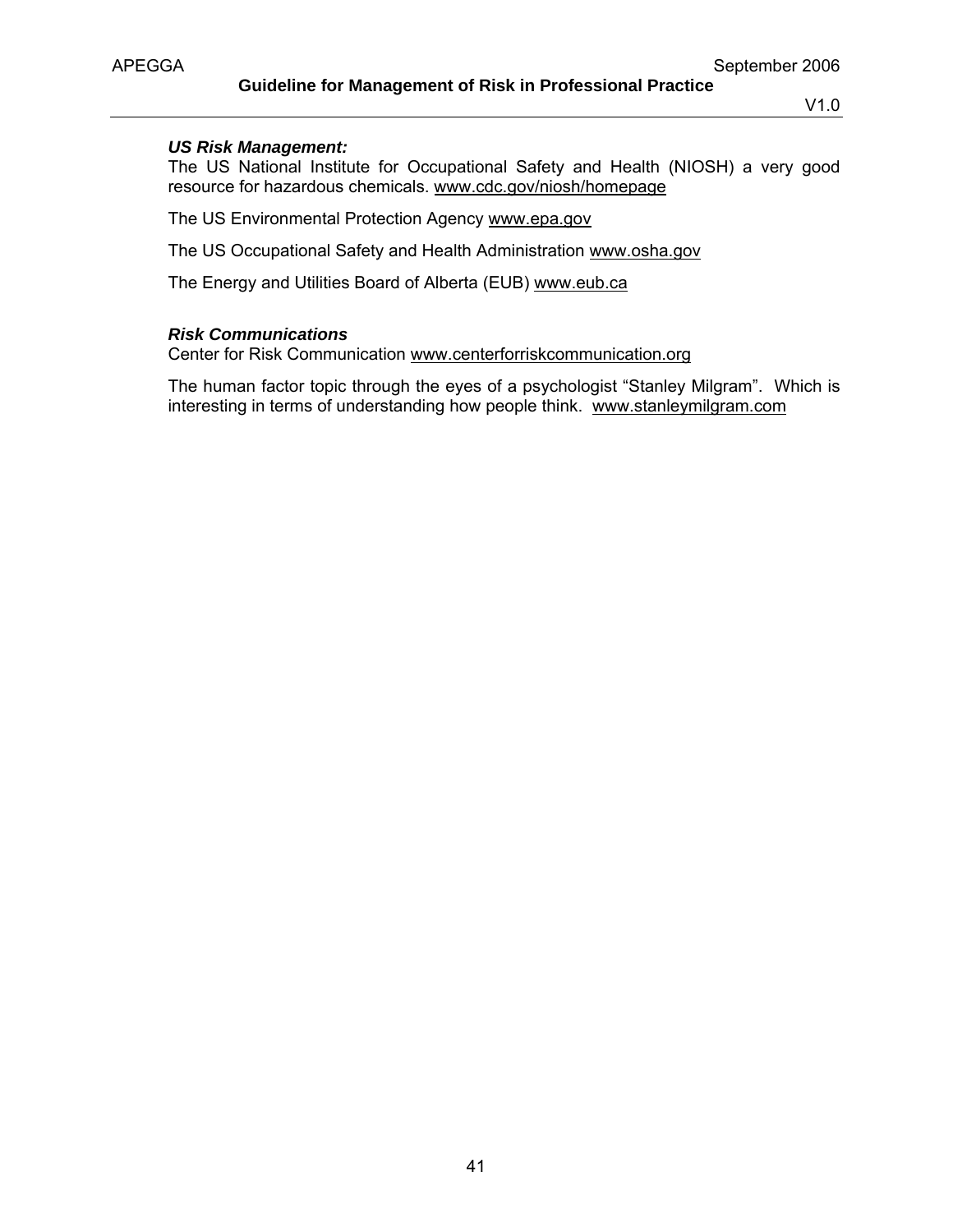### *US Risk Management:*

The US National Institute for Occupational Safety and Health (NIOSH) a very good resource for hazardous chemicals. www.cdc.gov/niosh/homepage

The US Environmental Protection Agency www.epa.gov

The US Occupational Safety and Health Administration www.osha.gov

The Energy and Utilities Board of Alberta (EUB) www.eub.ca

### *Risk Communications*

Center for Risk Communication www.centerforriskcommunication.org

The human factor topic through the eyes of a psychologist "Stanley Milgram". Which is interesting in terms of understanding how people think. www.stanleymilgram.com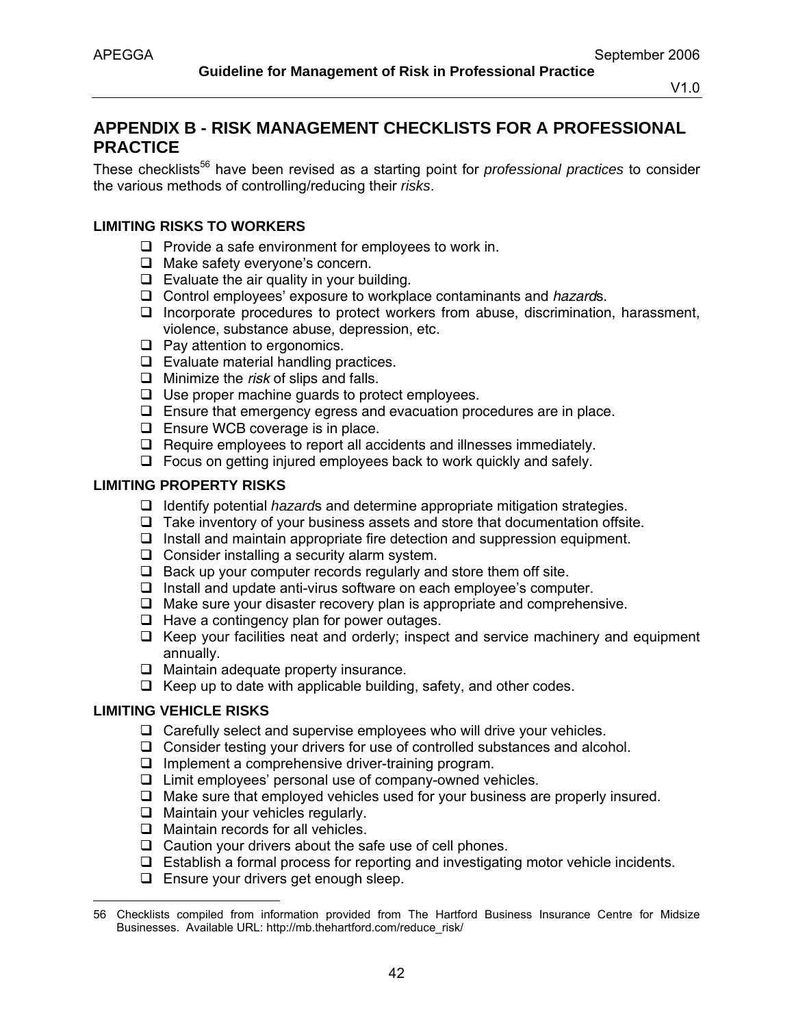## APPENDIX B - RISK MANAGEMENT CHECKLISTS FOR A PROFESSIONAL PRACTICE

These checklists[56] have been revised as a starting point for *professional practices* to consider the various methods of controlling/reducing their *risks*.

### LIMITING RISKS TO WORKERS

- ❑ Provide a safe environment for employees to work in.
- ❑ Make safety everyone's concern.
- ❑ Evaluate the air quality in your building.
- ❑ Control employees' exposure to workplace contaminants and *hazard*s.
- ❑ Incorporate procedures to protect workers from abuse, discrimination, harassment, violence, substance abuse, depression, etc.
- ❑ Pay attention to ergonomics.
- ❑ Evaluate material handling practices.
- ❑ Minimize the *risk* of slips and falls.
- ❑ Use proper machine guards to protect employees.
- ❑ Ensure that emergency egress and evacuation procedures are in place.
- ❑ Ensure WCB coverage is in place.
- ❑ Require employees to report all accidents and illnesses immediately.
- ❑ Focus on getting injured employees back to work quickly and safely.

### LIMITING PROPERTY RISKS

- ❑ Identify potential *hazard*s and determine appropriate mitigation strategies.
- ❑ Take inventory of your business assets and store that documentation offsite.
- ❑ Install and maintain appropriate fire detection and suppression equipment.
- ❑ Consider installing a security alarm system.
- ❑ Back up your computer records regularly and store them off site.
- ❑ Install and update anti-virus software on each employee's computer.
- ❑ Make sure your disaster recovery plan is appropriate and comprehensive.
- ❑ Have a contingency plan for power outages.
- ❑ Keep your facilities neat and orderly; inspect and service machinery and equipment annually.
- ❑ Maintain adequate property insurance.
- ❑ Keep up to date with applicable building, safety, and other codes.

### LIMITING VEHICLE RISKS

- ❑ Carefully select and supervise employees who will drive your vehicles.
- ❑ Consider testing your drivers for use of controlled substances and alcohol.
- ❑ Implement a comprehensive driver-training program.
- ❑ Limit employees' personal use of company-owned vehicles.
- ❑ Make sure that employed vehicles used for your business are properly insured.
- ❑ Maintain your vehicles regularly.
- ❑ Maintain records for all vehicles.
- ❑ Caution your drivers about the safe use of cell phones.
- ❑ Establish a formal process for reporting and investigating motor vehicle incidents.
- ❑ Ensure your drivers get enough sleep.

---

56 Checklists compiled from information provided from The Hartford Business Insurance Centre for Midsize Businesses. Available URL: http://mb.thehartford.com/reduce_risk/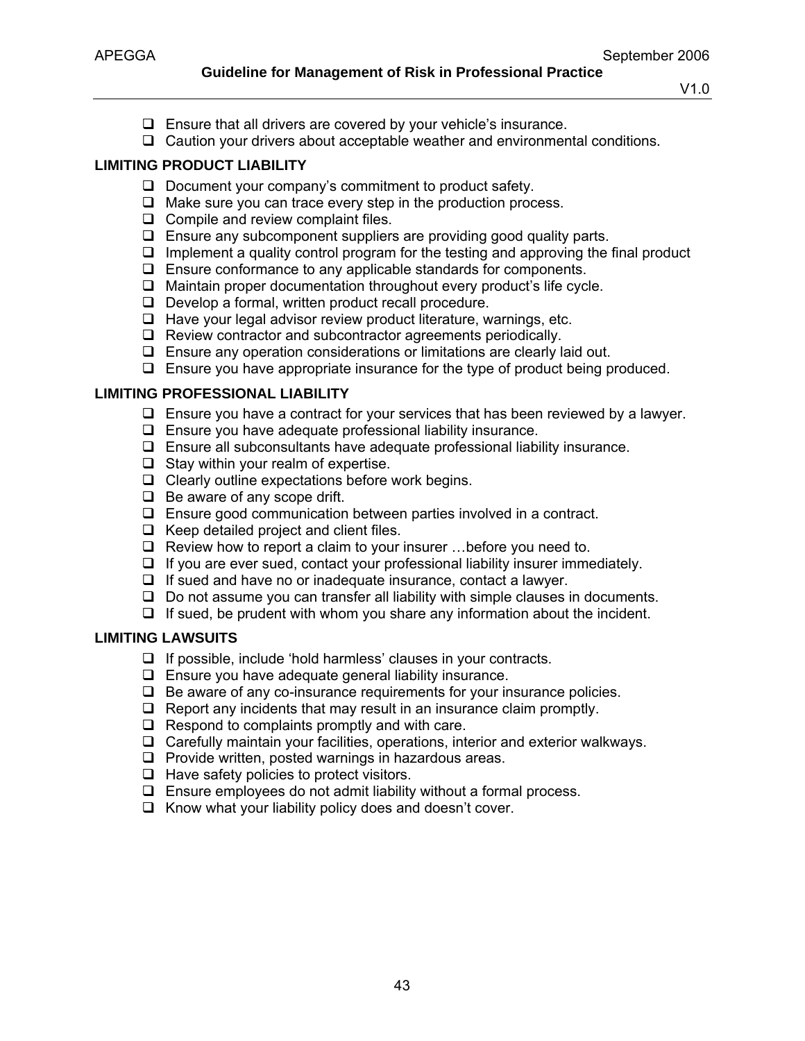- ☐ Ensure that all drivers are covered by your vehicle's insurance.
- ☐ Caution your drivers about acceptable weather and environmental conditions.

**LIMITING PRODUCT LIABILITY**

- ☐ Document your company's commitment to product safety.
- ☐ Make sure you can trace every step in the production process.
- ☐ Compile and review complaint files.
- ☐ Ensure any subcomponent suppliers are providing good quality parts.
- ☐ Implement a quality control program for the testing and approving the final product
- ☐ Ensure conformance to any applicable standards for components.
- ☐ Maintain proper documentation throughout every product's life cycle.
- ☐ Develop a formal, written product recall procedure.
- ☐ Have your legal advisor review product literature, warnings, etc.
- ☐ Review contractor and subcontractor agreements periodically.
- ☐ Ensure any operation considerations or limitations are clearly laid out.
- ☐ Ensure you have appropriate insurance for the type of product being produced.

**LIMITING PROFESSIONAL LIABILITY**

- ☐ Ensure you have a contract for your services that has been reviewed by a lawyer.
- ☐ Ensure you have adequate professional liability insurance.
- ☐ Ensure all subconsultants have adequate professional liability insurance.
- ☐ Stay within your realm of expertise.
- ☐ Clearly outline expectations before work begins.
- ☐ Be aware of any scope drift.
- ☐ Ensure good communication between parties involved in a contract.
- ☐ Keep detailed project and client files.
- ☐ Review how to report a claim to your insurer …before you need to.
- ☐ If you are ever sued, contact your professional liability insurer immediately.
- ☐ If sued and have no or inadequate insurance, contact a lawyer.
- ☐ Do not assume you can transfer all liability with simple clauses in documents.
- ☐ If sued, be prudent with whom you share any information about the incident.

**LIMITING LAWSUITS**

- ☐ If possible, include 'hold harmless' clauses in your contracts.
- ☐ Ensure you have adequate general liability insurance.
- ☐ Be aware of any co-insurance requirements for your insurance policies.
- ☐ Report any incidents that may result in an insurance claim promptly.
- ☐ Respond to complaints promptly and with care.
- ☐ Carefully maintain your facilities, operations, interior and exterior walkways.
- ☐ Provide written, posted warnings in hazardous areas.
- ☐ Have safety policies to protect visitors.
- ☐ Ensure employees do not admit liability without a formal process.
- ☐ Know what your liability policy does and doesn't cover.